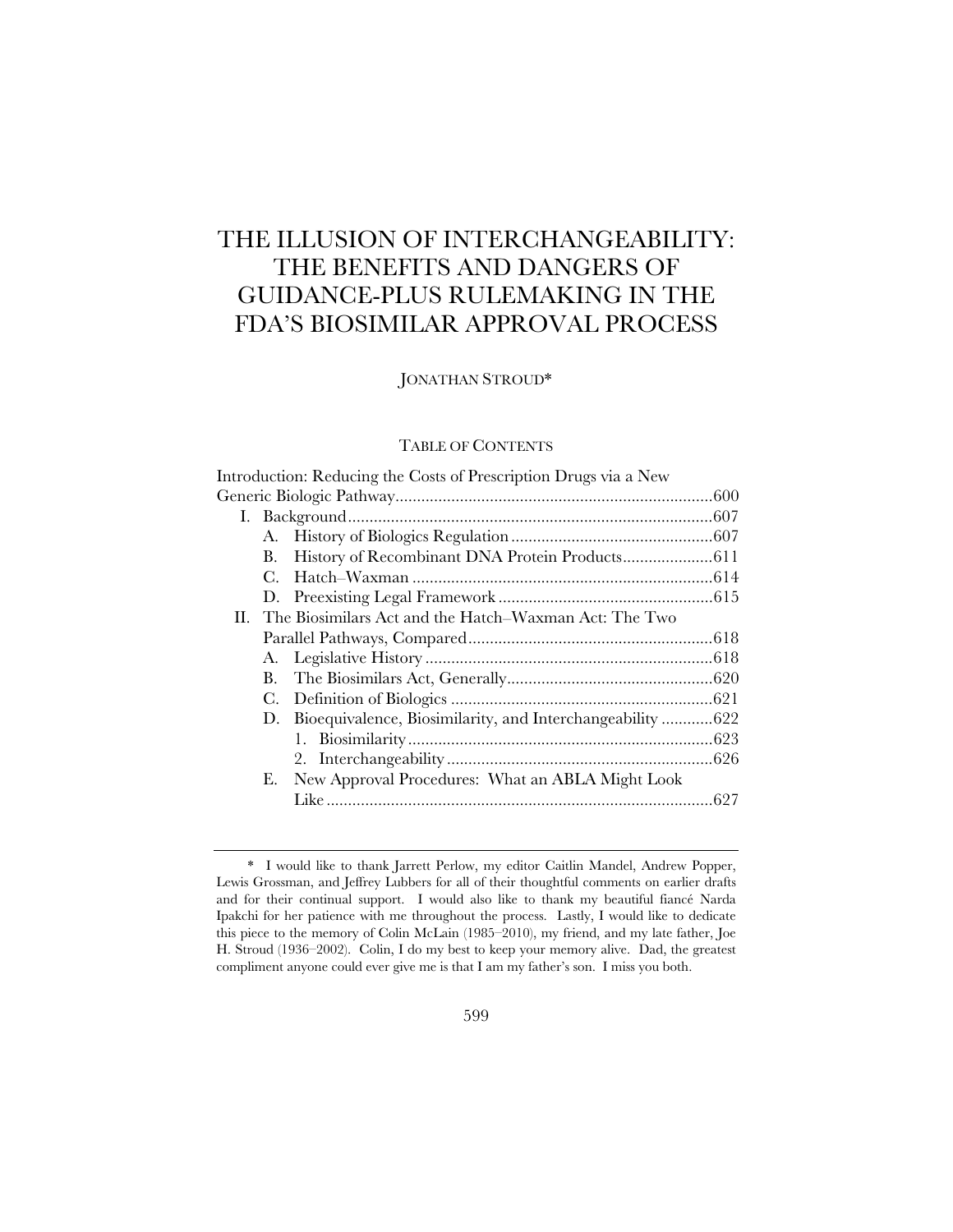# THE ILLUSION OF INTERCHANGEABILITY: THE BENEFITS AND DANGERS OF GUIDANCE-PLUS RULEMAKING IN THE FDA'S BIOSIMILAR APPROVAL PROCESS

JONATHAN STROUD*

## TABLE OF CONTENTS

Introduction: Reducing the Costs of Prescription Drugs via a New Generic Biologic Pathway .......... 600

- I. Background .......... 607
  - A. History of Biologics Regulation .......... 607
  - B. History of Recombinant DNA Protein Products .......... 611
  - C. Hatch–Waxman .......... 614
  - D. Preexisting Legal Framework .......... 615
- II. The Biosimilars Act and the Hatch–Waxman Act: The Two Parallel Pathways, Compared .......... 618
  - A. Legislative History .......... 618
  - B. The Biosimilars Act, Generally .......... 620
  - C. Definition of Biologics .......... 621
  - D. Bioequivalence, Biosimilarity, and Interchangeability .......... 622
    1. Biosimilarity .......... 623
    2. Interchangeability .......... 626
  - E. New Approval Procedures: What an ABLA Might Look Like .......... 627

---

\* I would like to thank Jarrett Perlow, my editor Caitlin Mandel, Andrew Popper, Lewis Grossman, and Jeffrey Lubbers for all of their thoughtful comments on earlier drafts and for their continual support. I would also like to thank my beautiful fiancé Narda Ipakchi for her patience with me throughout the process. Lastly, I would like to dedicate this piece to the memory of Colin McLain (1985–2010), my friend, and my late father, Joe H. Stroud (1936–2002). Colin, I do my best to keep your memory alive. Dad, the greatest compliment anyone could ever give me is that I am my father's son. I miss you both.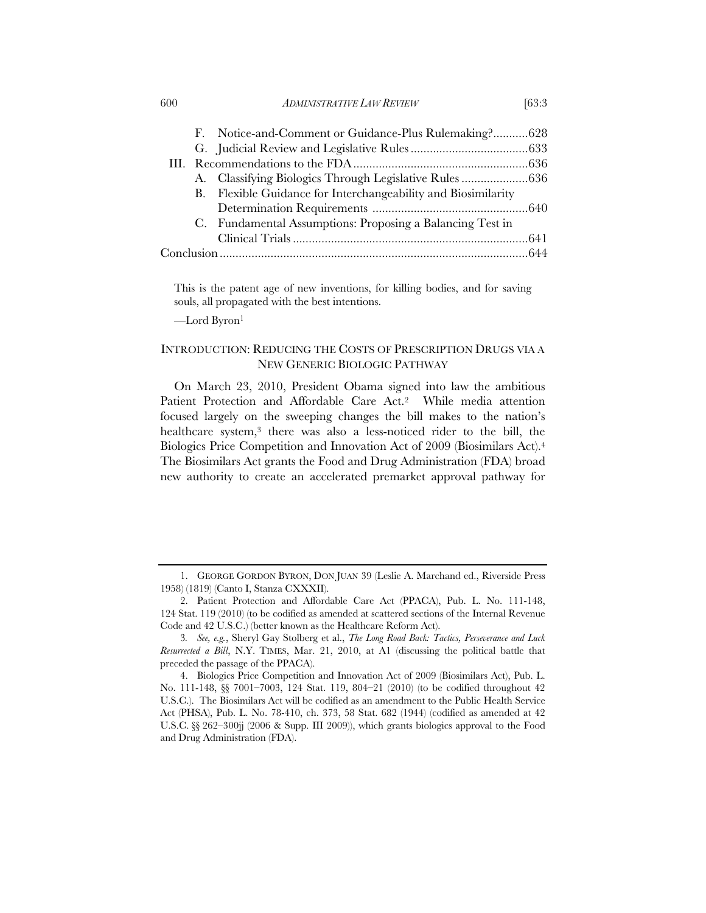F. Notice-and-Comment or Guidance-Plus Rulemaking?...........628
G. Judicial Review and Legislative Rules.....................................633

III. Recommendations to the FDA.......................................................636
A. Classifying Biologics Through Legislative Rules.....................636
B. Flexible Guidance for Interchangeability and Biosimilarity Determination Requirements .................................................640
C. Fundamental Assumptions: Proposing a Balancing Test in Clinical Trials..........................................................................641

Conclusion.................................................................................................644

> This is the patent age of new inventions, for killing bodies, and for saving souls, all propagated with the best intentions.
>
> —Lord Byron[1]

## INTRODUCTION: REDUCING THE COSTS OF PRESCRIPTION DRUGS VIA A NEW GENERIC BIOLOGIC PATHWAY

On March 23, 2010, President Obama signed into law the ambitious Patient Protection and Affordable Care Act.[2] While media attention focused largely on the sweeping changes the bill makes to the nation's healthcare system,[3] there was also a less-noticed rider to the bill, the Biologics Price Competition and Innovation Act of 2009 (Biosimilars Act).[4] The Biosimilars Act grants the Food and Drug Administration (FDA) broad new authority to create an accelerated premarket approval pathway for

---

1. GEORGE GORDON BYRON, DON JUAN 39 (Leslie A. Marchand ed., Riverside Press 1958) (1819) (Canto I, Stanza CXXXII).

2. Patient Protection and Affordable Care Act (PPACA), Pub. L. No. 111-148, 124 Stat. 119 (2010) (to be codified as amended at scattered sections of the Internal Revenue Code and 42 U.S.C.) (better known as the Healthcare Reform Act).

3. *See, e.g.*, Sheryl Gay Stolberg et al., *The Long Road Back: Tactics, Perseverance and Luck Resurrected a Bill*, N.Y. TIMES, Mar. 21, 2010, at A1 (discussing the political battle that preceded the passage of the PPACA).

4. Biologics Price Competition and Innovation Act of 2009 (Biosimilars Act), Pub. L. No. 111-148, §§ 7001–7003, 124 Stat. 119, 804–21 (2010) (to be codified throughout 42 U.S.C.). The Biosimilars Act will be codified as an amendment to the Public Health Service Act (PHSA), Pub. L. No. 78-410, ch. 373, 58 Stat. 682 (1944) (codified as amended at 42 U.S.C. §§ 262–300jj (2006 & Supp. III 2009)), which grants biologics approval to the Food and Drug Administration (FDA).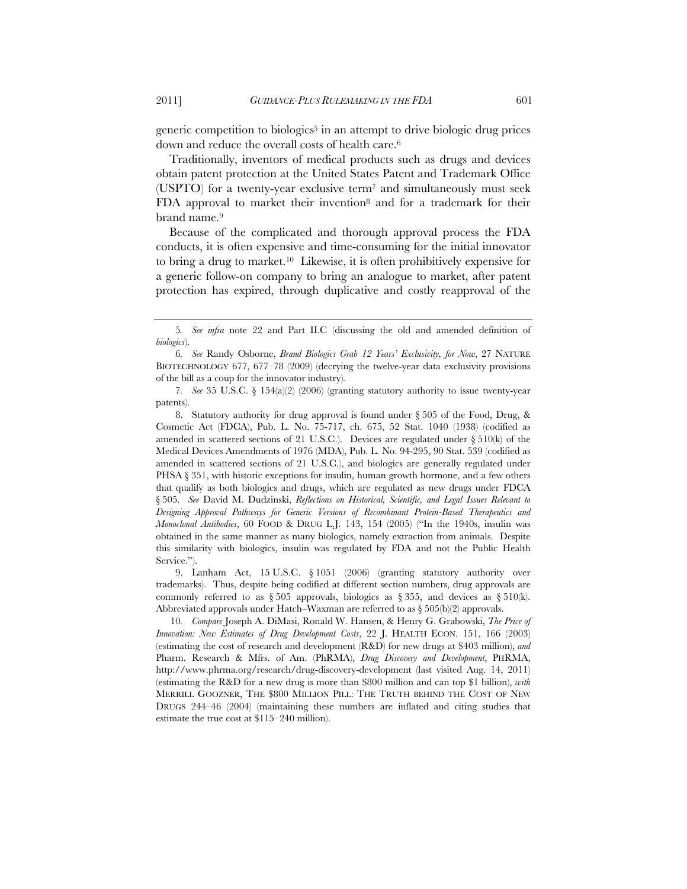generic competition to biologics[5] in an attempt to drive biologic drug prices down and reduce the overall costs of health care.[6]

Traditionally, inventors of medical products such as drugs and devices obtain patent protection at the United States Patent and Trademark Office (USPTO) for a twenty-year exclusive term[7] and simultaneously must seek FDA approval to market their invention[8] and for a trademark for their brand name.[9]

Because of the complicated and thorough approval process the FDA conducts, it is often expensive and time-consuming for the initial innovator to bring a drug to market.[10] Likewise, it is often prohibitively expensive for a generic follow-on company to bring an analogue to market, after patent protection has expired, through duplicative and costly reapproval of the

---

5. *See infra* note 22 and Part II.C (discussing the old and amended definition of *biologics*).

6. *See* Randy Osborne, *Brand Biologics Grab 12 Years' Exclusivity, for Now*, 27 NATURE BIOTECHNOLOGY 677, 677–78 (2009) (decrying the twelve-year data exclusivity provisions of the bill as a coup for the innovator industry).

7. *See* 35 U.S.C. § 154(a)(2) (2006) (granting statutory authority to issue twenty-year patents).

8. Statutory authority for drug approval is found under § 505 of the Food, Drug, & Cosmetic Act (FDCA), Pub. L. No. 75-717, ch. 675, 52 Stat. 1040 (1938) (codified as amended in scattered sections of 21 U.S.C.). Devices are regulated under § 510(k) of the Medical Devices Amendments of 1976 (MDA), Pub. L. No. 94-295, 90 Stat. 539 (codified as amended in scattered sections of 21 U.S.C.), and biologics are generally regulated under PHSA § 351, with historic exceptions for insulin, human growth hormone, and a few others that qualify as both biologics and drugs, which are regulated as new drugs under FDCA § 505. *See* David M. Dudzinski, *Reflections on Historical, Scientific, and Legal Issues Relevant to Designing Approval Pathways for Generic Versions of Recombinant Protein-Based Therapeutics and Monoclonal Antibodies*, 60 FOOD & DRUG L.J. 143, 154 (2005) ("In the 1940s, insulin was obtained in the same manner as many biologics, namely extraction from animals. Despite this similarity with biologics, insulin was regulated by FDA and not the Public Health Service.").

9. Lanham Act, 15 U.S.C. § 1051 (2006) (granting statutory authority over trademarks). Thus, despite being codified at different section numbers, drug approvals are commonly referred to as § 505 approvals, biologics as § 355, and devices as § 510(k). Abbreviated approvals under Hatch–Waxman are referred to as § 505(b)(2) approvals.

10. *Compare* Joseph A. DiMasi, Ronald W. Hansen, & Henry G. Grabowski, *The Price of Innovation: New Estimates of Drug Development Costs*, 22 J. HEALTH ECON. 151, 166 (2003) (estimating the cost of research and development (R&D) for new drugs at $403 million), *and* Pharm. Research & Mfrs. of Am. (PhRMA), *Drug Discovery and Development*, PHRMA, http://www.phrma.org/research/drug-discovery-development (last visited Aug. 14, 2011) (estimating the R&D for a new drug is more than $800 million and can top $1 billion), *with* MERRILL GOOZNER, THE $800 MILLION PILL: THE TRUTH BEHIND THE COST OF NEW DRUGS 244–46 (2004) (maintaining these numbers are inflated and citing studies that estimate the true cost at $115–240 million).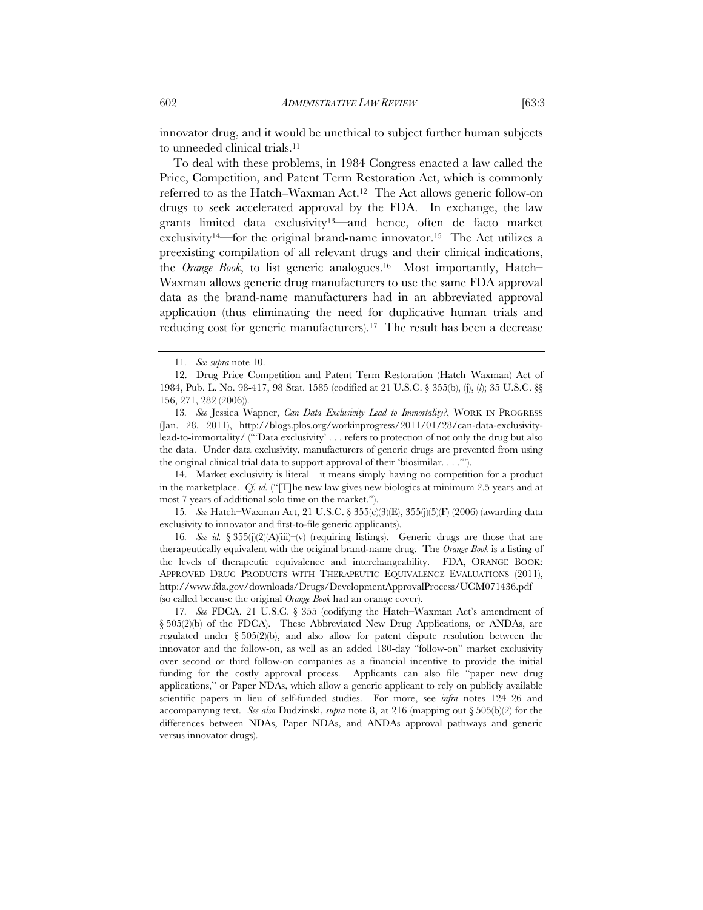innovator drug, and it would be unethical to subject further human subjects to unneeded clinical trials.[11]

To deal with these problems, in 1984 Congress enacted a law called the Price, Competition, and Patent Term Restoration Act, which is commonly referred to as the Hatch–Waxman Act.[12] The Act allows generic follow-on drugs to seek accelerated approval by the FDA. In exchange, the law grants limited data exclusivity[13]—and hence, often de facto market exclusivity[14]—for the original brand-name innovator.[15] The Act utilizes a preexisting compilation of all relevant drugs and their clinical indications, the *Orange Book*, to list generic analogues.[16] Most importantly, Hatch–Waxman allows generic drug manufacturers to use the same FDA approval data as the brand-name manufacturers had in an abbreviated approval application (thus eliminating the need for duplicative human trials and reducing cost for generic manufacturers).[17] The result has been a decrease

---

11. *See supra* note 10.

12. Drug Price Competition and Patent Term Restoration (Hatch–Waxman) Act of 1984, Pub. L. No. 98-417, 98 Stat. 1585 (codified at 21 U.S.C. § 355(b), (j), (*l*); 35 U.S.C. §§ 156, 271, 282 (2006)).

13. *See* Jessica Wapner, *Can Data Exclusivity Lead to Immortality?*, WORK IN PROGRESS (Jan. 28, 2011), http://blogs.plos.org/workinprogress/2011/01/28/can-data-exclusivity-lead-to-immortality/ ("'Data exclusivity' . . . refers to protection of not only the drug but also the data. Under data exclusivity, manufacturers of generic drugs are prevented from using the original clinical trial data to support approval of their 'biosimilar. . . .'").

14. Market exclusivity is literal—it means simply having no competition for a product in the marketplace. *Cf. id.* ("[T]he new law gives new biologics at minimum 2.5 years and at most 7 years of additional solo time on the market.").

15. *See* Hatch–Waxman Act, 21 U.S.C. § 355(c)(3)(E), 355(j)(5)(F) (2006) (awarding data exclusivity to innovator and first-to-file generic applicants).

16. *See id.* § 355(j)(2)(A)(iii)–(v) (requiring listings). Generic drugs are those that are therapeutically equivalent with the original brand-name drug. The *Orange Book* is a listing of the levels of therapeutic equivalence and interchangeability. FDA, ORANGE BOOK: APPROVED DRUG PRODUCTS WITH THERAPEUTIC EQUIVALENCE EVALUATIONS (2011), http://www.fda.gov/downloads/Drugs/DevelopmentApprovalProcess/UCM071436.pdf (so called because the original *Orange Book* had an orange cover).

17. *See* FDCA, 21 U.S.C. § 355 (codifying the Hatch–Waxman Act's amendment of § 505(2)(b) of the FDCA). These Abbreviated New Drug Applications, or ANDAs, are regulated under § 505(2)(b), and also allow for patent dispute resolution between the innovator and the follow-on, as well as an added 180-day "follow-on" market exclusivity over second or third follow-on companies as a financial incentive to provide the initial funding for the costly approval process. Applicants can also file "paper new drug applications," or Paper NDAs, which allow a generic applicant to rely on publicly available scientific papers in lieu of self-funded studies. For more, see *infra* notes 124–26 and accompanying text. *See also* Dudzinski, *supra* note 8, at 216 (mapping out § 505(b)(2) for the differences between NDAs, Paper NDAs, and ANDAs approval pathways and generic versus innovator drugs).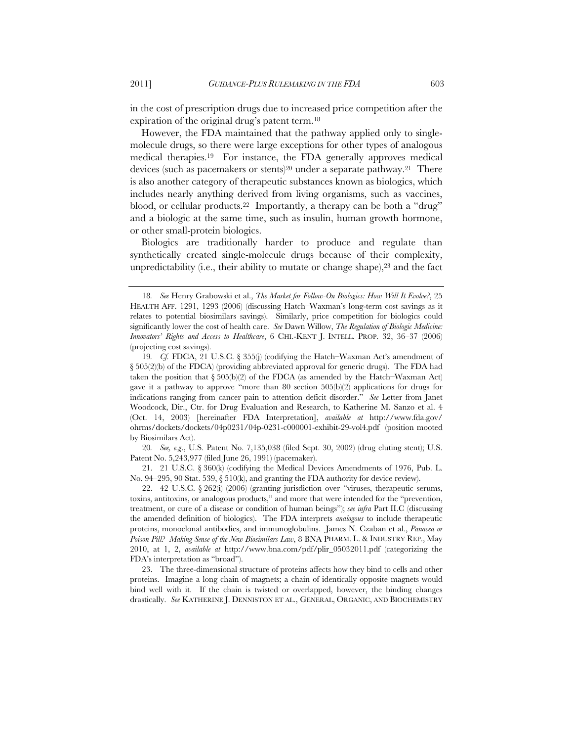in the cost of prescription drugs due to increased price competition after the expiration of the original drug's patent term.[18]

However, the FDA maintained that the pathway applied only to single-molecule drugs, so there were large exceptions for other types of analogous medical therapies.[19] For instance, the FDA generally approves medical devices (such as pacemakers or stents)[20] under a separate pathway.[21] There is also another category of therapeutic substances known as biologics, which includes nearly anything derived from living organisms, such as vaccines, blood, or cellular products.[22] Importantly, a therapy can be both a "drug" and a biologic at the same time, such as insulin, human growth hormone, or other small-protein biologics.

Biologics are traditionally harder to produce and regulate than synthetically created single-molecule drugs because of their complexity, unpredictability (i.e., their ability to mutate or change shape),[23] and the fact

---

18. *See* Henry Grabowski et al., *The Market for Follow-On Biologics: How Will It Evolve?*, 25 HEALTH AFF. 1291, 1293 (2006) (discussing Hatch–Waxman's long-term cost savings as it relates to potential biosimilars savings). Similarly, price competition for biologics could significantly lower the cost of health care. *See* Dawn Willow, *The Regulation of Biologic Medicine: Innovators' Rights and Access to Healthcare*, 6 CHI.-KENT J. INTELL. PROP. 32, 36–37 (2006) (projecting cost savings).

19. *Cf.* FDCA, 21 U.S.C. § 355(j) (codifying the Hatch–Waxman Act's amendment of § 505(2)(b) of the FDCA) (providing abbreviated approval for generic drugs). The FDA had taken the position that § 505(b)(2) of the FDCA (as amended by the Hatch–Waxman Act) gave it a pathway to approve "more than 80 section 505(b)(2) applications for drugs for indications ranging from cancer pain to attention deficit disorder." *See* Letter from Janet Woodcock, Dir., Ctr. for Drug Evaluation and Research, to Katherine M. Sanzo et al. 4 (Oct. 14, 2003) [hereinafter FDA Interpretation], *available at* http://www.fda.gov/ohrms/dockets/dockets/04p0231/04p-0231-c000001-exhibit-29-vol4.pdf (position mooted by Biosimilars Act).

20. *See, e.g.*, U.S. Patent No. 7,135,038 (filed Sept. 30, 2002) (drug eluting stent); U.S. Patent No. 5,243,977 (filed June 26, 1991) (pacemaker).

21. 21 U.S.C. § 360(k) (codifying the Medical Devices Amendments of 1976, Pub. L. No. 94–295, 90 Stat. 539, § 510(k), and granting the FDA authority for device review).

22. 42 U.S.C. § 262(i) (2006) (granting jurisdiction over "viruses, therapeutic serums, toxins, antitoxins, or analogous products," and more that were intended for the "prevention, treatment, or cure of a disease or condition of human beings"); *see infra* Part II.C (discussing the amended definition of biologics). The FDA interprets *analogous* to include therapeutic proteins, monoclonal antibodies, and immunoglobulins. James N. Czaban et al., *Panacea or Poison Pill? Making Sense of the New Biosimilars Law*, 8 BNA PHARM. L. & INDUSTRY REP., May 2010, at 1, 2, *available at* http://www.bna.com/pdf/plir_05032011.pdf (categorizing the FDA's interpretation as "broad").

23. The three-dimensional structure of proteins affects how they bind to cells and other proteins. Imagine a long chain of magnets; a chain of identically opposite magnets would bind well with it. If the chain is twisted or overlapped, however, the binding changes drastically. *See* KATHERINE J. DENNISTON ET AL., GENERAL, ORGANIC, AND BIOCHEMISTRY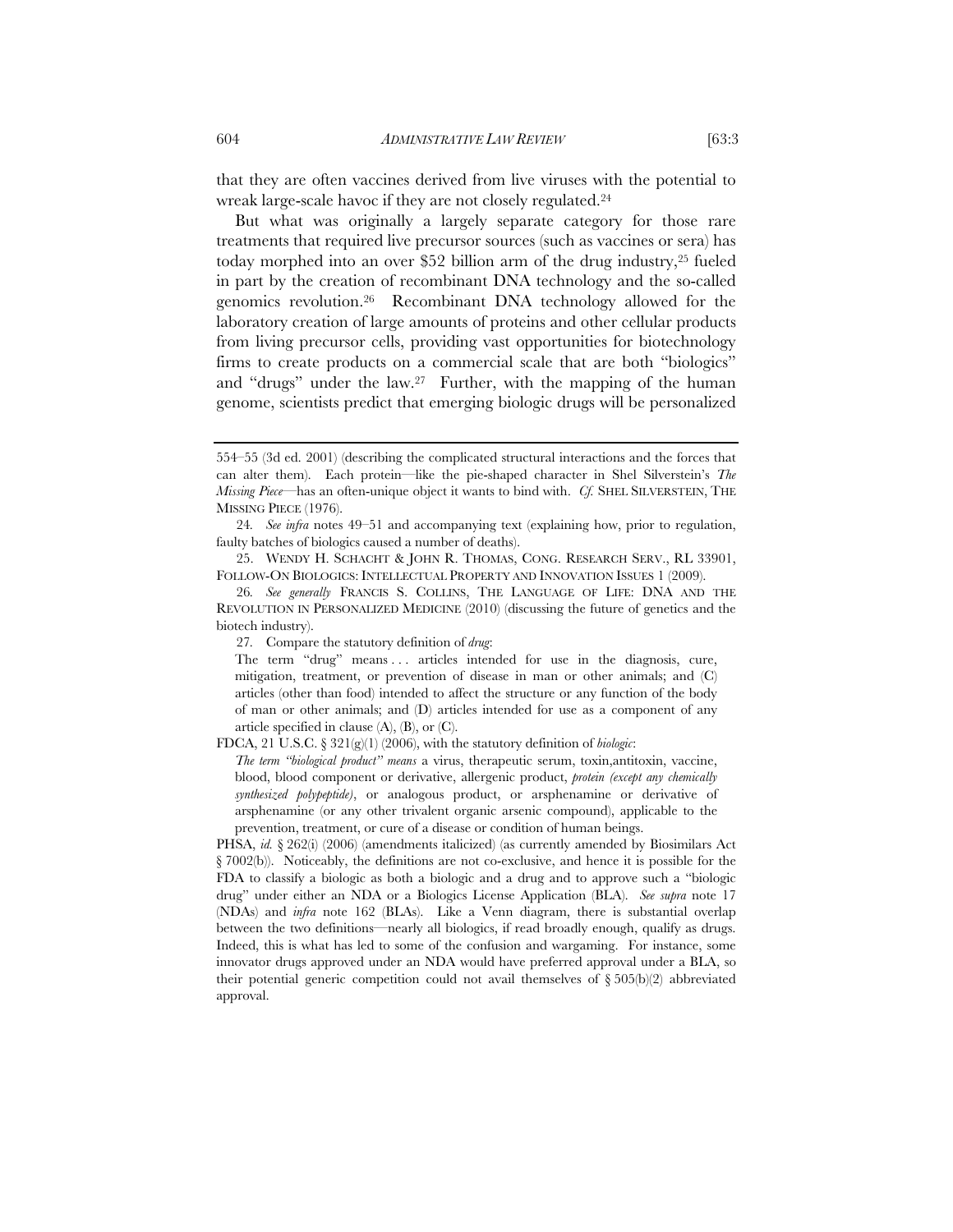that they are often vaccines derived from live viruses with the potential to wreak large-scale havoc if they are not closely regulated.[24]

But what was originally a largely separate category for those rare treatments that required live precursor sources (such as vaccines or sera) has today morphed into an over $52 billion arm of the drug industry,[25] fueled in part by the creation of recombinant DNA technology and the so-called genomics revolution.[26] Recombinant DNA technology allowed for the laboratory creation of large amounts of proteins and other cellular products from living precursor cells, providing vast opportunities for biotechnology firms to create products on a commercial scale that are both "biologics" and "drugs" under the law.[27] Further, with the mapping of the human genome, scientists predict that emerging biologic drugs will be personalized

---

554–55 (3d ed. 2001) (describing the complicated structural interactions and the forces that can alter them). Each protein—like the pie-shaped character in Shel Silverstein's *The Missing Piece*—has an often-unique object it wants to bind with. *Cf.* SHEL SILVERSTEIN, THE MISSING PIECE (1976).

24. *See infra* notes 49–51 and accompanying text (explaining how, prior to regulation, faulty batches of biologics caused a number of deaths).

25. WENDY H. SCHACHT & JOHN R. THOMAS, CONG. RESEARCH SERV., RL 33901, FOLLOW-ON BIOLOGICS: INTELLECTUAL PROPERTY AND INNOVATION ISSUES 1 (2009).

26. *See generally* FRANCIS S. COLLINS, THE LANGUAGE OF LIFE: DNA AND THE REVOLUTION IN PERSONALIZED MEDICINE (2010) (discussing the future of genetics and the biotech industry).

27. Compare the statutory definition of *drug*:

> The term "drug" means . . . articles intended for use in the diagnosis, cure, mitigation, treatment, or prevention of disease in man or other animals; and (C) articles (other than food) intended to affect the structure or any function of the body of man or other animals; and (D) articles intended for use as a component of any article specified in clause (A), (B), or (C).

FDCA, 21 U.S.C. § 321(g)(1) (2006), with the statutory definition of *biologic*:

> *The term "biological product" means* a virus, therapeutic serum, toxin,antitoxin, vaccine, blood, blood component or derivative, allergenic product, *protein (except any chemically synthesized polypeptide)*, or analogous product, or arsphenamine or derivative of arsphenamine (or any other trivalent organic arsenic compound), applicable to the prevention, treatment, or cure of a disease or condition of human beings.

PHSA, *id.* § 262(i) (2006) (amendments italicized) (as currently amended by Biosimilars Act § 7002(b)). Noticeably, the definitions are not co-exclusive, and hence it is possible for the FDA to classify a biologic as both a biologic and a drug and to approve such a "biologic drug" under either an NDA or a Biologics License Application (BLA). *See supra* note 17 (NDAs) and *infra* note 162 (BLAs). Like a Venn diagram, there is substantial overlap between the two definitions—nearly all biologics, if read broadly enough, qualify as drugs. Indeed, this is what has led to some of the confusion and wargaming. For instance, some innovator drugs approved under an NDA would have preferred approval under a BLA, so their potential generic competition could not avail themselves of § 505(b)(2) abbreviated approval.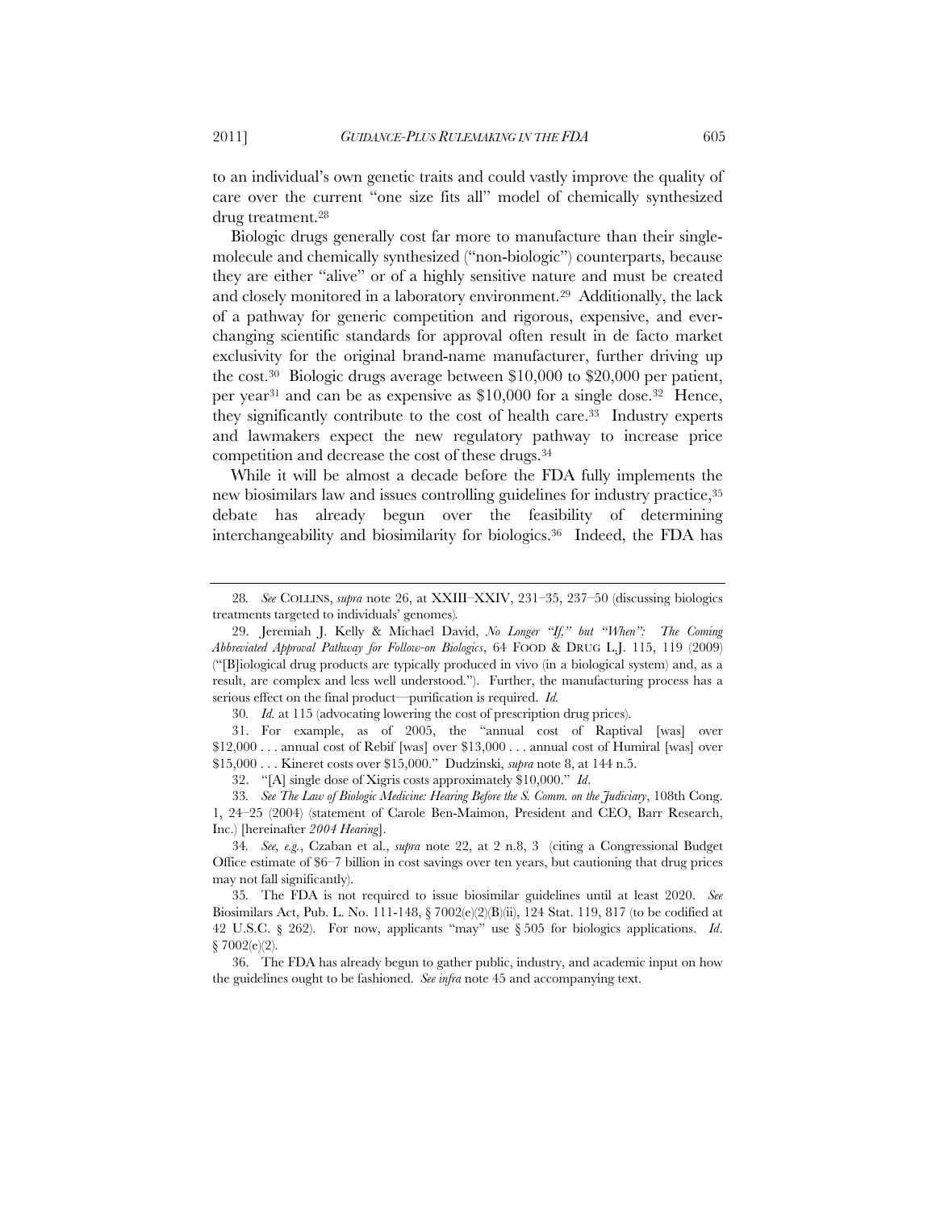to an individual's own genetic traits and could vastly improve the quality of care over the current "one size fits all" model of chemically synthesized drug treatment.[28]

Biologic drugs generally cost far more to manufacture than their single-molecule and chemically synthesized ("non-biologic") counterparts, because they are either "alive" or of a highly sensitive nature and must be created and closely monitored in a laboratory environment.[29] Additionally, the lack of a pathway for generic competition and rigorous, expensive, and ever-changing scientific standards for approval often result in de facto market exclusivity for the original brand-name manufacturer, further driving up the cost.[30] Biologic drugs average between $10,000 to $20,000 per patient, per year[31] and can be as expensive as $10,000 for a single dose.[32] Hence, they significantly contribute to the cost of health care.[33] Industry experts and lawmakers expect the new regulatory pathway to increase price competition and decrease the cost of these drugs.[34]

While it will be almost a decade before the FDA fully implements the new biosimilars law and issues controlling guidelines for industry practice,[35] debate has already begun over the feasibility of determining interchangeability and biosimilarity for biologics.[36] Indeed, the FDA has

---

28. *See* COLLINS, *supra* note 26, at XXIII–XXIV, 231–35, 237–50 (discussing biologics treatments targeted to individuals' genomes).

29. Jeremiah J. Kelly & Michael David, *No Longer "If," but "When": The Coming Abbreviated Approval Pathway for Follow-on Biologics*, 64 FOOD & DRUG L.J. 115, 119 (2009) ("[B]iological drug products are typically produced in vivo (in a biological system) and, as a result, are complex and less well understood."). Further, the manufacturing process has a serious effect on the final product—purification is required. *Id.*

30. *Id.* at 115 (advocating lowering the cost of prescription drug prices).

31. For example, as of 2005, the "annual cost of Raptival [was] over $12,000 . . . annual cost of Rebif [was] over $13,000 . . . annual cost of Humiral [was] over $15,000 . . . Kineret costs over $15,000." Dudzinski, *supra* note 8, at 144 n.5.

32. "[A] single dose of Xigris costs approximately $10,000." *Id*.

33. *See The Law of Biologic Medicine: Hearing Before the S. Comm. on the Judiciary*, 108th Cong. 1, 24–25 (2004) (statement of Carole Ben-Maimon, President and CEO, Barr Research, Inc.) [hereinafter *2004 Hearing*].

34. *See, e.g.*, Czaban et al., *supra* note 22, at 2 n.8, 3 (citing a Congressional Budget Office estimate of $6–7 billion in cost savings over ten years, but cautioning that drug prices may not fall significantly).

35. The FDA is not required to issue biosimilar guidelines until at least 2020. *See* Biosimilars Act, Pub. L. No. 111-148, § 7002(e)(2)(B)(ii), 124 Stat. 119, 817 (to be codified at 42 U.S.C. § 262). For now, applicants "may" use § 505 for biologics applications. *Id*. § 7002(e)(2).

36. The FDA has already begun to gather public, industry, and academic input on how the guidelines ought to be fashioned. *See infra* note 45 and accompanying text.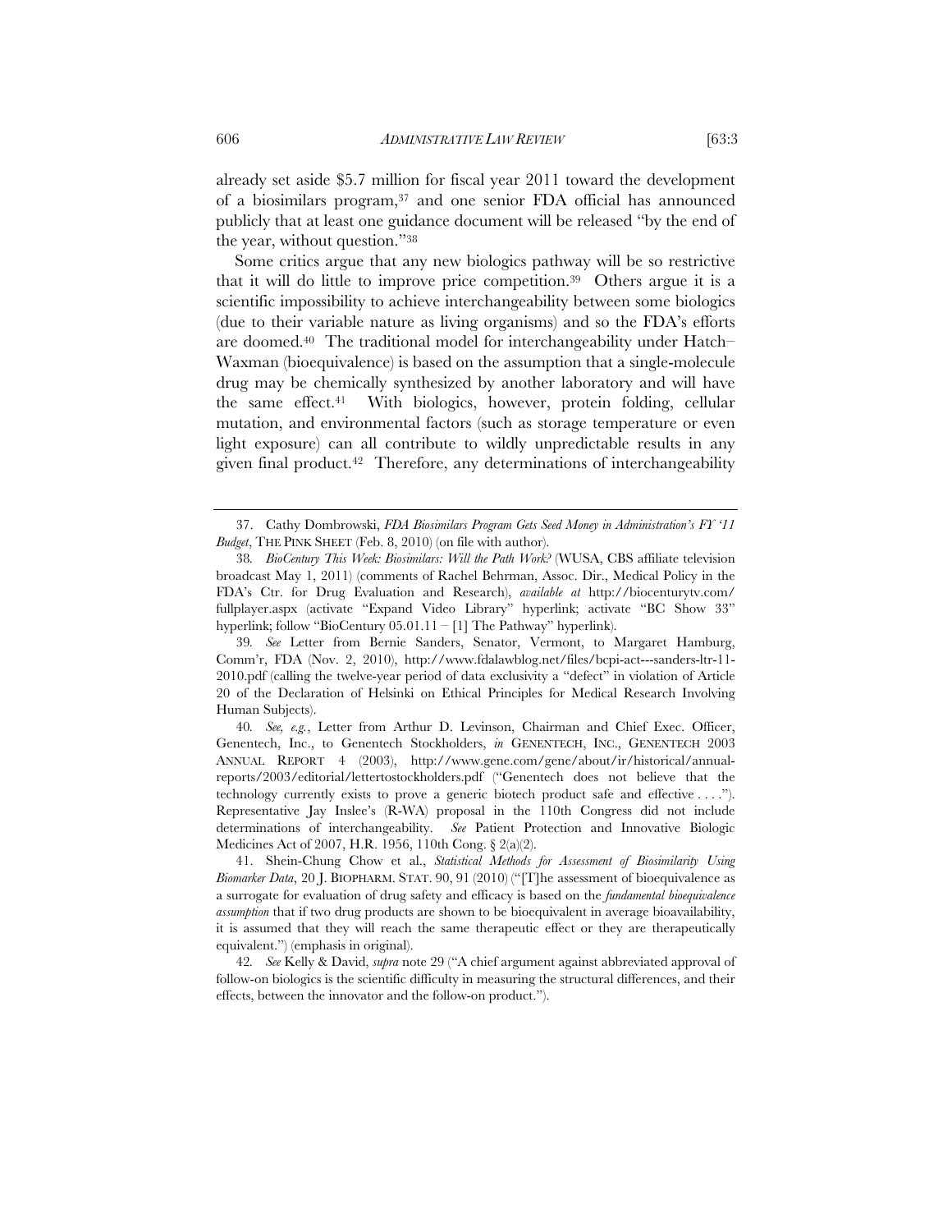already set aside \$5.7 million for fiscal year 2011 toward the development of a biosimilars program,[37] and one senior FDA official has announced publicly that at least one guidance document will be released "by the end of the year, without question."[38]

Some critics argue that any new biologics pathway will be so restrictive that it will do little to improve price competition.[39] Others argue it is a scientific impossibility to achieve interchangeability between some biologics (due to their variable nature as living organisms) and so the FDA's efforts are doomed.[40] The traditional model for interchangeability under Hatch–Waxman (bioequivalence) is based on the assumption that a single-molecule drug may be chemically synthesized by another laboratory and will have the same effect.[41] With biologics, however, protein folding, cellular mutation, and environmental factors (such as storage temperature or even light exposure) can all contribute to wildly unpredictable results in any given final product.[42] Therefore, any determinations of interchangeability

---

37. Cathy Dombrowski, *FDA Biosimilars Program Gets Seed Money in Administration's FY '11 Budget*, THE PINK SHEET (Feb. 8, 2010) (on file with author).

38. *BioCentury This Week: Biosimilars: Will the Path Work?* (WUSA, CBS affiliate television broadcast May 1, 2011) (comments of Rachel Behrman, Assoc. Dir., Medical Policy in the FDA's Ctr. for Drug Evaluation and Research), *available at* http://biocenturytv.com/fullplayer.aspx (activate "Expand Video Library" hyperlink; activate "BC Show 33" hyperlink; follow "BioCentury 05.01.11 – [1] The Pathway" hyperlink).

39. *See* Letter from Bernie Sanders, Senator, Vermont, to Margaret Hamburg, Comm'r, FDA (Nov. 2, 2010), http://www.fdalawblog.net/files/bcpi-act---sanders-ltr-11-2010.pdf (calling the twelve-year period of data exclusivity a "defect" in violation of Article 20 of the Declaration of Helsinki on Ethical Principles for Medical Research Involving Human Subjects).

40. *See, e.g.*, Letter from Arthur D. Levinson, Chairman and Chief Exec. Officer, Genentech, Inc., to Genentech Stockholders, *in* GENENTECH, INC., GENENTECH 2003 ANNUAL REPORT 4 (2003), http://www.gene.com/gene/about/ir/historical/annual-reports/2003/editorial/lettertostockholders.pdf ("Genentech does not believe that the technology currently exists to prove a generic biotech product safe and effective . . . ."). Representative Jay Inslee's (R-WA) proposal in the 110th Congress did not include determinations of interchangeability. *See* Patient Protection and Innovative Biologic Medicines Act of 2007, H.R. 1956, 110th Cong. § 2(a)(2).

41. Shein-Chung Chow et al., *Statistical Methods for Assessment of Biosimilarity Using Biomarker Data*, 20 J. BIOPHARM. STAT. 90, 91 (2010) ("[T]he assessment of bioequivalence as a surrogate for evaluation of drug safety and efficacy is based on the *fundamental bioequivalence assumption* that if two drug products are shown to be bioequivalent in average bioavailability, it is assumed that they will reach the same therapeutic effect or they are therapeutically equivalent.") (emphasis in original).

42. *See* Kelly & David, *supra* note 29 ("A chief argument against abbreviated approval of follow-on biologics is the scientific difficulty in measuring the structural differences, and their effects, between the innovator and the follow-on product.").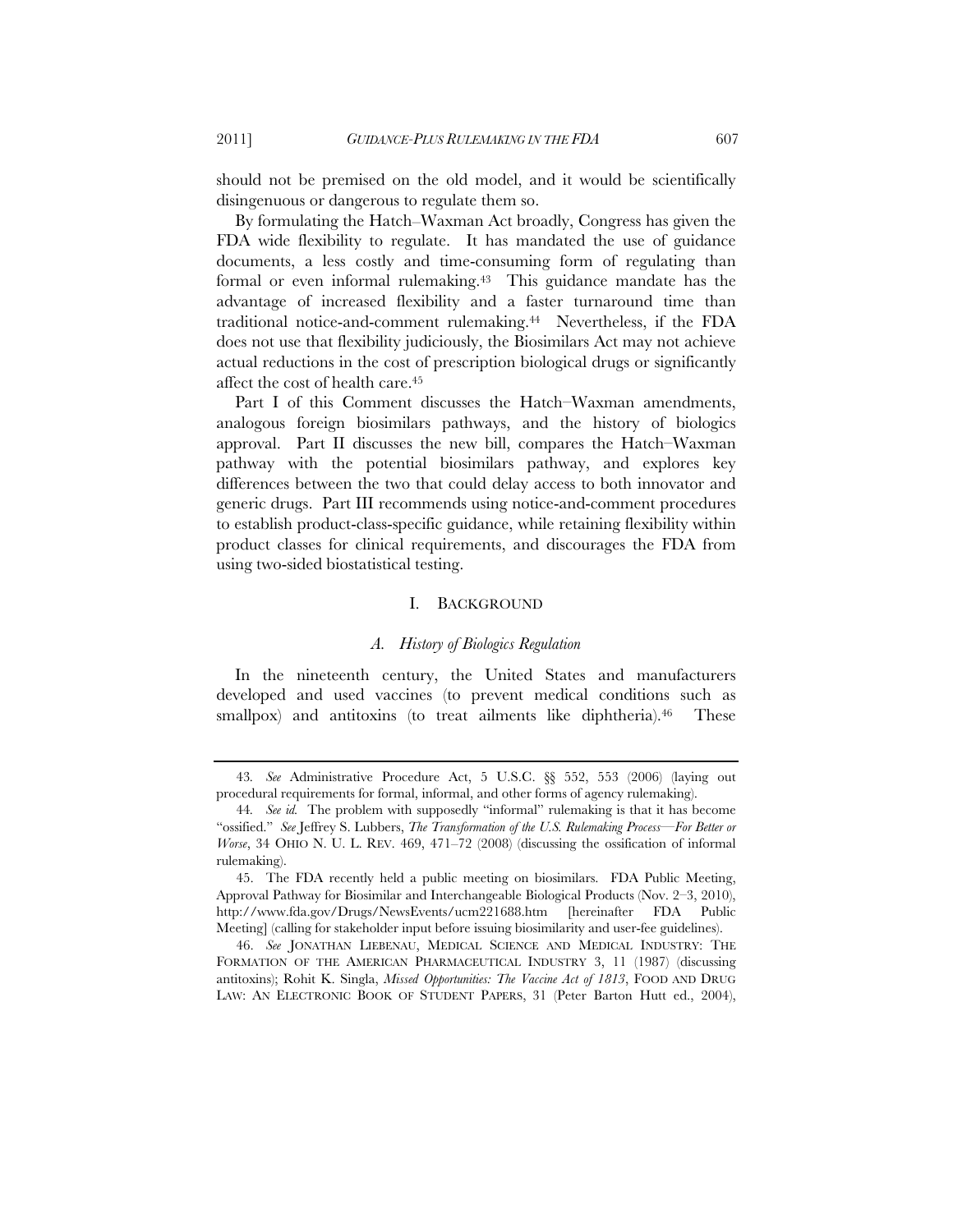should not be premised on the old model, and it would be scientifically disingenuous or dangerous to regulate them so.

By formulating the Hatch–Waxman Act broadly, Congress has given the FDA wide flexibility to regulate. It has mandated the use of guidance documents, a less costly and time-consuming form of regulating than formal or even informal rulemaking.[43] This guidance mandate has the advantage of increased flexibility and a faster turnaround time than traditional notice-and-comment rulemaking.[44] Nevertheless, if the FDA does not use that flexibility judiciously, the Biosimilars Act may not achieve actual reductions in the cost of prescription biological drugs or significantly affect the cost of health care.[45]

Part I of this Comment discusses the Hatch–Waxman amendments, analogous foreign biosimilars pathways, and the history of biologics approval. Part II discusses the new bill, compares the Hatch–Waxman pathway with the potential biosimilars pathway, and explores key differences between the two that could delay access to both innovator and generic drugs. Part III recommends using notice-and-comment procedures to establish product-class-specific guidance, while retaining flexibility within product classes for clinical requirements, and discourages the FDA from using two-sided biostatistical testing.

## I. BACKGROUND

### *A. History of Biologics Regulation*

In the nineteenth century, the United States and manufacturers developed and used vaccines (to prevent medical conditions such as smallpox) and antitoxins (to treat ailments like diphtheria).[46] These

---

43. *See* Administrative Procedure Act, 5 U.S.C. §§ 552, 553 (2006) (laying out procedural requirements for formal, informal, and other forms of agency rulemaking).

44. *See id.* The problem with supposedly "informal" rulemaking is that it has become "ossified." *See* Jeffrey S. Lubbers, *The Transformation of the U.S. Rulemaking Process—For Better or Worse*, 34 OHIO N. U. L. REV. 469, 471–72 (2008) (discussing the ossification of informal rulemaking).

45. The FDA recently held a public meeting on biosimilars. FDA Public Meeting, Approval Pathway for Biosimilar and Interchangeable Biological Products (Nov. 2–3, 2010), http://www.fda.gov/Drugs/NewsEvents/ucm221688.htm [hereinafter FDA Public Meeting] (calling for stakeholder input before issuing biosimilarity and user-fee guidelines).

46. *See* JONATHAN LIEBENAU, MEDICAL SCIENCE AND MEDICAL INDUSTRY: THE FORMATION OF THE AMERICAN PHARMACEUTICAL INDUSTRY 3, 11 (1987) (discussing antitoxins); Rohit K. Singla, *Missed Opportunities: The Vaccine Act of 1813*, FOOD AND DRUG LAW: AN ELECTRONIC BOOK OF STUDENT PAPERS, 31 (Peter Barton Hutt ed., 2004),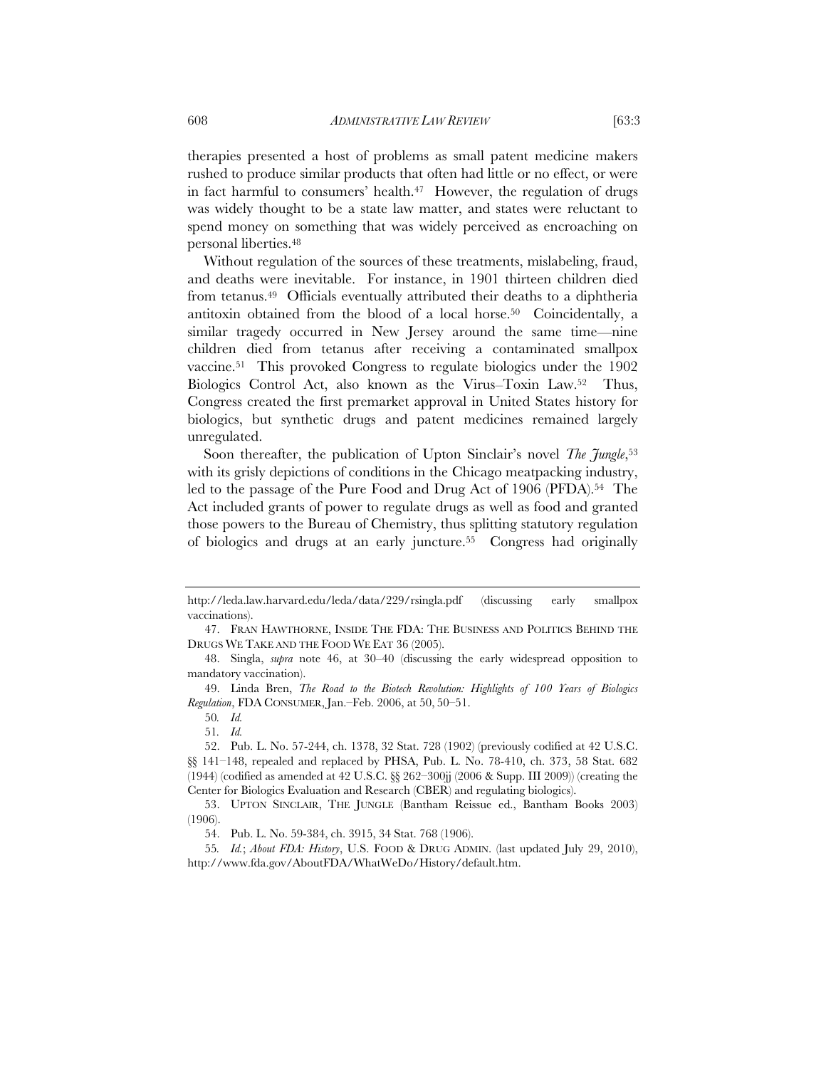therapies presented a host of problems as small patent medicine makers rushed to produce similar products that often had little or no effect, or were in fact harmful to consumers' health.[47] However, the regulation of drugs was widely thought to be a state law matter, and states were reluctant to spend money on something that was widely perceived as encroaching on personal liberties.[48]

Without regulation of the sources of these treatments, mislabeling, fraud, and deaths were inevitable. For instance, in 1901 thirteen children died from tetanus.[49] Officials eventually attributed their deaths to a diphtheria antitoxin obtained from the blood of a local horse.[50] Coincidentally, a similar tragedy occurred in New Jersey around the same time—nine children died from tetanus after receiving a contaminated smallpox vaccine.[51] This provoked Congress to regulate biologics under the 1902 Biologics Control Act, also known as the Virus–Toxin Law.[52] Thus, Congress created the first premarket approval in United States history for biologics, but synthetic drugs and patent medicines remained largely unregulated.

Soon thereafter, the publication of Upton Sinclair's novel *The Jungle*,[53] with its grisly depictions of conditions in the Chicago meatpacking industry, led to the passage of the Pure Food and Drug Act of 1906 (PFDA).[54] The Act included grants of power to regulate drugs as well as food and granted those powers to the Bureau of Chemistry, thus splitting statutory regulation of biologics and drugs at an early juncture.[55] Congress had originally

---

http://leda.law.harvard.edu/leda/data/229/rsingla.pdf (discussing early smallpox vaccinations).

47. FRAN HAWTHORNE, INSIDE THE FDA: THE BUSINESS AND POLITICS BEHIND THE DRUGS WE TAKE AND THE FOOD WE EAT 36 (2005).

48. Singla, *supra* note 46, at 30–40 (discussing the early widespread opposition to mandatory vaccination).

49. Linda Bren, *The Road to the Biotech Revolution: Highlights of 100 Years of Biologics Regulation*, FDA CONSUMER, Jan.–Feb. 2006, at 50, 50–51.

50. *Id.*

51. *Id.*

52. Pub. L. No. 57-244, ch. 1378, 32 Stat. 728 (1902) (previously codified at 42 U.S.C. §§ 141–148, repealed and replaced by PHSA, Pub. L. No. 78-410, ch. 373, 58 Stat. 682 (1944) (codified as amended at 42 U.S.C. §§ 262–300jj (2006 & Supp. III 2009)) (creating the Center for Biologics Evaluation and Research (CBER) and regulating biologics).

53. UPTON SINCLAIR, THE JUNGLE (Bantham Reissue ed., Bantham Books 2003) (1906).

54. Pub. L. No. 59-384, ch. 3915, 34 Stat. 768 (1906).

55. *Id.*; *About FDA: History*, U.S. FOOD & DRUG ADMIN. (last updated July 29, 2010), http://www.fda.gov/AboutFDA/WhatWeDo/History/default.htm.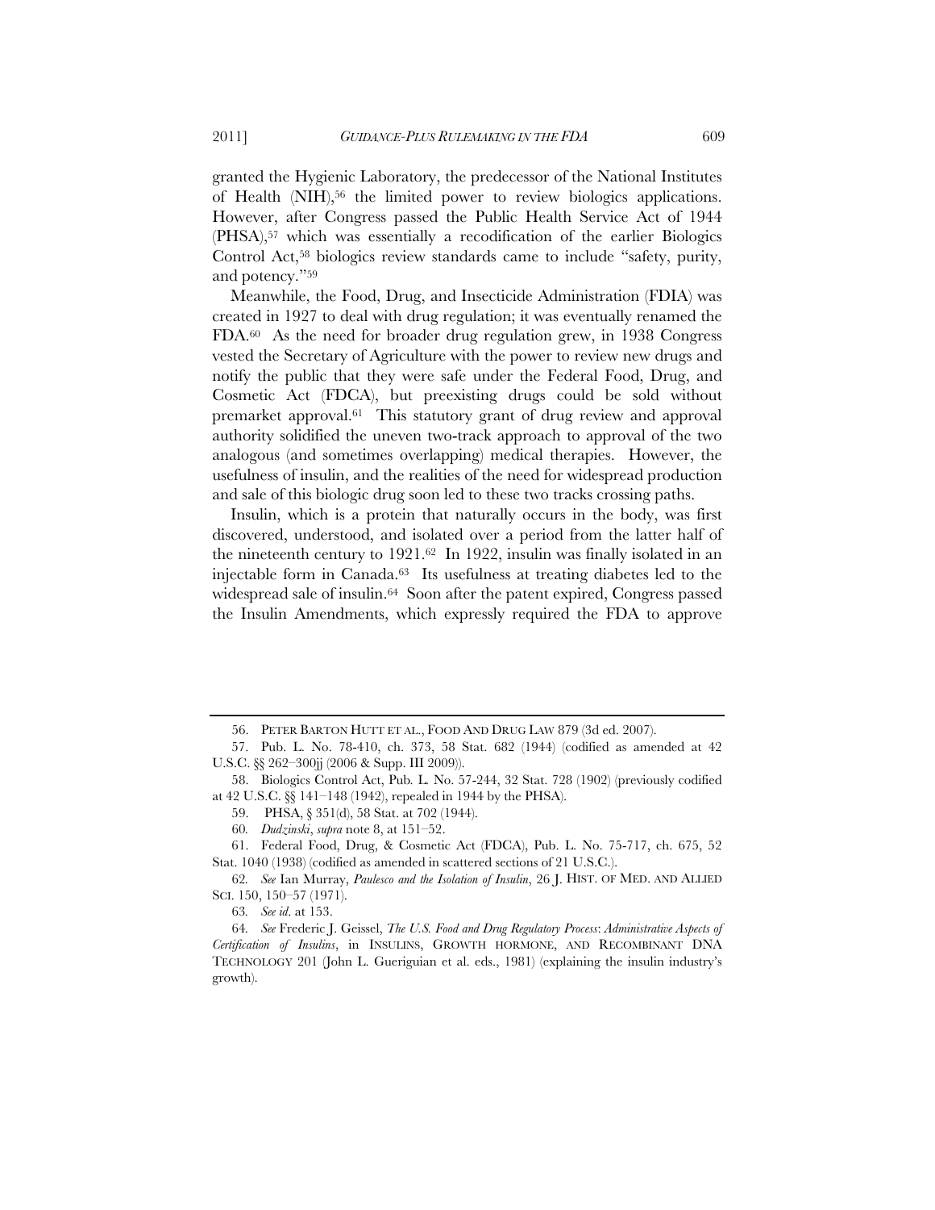granted the Hygienic Laboratory, the predecessor of the National Institutes of Health (NIH),[56] the limited power to review biologics applications. However, after Congress passed the Public Health Service Act of 1944 (PHSA),[57] which was essentially a recodification of the earlier Biologics Control Act,[58] biologics review standards came to include "safety, purity, and potency."[59]

Meanwhile, the Food, Drug, and Insecticide Administration (FDIA) was created in 1927 to deal with drug regulation; it was eventually renamed the FDA.[60] As the need for broader drug regulation grew, in 1938 Congress vested the Secretary of Agriculture with the power to review new drugs and notify the public that they were safe under the Federal Food, Drug, and Cosmetic Act (FDCA), but preexisting drugs could be sold without premarket approval.[61] This statutory grant of drug review and approval authority solidified the uneven two-track approach to approval of the two analogous (and sometimes overlapping) medical therapies. However, the usefulness of insulin, and the realities of the need for widespread production and sale of this biologic drug soon led to these two tracks crossing paths.

Insulin, which is a protein that naturally occurs in the body, was first discovered, understood, and isolated over a period from the latter half of the nineteenth century to 1921.[62] In 1922, insulin was finally isolated in an injectable form in Canada.[63] Its usefulness at treating diabetes led to the widespread sale of insulin.[64] Soon after the patent expired, Congress passed the Insulin Amendments, which expressly required the FDA to approve

---

56. PETER BARTON HUTT ET AL., FOOD AND DRUG LAW 879 (3d ed. 2007).

57. Pub. L. No. 78-410, ch. 373, 58 Stat. 682 (1944) (codified as amended at 42 U.S.C. §§ 262–300jj (2006 & Supp. III 2009)).

58. Biologics Control Act, Pub. L. No. 57-244, 32 Stat. 728 (1902) (previously codified at 42 U.S.C. §§ 141–148 (1942), repealed in 1944 by the PHSA).

59. PHSA, § 351(d), 58 Stat. at 702 (1944).

60. *Dudzinski*, *supra* note 8, at 151–52.

61. Federal Food, Drug, & Cosmetic Act (FDCA), Pub. L. No. 75-717, ch. 675, 52 Stat. 1040 (1938) (codified as amended in scattered sections of 21 U.S.C.).

62. *See* Ian Murray, *Paulesco and the Isolation of Insulin*, 26 J. HIST. OF MED. AND ALLIED SCI. 150, 150–57 (1971).

63. *See id*. at 153.

64. *See* Frederic J. Geissel, *The U.S. Food and Drug Regulatory Process*: *Administrative Aspects of Certification of Insulins*, in INSULINS, GROWTH HORMONE, AND RECOMBINANT DNA TECHNOLOGY 201 (John L. Gueriguian et al. eds., 1981) (explaining the insulin industry's growth).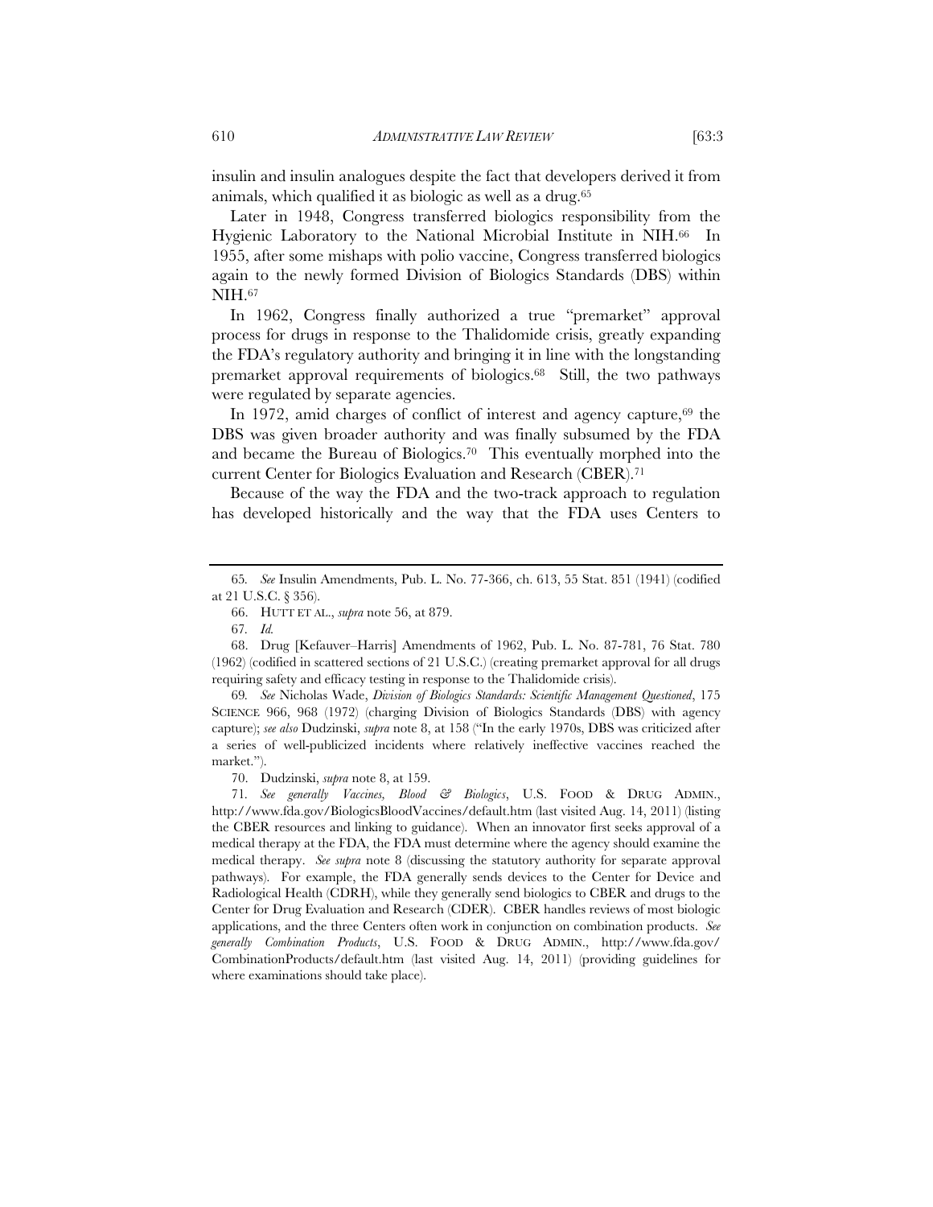insulin and insulin analogues despite the fact that developers derived it from animals, which qualified it as biologic as well as a drug.[65]

Later in 1948, Congress transferred biologics responsibility from the Hygienic Laboratory to the National Microbial Institute in NIH.[66] In 1955, after some mishaps with polio vaccine, Congress transferred biologics again to the newly formed Division of Biologics Standards (DBS) within NIH.[67]

In 1962, Congress finally authorized a true "premarket" approval process for drugs in response to the Thalidomide crisis, greatly expanding the FDA's regulatory authority and bringing it in line with the longstanding premarket approval requirements of biologics.[68] Still, the two pathways were regulated by separate agencies.

In 1972, amid charges of conflict of interest and agency capture,[69] the DBS was given broader authority and was finally subsumed by the FDA and became the Bureau of Biologics.[70] This eventually morphed into the current Center for Biologics Evaluation and Research (CBER).[71]

Because of the way the FDA and the two-track approach to regulation has developed historically and the way that the FDA uses Centers to

---

65. *See* Insulin Amendments, Pub. L. No. 77-366, ch. 613, 55 Stat. 851 (1941) (codified at 21 U.S.C. § 356).

66. HUTT ET AL., *supra* note 56, at 879.

67. *Id.*

68. Drug [Kefauver–Harris] Amendments of 1962, Pub. L. No. 87-781, 76 Stat. 780 (1962) (codified in scattered sections of 21 U.S.C.) (creating premarket approval for all drugs requiring safety and efficacy testing in response to the Thalidomide crisis).

69. *See* Nicholas Wade, *Division of Biologics Standards: Scientific Management Questioned*, 175 SCIENCE 966, 968 (1972) (charging Division of Biologics Standards (DBS) with agency capture); *see also* Dudzinski, *supra* note 8, at 158 ("In the early 1970s, DBS was criticized after a series of well-publicized incidents where relatively ineffective vaccines reached the market.").

70. Dudzinski, *supra* note 8, at 159.

71. *See generally Vaccines, Blood & Biologics*, U.S. FOOD & DRUG ADMIN., http://www.fda.gov/BiologicsBloodVaccines/default.htm (last visited Aug. 14, 2011) (listing the CBER resources and linking to guidance). When an innovator first seeks approval of a medical therapy at the FDA, the FDA must determine where the agency should examine the medical therapy. *See supra* note 8 (discussing the statutory authority for separate approval pathways). For example, the FDA generally sends devices to the Center for Device and Radiological Health (CDRH), while they generally send biologics to CBER and drugs to the Center for Drug Evaluation and Research (CDER). CBER handles reviews of most biologic applications, and the three Centers often work in conjunction on combination products. *See generally Combination Products*, U.S. FOOD & DRUG ADMIN., http://www.fda.gov/CombinationProducts/default.htm (last visited Aug. 14, 2011) (providing guidelines for where examinations should take place).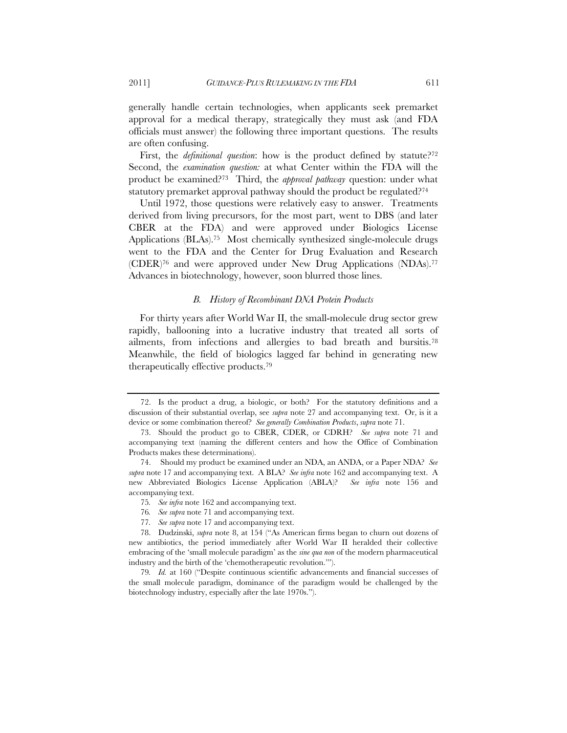generally handle certain technologies, when applicants seek premarket approval for a medical therapy, strategically they must ask (and FDA officials must answer) the following three important questions. The results are often confusing.

First, the *definitional question*: how is the product defined by statute?[72] Second, the *examination question:* at what Center within the FDA will the product be examined?[73] Third, the *approval pathway* question: under what statutory premarket approval pathway should the product be regulated?[74]

Until 1972, those questions were relatively easy to answer. Treatments derived from living precursors, for the most part, went to DBS (and later CBER at the FDA) and were approved under Biologics License Applications (BLAs).[75] Most chemically synthesized single-molecule drugs went to the FDA and the Center for Drug Evaluation and Research (CDER)[76] and were approved under New Drug Applications (NDAs).[77] Advances in biotechnology, however, soon blurred those lines.

### *B. History of Recombinant DNA Protein Products*

For thirty years after World War II, the small-molecule drug sector grew rapidly, ballooning into a lucrative industry that treated all sorts of ailments, from infections and allergies to bad breath and bursitis.[78] Meanwhile, the field of biologics lagged far behind in generating new therapeutically effective products.[79]

---

72. Is the product a drug, a biologic, or both? For the statutory definitions and a discussion of their substantial overlap, see *supra* note 27 and accompanying text. Or, is it a device or some combination thereof? *See generally Combination Products*, *supra* note 71.

73. Should the product go to CBER, CDER, or CDRH? *See supra* note 71 and accompanying text (naming the different centers and how the Office of Combination Products makes these determinations).

74. Should my product be examined under an NDA, an ANDA, or a Paper NDA? *See supra* note 17 and accompanying text. A BLA? *See infra* note 162 and accompanying text. A new Abbreviated Biologics License Application (ABLA)? *See infra* note 156 and accompanying text.

75. *See infra* note 162 and accompanying text.

76. *See supra* note 71 and accompanying text.

77. *See supra* note 17 and accompanying text.

78. Dudzinski, *supra* note 8, at 154 ("As American firms began to churn out dozens of new antibiotics, the period immediately after World War II heralded their collective embracing of the 'small molecule paradigm' as the *sine qua non* of the modern pharmaceutical industry and the birth of the 'chemotherapeutic revolution.'").

79. *Id.* at 160 ("Despite continuous scientific advancements and financial successes of the small molecule paradigm, dominance of the paradigm would be challenged by the biotechnology industry, especially after the late 1970s.").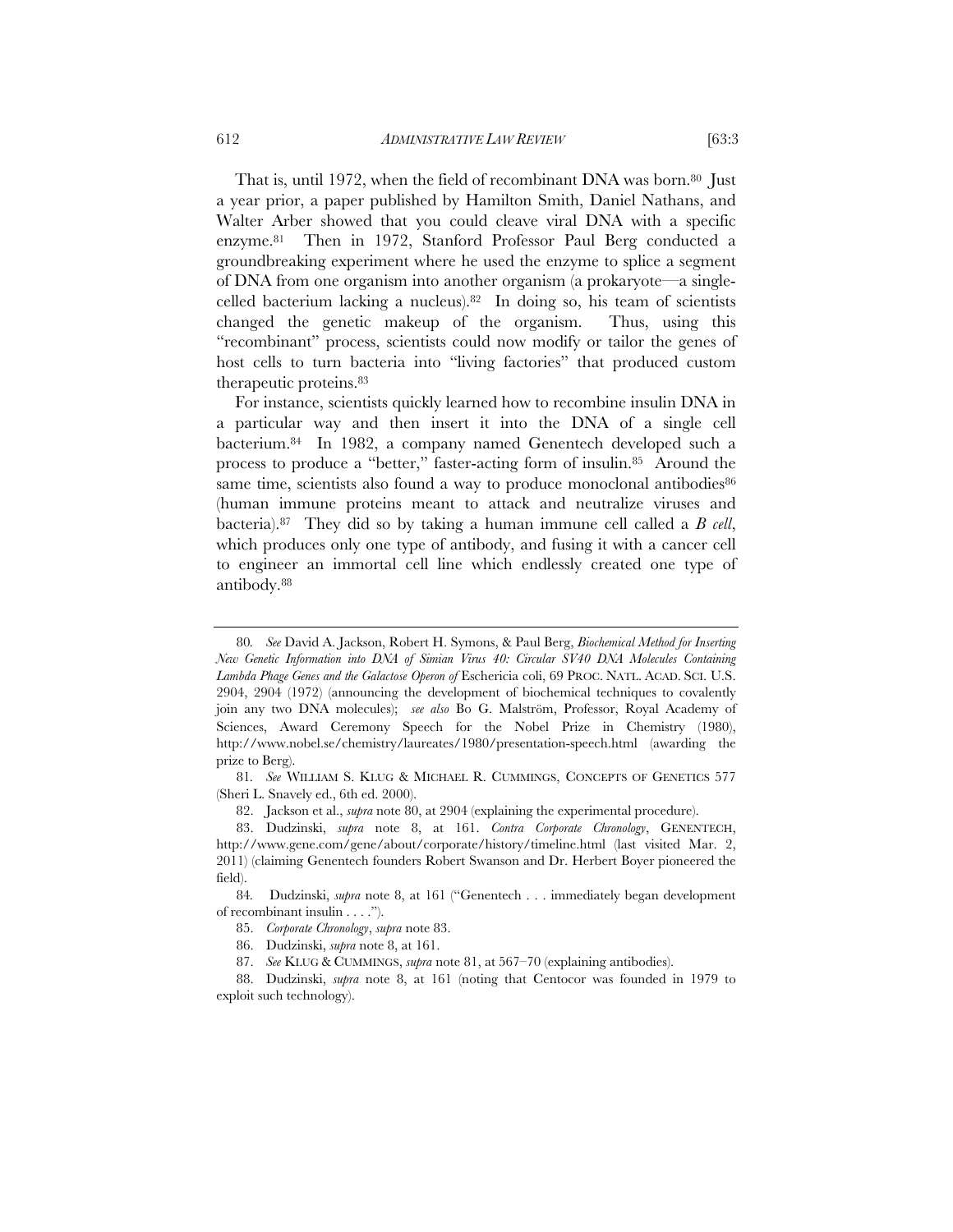That is, until 1972, when the field of recombinant DNA was born.[80] Just a year prior, a paper published by Hamilton Smith, Daniel Nathans, and Walter Arber showed that you could cleave viral DNA with a specific enzyme.[81] Then in 1972, Stanford Professor Paul Berg conducted a groundbreaking experiment where he used the enzyme to splice a segment of DNA from one organism into another organism (a prokaryote—a single-celled bacterium lacking a nucleus).[82] In doing so, his team of scientists changed the genetic makeup of the organism. Thus, using this "recombinant" process, scientists could now modify or tailor the genes of host cells to turn bacteria into "living factories" that produced custom therapeutic proteins.[83]

For instance, scientists quickly learned how to recombine insulin DNA in a particular way and then insert it into the DNA of a single cell bacterium.[84] In 1982, a company named Genentech developed such a process to produce a "better," faster-acting form of insulin.[85] Around the same time, scientists also found a way to produce monoclonal antibodies[86] (human immune proteins meant to attack and neutralize viruses and bacteria).[87] They did so by taking a human immune cell called a *B cell*, which produces only one type of antibody, and fusing it with a cancer cell to engineer an immortal cell line which endlessly created one type of antibody.[88]

---

80. *See* David A. Jackson, Robert H. Symons, & Paul Berg, *Biochemical Method for Inserting New Genetic Information into DNA of Simian Virus 40: Circular SV40 DNA Molecules Containing Lambda Phage Genes and the Galactose Operon of* Eschericia coli, 69 PROC. NATL. ACAD. SCI. U.S. 2904, 2904 (1972) (announcing the development of biochemical techniques to covalently join any two DNA molecules); *see also* Bo G. Malström, Professor, Royal Academy of Sciences, Award Ceremony Speech for the Nobel Prize in Chemistry (1980), http://www.nobel.se/chemistry/laureates/1980/presentation-speech.html (awarding the prize to Berg).

81. *See* WILLIAM S. KLUG & MICHAEL R. CUMMINGS, CONCEPTS OF GENETICS 577 (Sheri L. Snavely ed., 6th ed. 2000).

82. Jackson et al., *supra* note 80, at 2904 (explaining the experimental procedure).

83. Dudzinski, *supra* note 8, at 161. *Contra Corporate Chronology*, GENENTECH, http://www.gene.com/gene/about/corporate/history/timeline.html (last visited Mar. 2, 2011) (claiming Genentech founders Robert Swanson and Dr. Herbert Boyer pioneered the field).

84. Dudzinski, *supra* note 8, at 161 ("Genentech . . . immediately began development of recombinant insulin . . . .").

85. *Corporate Chronology*, *supra* note 83.

86. Dudzinski, *supra* note 8, at 161.

87. *See* KLUG & CUMMINGS, *supra* note 81, at 567–70 (explaining antibodies).

88. Dudzinski, *supra* note 8, at 161 (noting that Centocor was founded in 1979 to exploit such technology).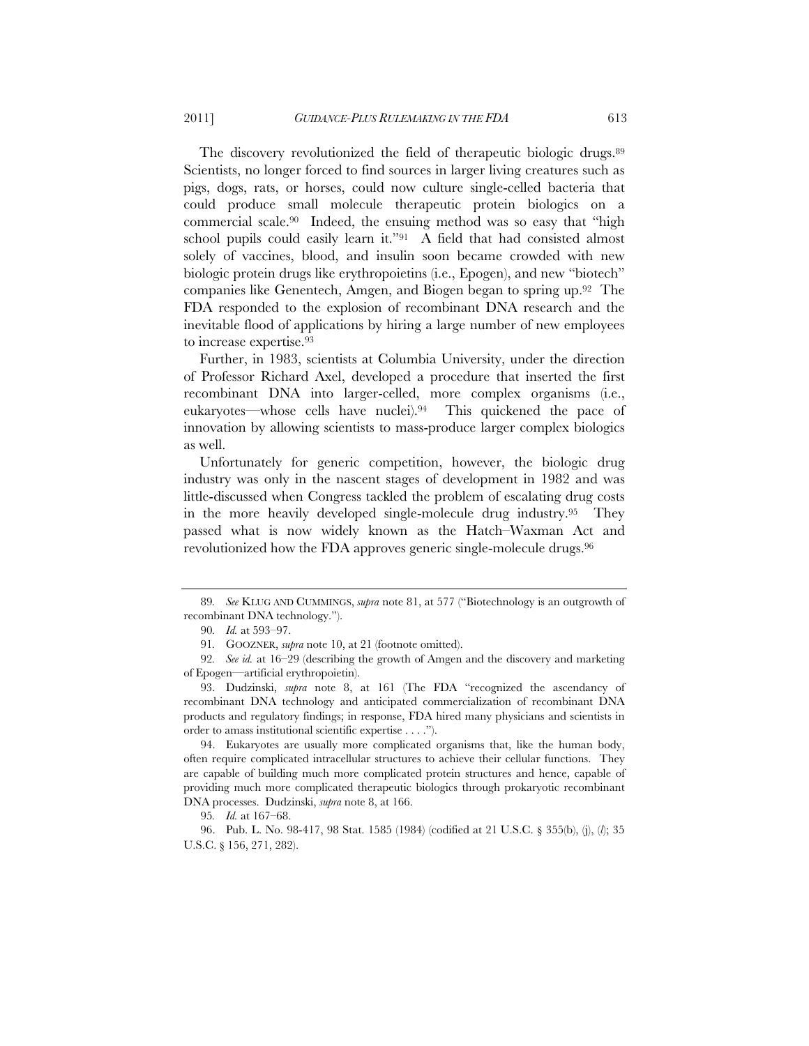The discovery revolutionized the field of therapeutic biologic drugs.[89] Scientists, no longer forced to find sources in larger living creatures such as pigs, dogs, rats, or horses, could now culture single-celled bacteria that could produce small molecule therapeutic protein biologics on a commercial scale.[90] Indeed, the ensuing method was so easy that "high school pupils could easily learn it."[91] A field that had consisted almost solely of vaccines, blood, and insulin soon became crowded with new biologic protein drugs like erythropoietins (i.e., Epogen), and new "biotech" companies like Genentech, Amgen, and Biogen began to spring up.[92] The FDA responded to the explosion of recombinant DNA research and the inevitable flood of applications by hiring a large number of new employees to increase expertise.[93]

Further, in 1983, scientists at Columbia University, under the direction of Professor Richard Axel, developed a procedure that inserted the first recombinant DNA into larger-celled, more complex organisms (i.e., eukaryotes—whose cells have nuclei).[94] This quickened the pace of innovation by allowing scientists to mass-produce larger complex biologics as well.

Unfortunately for generic competition, however, the biologic drug industry was only in the nascent stages of development in 1982 and was little-discussed when Congress tackled the problem of escalating drug costs in the more heavily developed single-molecule drug industry.[95] They passed what is now widely known as the Hatch–Waxman Act and revolutionized how the FDA approves generic single-molecule drugs.[96]

---

89. *See* KLUG AND CUMMINGS, *supra* note 81, at 577 ("Biotechnology is an outgrowth of recombinant DNA technology.").

90. *Id.* at 593–97.

91. GOOZNER, *supra* note 10, at 21 (footnote omitted).

92. *See id.* at 16–29 (describing the growth of Amgen and the discovery and marketing of Epogen—artificial erythropoietin).

93. Dudzinski, *supra* note 8, at 161 (The FDA "recognized the ascendancy of recombinant DNA technology and anticipated commercialization of recombinant DNA products and regulatory findings; in response, FDA hired many physicians and scientists in order to amass institutional scientific expertise . . . .").

94. Eukaryotes are usually more complicated organisms that, like the human body, often require complicated intracellular structures to achieve their cellular functions. They are capable of building much more complicated protein structures and hence, capable of providing much more complicated therapeutic biologics through prokaryotic recombinant DNA processes. Dudzinski, *supra* note 8, at 166.

95. *Id.* at 167–68.

96. Pub. L. No. 98-417, 98 Stat. 1585 (1984) (codified at 21 U.S.C. § 355(b), (j), (*l*); 35 U.S.C. § 156, 271, 282).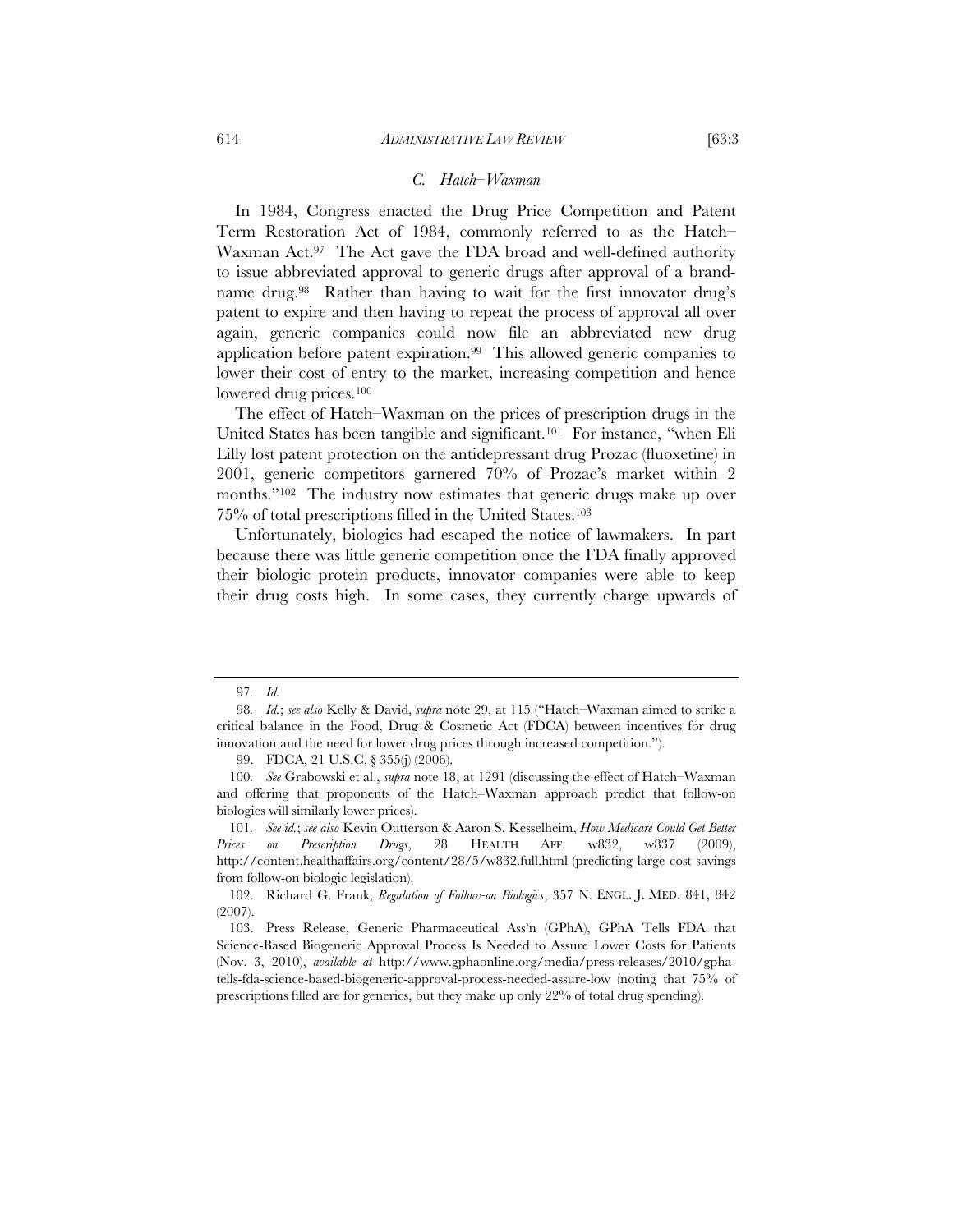### *C. Hatch–Waxman*

In 1984, Congress enacted the Drug Price Competition and Patent Term Restoration Act of 1984, commonly referred to as the Hatch–Waxman Act.[97] The Act gave the FDA broad and well-defined authority to issue abbreviated approval to generic drugs after approval of a brand-name drug.[98] Rather than having to wait for the first innovator drug's patent to expire and then having to repeat the process of approval all over again, generic companies could now file an abbreviated new drug application before patent expiration.[99] This allowed generic companies to lower their cost of entry to the market, increasing competition and hence lowered drug prices.[100]

The effect of Hatch–Waxman on the prices of prescription drugs in the United States has been tangible and significant.[101] For instance, "when Eli Lilly lost patent protection on the antidepressant drug Prozac (fluoxetine) in 2001, generic competitors garnered 70% of Prozac's market within 2 months."[102] The industry now estimates that generic drugs make up over 75% of total prescriptions filled in the United States.[103]

Unfortunately, biologics had escaped the notice of lawmakers. In part because there was little generic competition once the FDA finally approved their biologic protein products, innovator companies were able to keep their drug costs high. In some cases, they currently charge upwards of

---

97. *Id.*

98. *Id.*; *see also* Kelly & David, *supra* note 29, at 115 ("Hatch–Waxman aimed to strike a critical balance in the Food, Drug & Cosmetic Act (FDCA) between incentives for drug innovation and the need for lower drug prices through increased competition.").

99. FDCA, 21 U.S.C. § 355(j) (2006).

100. *See* Grabowski et al., *supra* note 18, at 1291 (discussing the effect of Hatch–Waxman and offering that proponents of the Hatch–Waxman approach predict that follow-on biologics will similarly lower prices).

101. *See id.*; *see also* Kevin Outterson & Aaron S. Kesselheim, *How Medicare Could Get Better Prices on Prescription Drugs*, 28 HEALTH AFF. w832, w837 (2009), http://content.healthaffairs.org/content/28/5/w832.full.html (predicting large cost savings from follow-on biologic legislation).

102. Richard G. Frank, *Regulation of Follow-on Biologics*, 357 N. ENGL. J. MED. 841, 842 (2007).

103. Press Release, Generic Pharmaceutical Ass'n (GPhA), GPhA Tells FDA that Science-Based Biogeneric Approval Process Is Needed to Assure Lower Costs for Patients (Nov. 3, 2010), *available at* http://www.gphaonline.org/media/press-releases/2010/gpha-tells-fda-science-based-biogeneric-approval-process-needed-assure-low (noting that 75% of prescriptions filled are for generics, but they make up only 22% of total drug spending).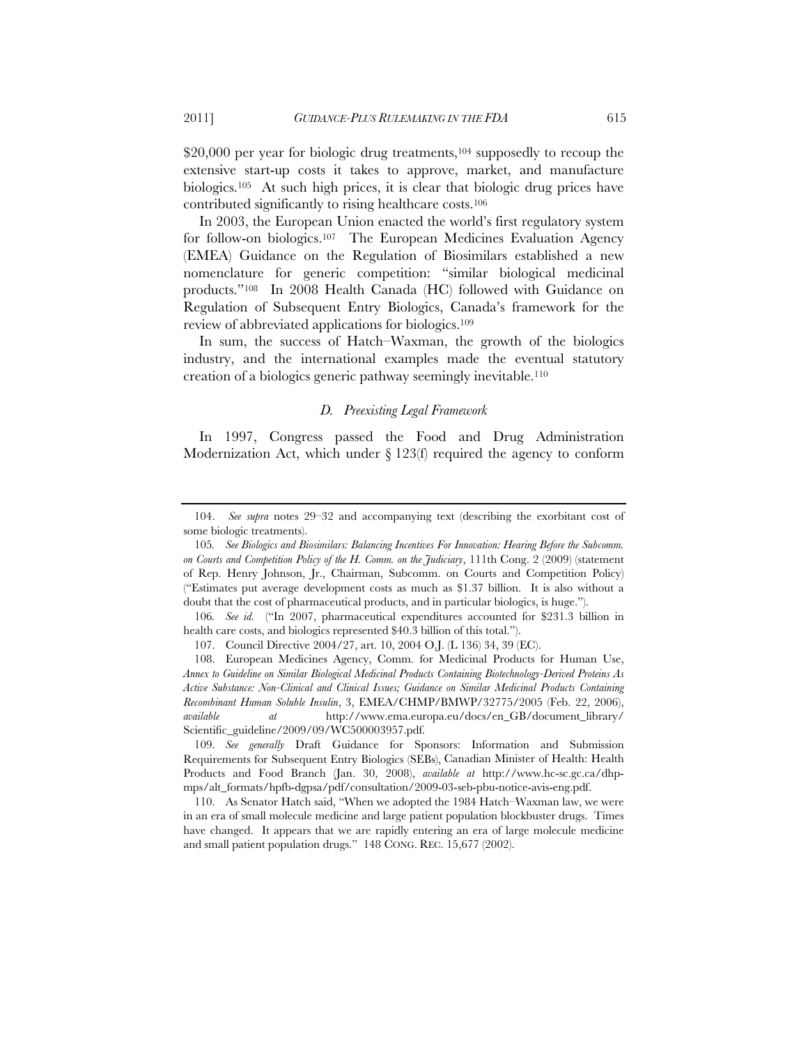$20,000 per year for biologic drug treatments,[104] supposedly to recoup the extensive start-up costs it takes to approve, market, and manufacture biologics.[105] At such high prices, it is clear that biologic drug prices have contributed significantly to rising healthcare costs.[106]

In 2003, the European Union enacted the world's first regulatory system for follow-on biologics.[107] The European Medicines Evaluation Agency (EMEA) Guidance on the Regulation of Biosimilars established a new nomenclature for generic competition: "similar biological medicinal products."[108] In 2008 Health Canada (HC) followed with Guidance on Regulation of Subsequent Entry Biologics, Canada's framework for the review of abbreviated applications for biologics.[109]

In sum, the success of Hatch–Waxman, the growth of the biologics industry, and the international examples made the eventual statutory creation of a biologics generic pathway seemingly inevitable.[110]

### *D. Preexisting Legal Framework*

In 1997, Congress passed the Food and Drug Administration Modernization Act, which under § 123(f) required the agency to conform

---

104. *See supra* notes 29–32 and accompanying text (describing the exorbitant cost of some biologic treatments).

105. *See Biologics and Biosimilars: Balancing Incentives For Innovation: Hearing Before the Subcomm. on Courts and Competition Policy of the H. Comm. on the Judiciary*, 111th Cong. 2 (2009) (statement of Rep. Henry Johnson, Jr., Chairman, Subcomm. on Courts and Competition Policy) ("Estimates put average development costs as much as $1.37 billion. It is also without a doubt that the cost of pharmaceutical products, and in particular biologics, is huge.").

106. *See id.* ("In 2007, pharmaceutical expenditures accounted for $231.3 billion in health care costs, and biologics represented $40.3 billion of this total.").

107. Council Directive 2004/27, art. 10, 2004 O.J. (L 136) 34, 39 (EC).

108. European Medicines Agency, Comm. for Medicinal Products for Human Use, *Annex to Guideline on Similar Biological Medicinal Products Containing Biotechnology-Derived Proteins As Active Substance: Non-Clinical and Clinical Issues; Guidance on Similar Medicinal Products Containing Recombinant Human Soluble Insulin*, 3, EMEA/CHMP/BMWP/32775/2005 (Feb. 22, 2006), *available at* http://www.ema.europa.eu/docs/en_GB/document_library/Scientific_guideline/2009/09/WC500003957.pdf.

109. *See generally* Draft Guidance for Sponsors: Information and Submission Requirements for Subsequent Entry Biologics (SEBs), Canadian Minister of Health: Health Products and Food Branch (Jan. 30, 2008), *available at* http://www.hc-sc.gc.ca/dhp-mps/alt_formats/hpfb-dgpsa/pdf/consultation/2009-03-seb-pbu-notice-avis-eng.pdf.

110. As Senator Hatch said, "When we adopted the 1984 Hatch–Waxman law, we were in an era of small molecule medicine and large patient population blockbuster drugs. Times have changed. It appears that we are rapidly entering an era of large molecule medicine and small patient population drugs." 148 CONG. REC. 15,677 (2002).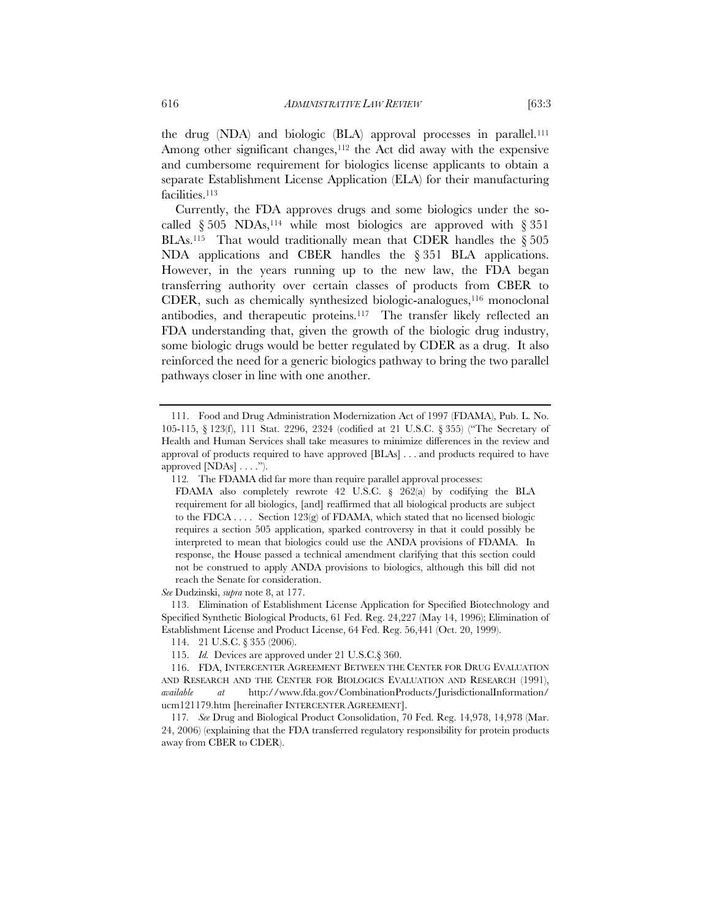the drug (NDA) and biologic (BLA) approval processes in parallel.[111] Among other significant changes,[112] the Act did away with the expensive and cumbersome requirement for biologics license applicants to obtain a separate Establishment License Application (ELA) for their manufacturing facilities.[113]

Currently, the FDA approves drugs and some biologics under the so-called § 505 NDAs,[114] while most biologics are approved with § 351 BLAs.[115] That would traditionally mean that CDER handles the § 505 NDA applications and CBER handles the § 351 BLA applications. However, in the years running up to the new law, the FDA began transferring authority over certain classes of products from CBER to CDER, such as chemically synthesized biologic-analogues,[116] monoclonal antibodies, and therapeutic proteins.[117] The transfer likely reflected an FDA understanding that, given the growth of the biologic drug industry, some biologic drugs would be better regulated by CDER as a drug. It also reinforced the need for a generic biologics pathway to bring the two parallel pathways closer in line with one another.

---

111. Food and Drug Administration Modernization Act of 1997 (FDAMA), Pub. L. No. 105-115, § 123(f), 111 Stat. 2296, 2324 (codified at 21 U.S.C. § 355) ("The Secretary of Health and Human Services shall take measures to minimize differences in the review and approval of products required to have approved [BLAs] . . . and products required to have approved [NDAs] . . . .").

112. The FDAMA did far more than require parallel approval processes:

> FDAMA also completely rewrote 42 U.S.C. § 262(a) by codifying the BLA requirement for all biologics, [and] reaffirmed that all biological products are subject to the FDCA . . . . Section 123(g) of FDAMA, which stated that no licensed biologic requires a section 505 application, sparked controversy in that it could possibly be interpreted to mean that biologics could use the ANDA provisions of FDAMA. In response, the House passed a technical amendment clarifying that this section could not be construed to apply ANDA provisions to biologics, although this bill did not reach the Senate for consideration.

*See* Dudzinski, *supra* note 8, at 177.

113. Elimination of Establishment License Application for Specified Biotechnology and Specified Synthetic Biological Products, 61 Fed. Reg. 24,227 (May 14, 1996); Elimination of Establishment License and Product License, 64 Fed. Reg. 56,441 (Oct. 20, 1999).

114. 21 U.S.C. § 355 (2006).

115. *Id.* Devices are approved under 21 U.S.C.§ 360.

116. FDA, INTERCENTER AGREEMENT BETWEEN THE CENTER FOR DRUG EVALUATION AND RESEARCH AND THE CENTER FOR BIOLOGICS EVALUATION AND RESEARCH (1991), *available at* http://www.fda.gov/CombinationProducts/JurisdictionalInformation/ucm121179.htm [hereinafter INTERCENTER AGREEMENT].

117. *See* Drug and Biological Product Consolidation, 70 Fed. Reg. 14,978, 14,978 (Mar. 24, 2006) (explaining that the FDA transferred regulatory responsibility for protein products away from CBER to CDER).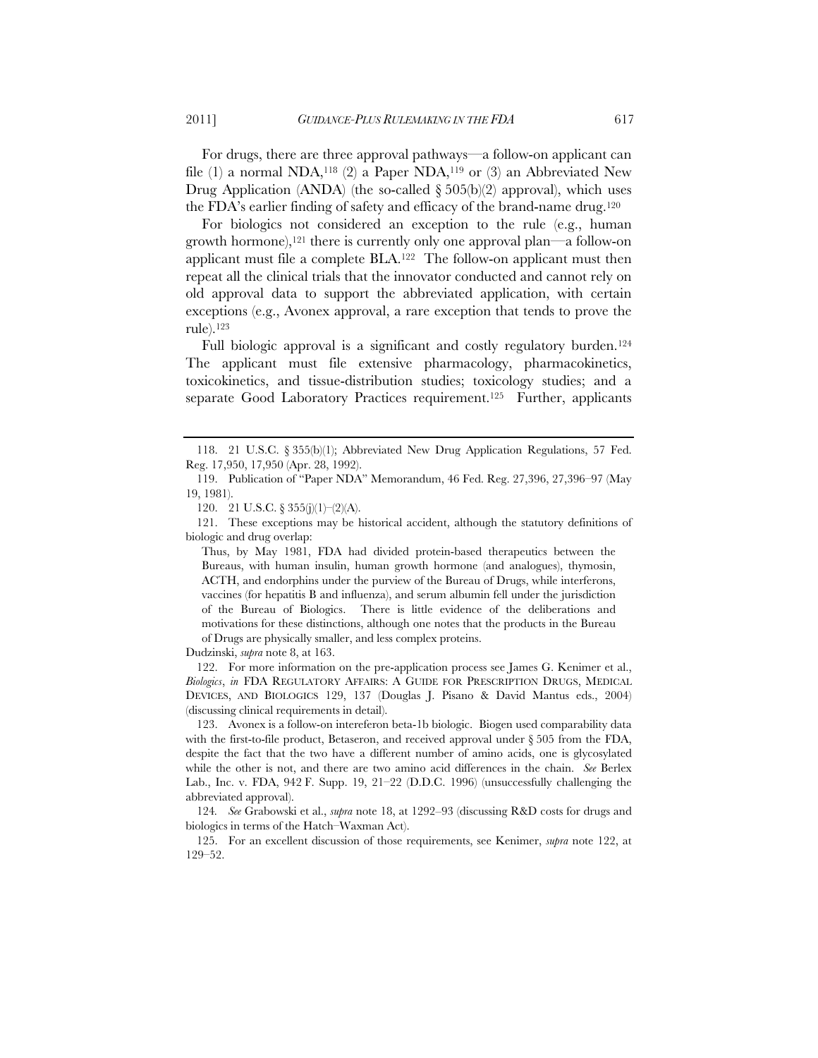For drugs, there are three approval pathways—a follow-on applicant can file (1) a normal NDA,[118] (2) a Paper NDA,[119] or (3) an Abbreviated New Drug Application (ANDA) (the so-called § 505(b)(2) approval), which uses the FDA's earlier finding of safety and efficacy of the brand-name drug.[120]

For biologics not considered an exception to the rule (e.g., human growth hormone),[121] there is currently only one approval plan—a follow-on applicant must file a complete BLA.[122] The follow-on applicant must then repeat all the clinical trials that the innovator conducted and cannot rely on old approval data to support the abbreviated application, with certain exceptions (e.g., Avonex approval, a rare exception that tends to prove the rule).[123]

Full biologic approval is a significant and costly regulatory burden.[124] The applicant must file extensive pharmacology, pharmacokinetics, toxicokinetics, and tissue-distribution studies; toxicology studies; and a separate Good Laboratory Practices requirement.[125] Further, applicants

---

118. 21 U.S.C. § 355(b)(1); Abbreviated New Drug Application Regulations, 57 Fed. Reg. 17,950, 17,950 (Apr. 28, 1992).

119. Publication of "Paper NDA" Memorandum, 46 Fed. Reg. 27,396, 27,396–97 (May 19, 1981).

120. 21 U.S.C. § 355(j)(1)–(2)(A).

121. These exceptions may be historical accident, although the statutory definitions of biologic and drug overlap:

> Thus, by May 1981, FDA had divided protein-based therapeutics between the Bureaus, with human insulin, human growth hormone (and analogues), thymosin, ACTH, and endorphins under the purview of the Bureau of Drugs, while interferons, vaccines (for hepatitis B and influenza), and serum albumin fell under the jurisdiction of the Bureau of Biologics. There is little evidence of the deliberations and motivations for these distinctions, although one notes that the products in the Bureau of Drugs are physically smaller, and less complex proteins.

Dudzinski, *supra* note 8, at 163.

122. For more information on the pre-application process see James G. Kenimer et al., *Biologics*, *in* FDA REGULATORY AFFAIRS: A GUIDE FOR PRESCRIPTION DRUGS, MEDICAL DEVICES, AND BIOLOGICS 129, 137 (Douglas J. Pisano & David Mantus eds., 2004) (discussing clinical requirements in detail).

123. Avonex is a follow-on intereferon beta-1b biologic. Biogen used comparability data with the first-to-file product, Betaseron, and received approval under § 505 from the FDA, despite the fact that the two have a different number of amino acids, one is glycosylated while the other is not, and there are two amino acid differences in the chain. *See* Berlex Lab., Inc. v. FDA, 942 F. Supp. 19, 21–22 (D.D.C. 1996) (unsuccessfully challenging the abbreviated approval).

124. *See* Grabowski et al., *supra* note 18, at 1292–93 (discussing R&D costs for drugs and biologics in terms of the Hatch–Waxman Act).

125. For an excellent discussion of those requirements, see Kenimer, *supra* note 122, at 129–52.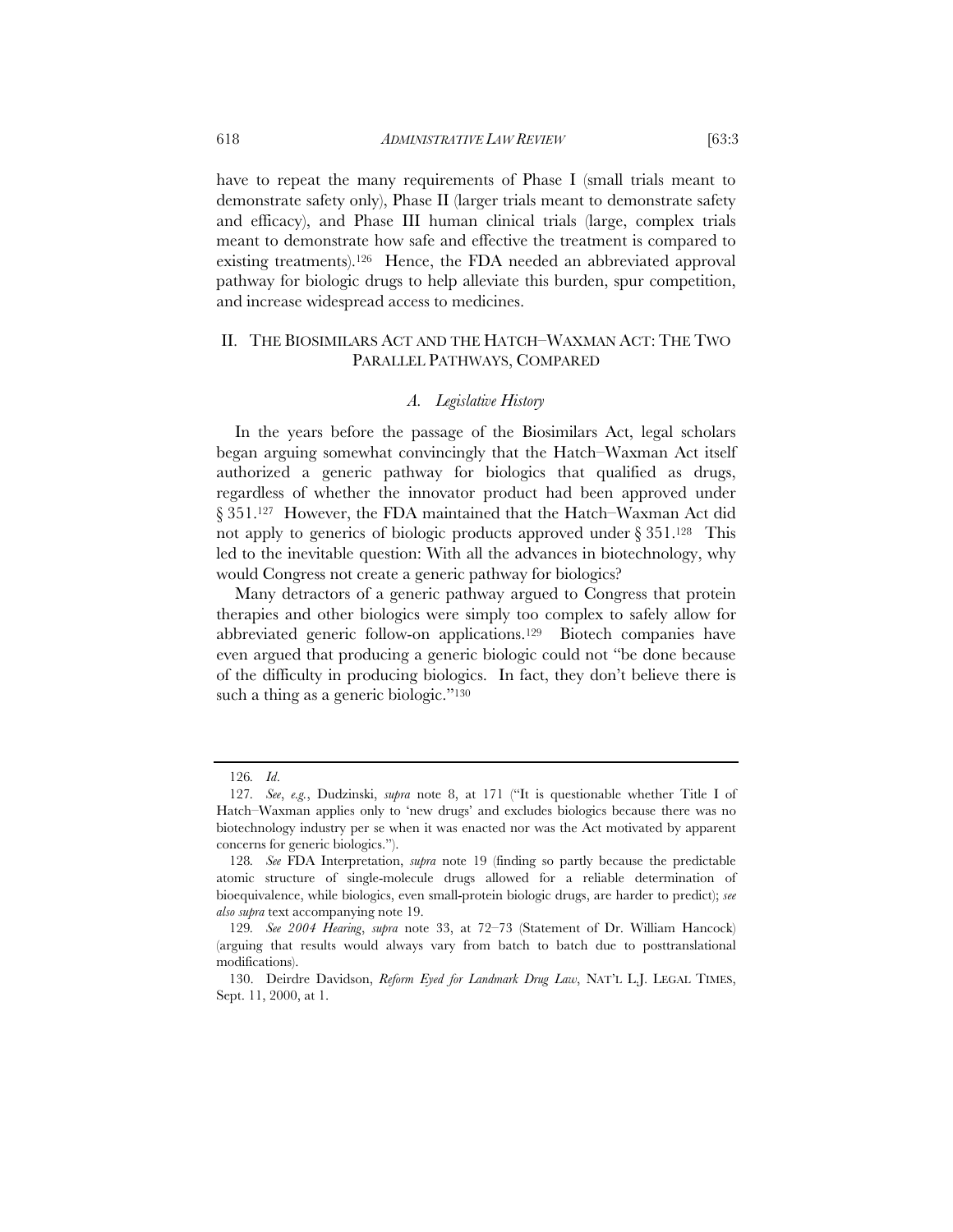have to repeat the many requirements of Phase I (small trials meant to demonstrate safety only), Phase II (larger trials meant to demonstrate safety and efficacy), and Phase III human clinical trials (large, complex trials meant to demonstrate how safe and effective the treatment is compared to existing treatments).[126] Hence, the FDA needed an abbreviated approval pathway for biologic drugs to help alleviate this burden, spur competition, and increase widespread access to medicines.

## II. THE BIOSIMILARS ACT AND THE HATCH–WAXMAN ACT: THE TWO PARALLEL PATHWAYS, COMPARED

### *A. Legislative History*

In the years before the passage of the Biosimilars Act, legal scholars began arguing somewhat convincingly that the Hatch–Waxman Act itself authorized a generic pathway for biologics that qualified as drugs, regardless of whether the innovator product had been approved under § 351.[127] However, the FDA maintained that the Hatch–Waxman Act did not apply to generics of biologic products approved under § 351.[128] This led to the inevitable question: With all the advances in biotechnology, why would Congress not create a generic pathway for biologics?

Many detractors of a generic pathway argued to Congress that protein therapies and other biologics were simply too complex to safely allow for abbreviated generic follow-on applications.[129] Biotech companies have even argued that producing a generic biologic could not "be done because of the difficulty in producing biologics. In fact, they don't believe there is such a thing as a generic biologic."[130]

---

126. *Id.*

127. *See, e.g.*, Dudzinski, *supra* note 8, at 171 ("It is questionable whether Title I of Hatch–Waxman applies only to 'new drugs' and excludes biologics because there was no biotechnology industry per se when it was enacted nor was the Act motivated by apparent concerns for generic biologics.").

128. *See* FDA Interpretation, *supra* note 19 (finding so partly because the predictable atomic structure of single-molecule drugs allowed for a reliable determination of bioequivalence, while biologics, even small-protein biologic drugs, are harder to predict); *see also supra* text accompanying note 19.

129. *See 2004 Hearing*, *supra* note 33, at 72–73 (Statement of Dr. William Hancock) (arguing that results would always vary from batch to batch due to posttranslational modifications).

130. Deirdre Davidson, *Reform Eyed for Landmark Drug Law*, NAT'L L.J. LEGAL TIMES, Sept. 11, 2000, at 1.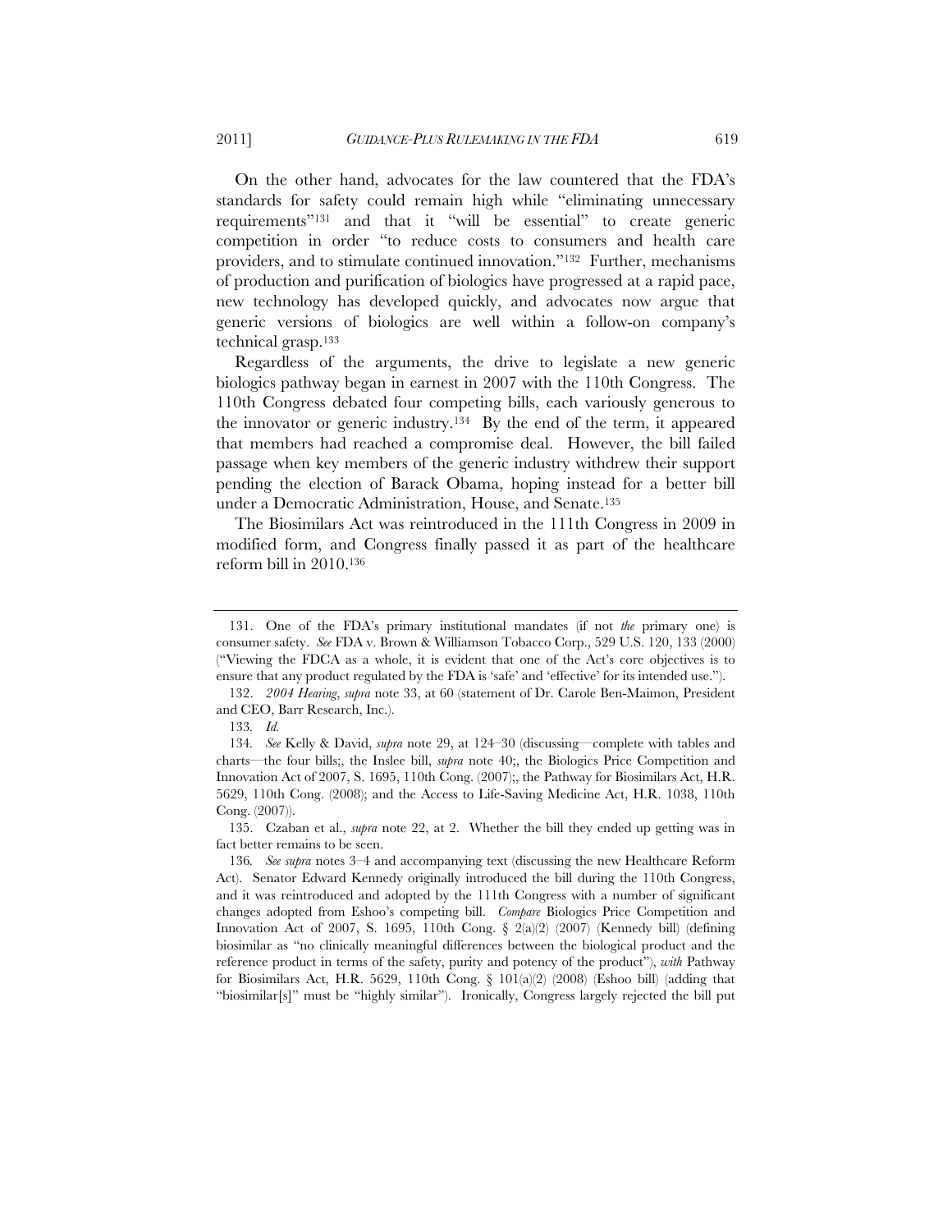On the other hand, advocates for the law countered that the FDA's standards for safety could remain high while "eliminating unnecessary requirements"[131] and that it "will be essential" to create generic competition in order "to reduce costs to consumers and health care providers, and to stimulate continued innovation."[132] Further, mechanisms of production and purification of biologics have progressed at a rapid pace, new technology has developed quickly, and advocates now argue that generic versions of biologics are well within a follow-on company's technical grasp.[133]

Regardless of the arguments, the drive to legislate a new generic biologics pathway began in earnest in 2007 with the 110th Congress. The 110th Congress debated four competing bills, each variously generous to the innovator or generic industry.[134] By the end of the term, it appeared that members had reached a compromise deal. However, the bill failed passage when key members of the generic industry withdrew their support pending the election of Barack Obama, hoping instead for a better bill under a Democratic Administration, House, and Senate.[135]

The Biosimilars Act was reintroduced in the 111th Congress in 2009 in modified form, and Congress finally passed it as part of the healthcare reform bill in 2010.[136]

---

131. One of the FDA's primary institutional mandates (if not *the* primary one) is consumer safety. *See* FDA v. Brown & Williamson Tobacco Corp., 529 U.S. 120, 133 (2000) ("Viewing the FDCA as a whole, it is evident that one of the Act's core objectives is to ensure that any product regulated by the FDA is 'safe' and 'effective' for its intended use.").

132. *2004 Hearing*, *supra* note 33, at 60 (statement of Dr. Carole Ben-Maimon, President and CEO, Barr Research, Inc.).

133. *Id.*

134. *See* Kelly & David, *supra* note 29, at 124–30 (discussing—complete with tables and charts—the four bills;, the Inslee bill, *supra* note 40;, the Biologics Price Competition and Innovation Act of 2007, S. 1695, 110th Cong. (2007);, the Pathway for Biosimilars Act, H.R. 5629, 110th Cong. (2008); and the Access to Life-Saving Medicine Act, H.R. 1038, 110th Cong. (2007)).

135. Czaban et al., *supra* note 22, at 2. Whether the bill they ended up getting was in fact better remains to be seen.

136. *See supra* notes 3–4 and accompanying text (discussing the new Healthcare Reform Act). Senator Edward Kennedy originally introduced the bill during the 110th Congress, and it was reintroduced and adopted by the 111th Congress with a number of significant changes adopted from Eshoo's competing bill. *Compare* Biologics Price Competition and Innovation Act of 2007, S. 1695, 110th Cong. § 2(a)(2) (2007) (Kennedy bill) (defining biosimilar as "no clinically meaningful differences between the biological product and the reference product in terms of the safety, purity and potency of the product"), *with* Pathway for Biosimilars Act, H.R. 5629, 110th Cong. § 101(a)(2) (2008) (Eshoo bill) (adding that "biosimilar[s]" must be "highly similar"). Ironically, Congress largely rejected the bill put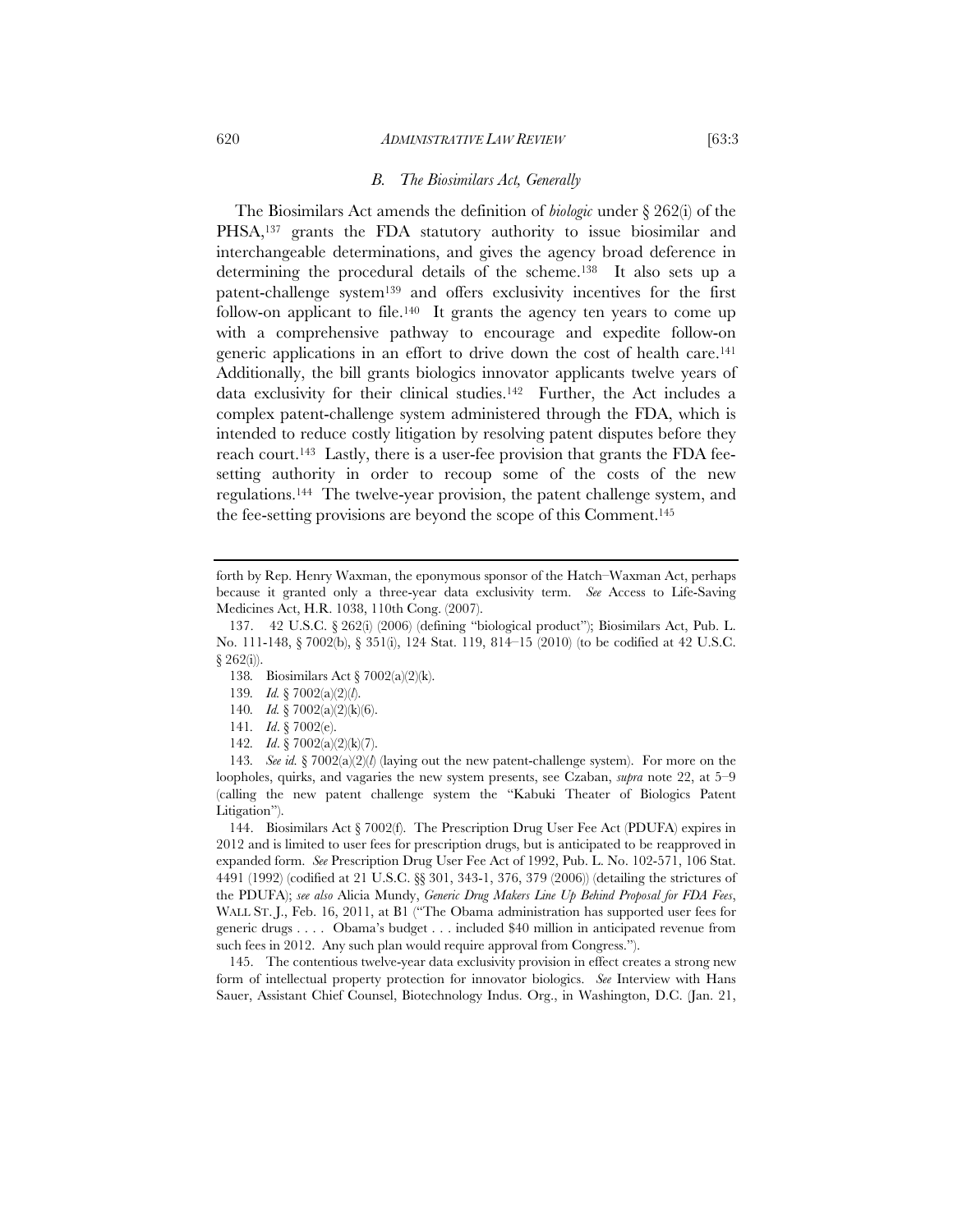### *B. The Biosimilars Act, Generally*

The Biosimilars Act amends the definition of *biologic* under § 262(i) of the PHSA,[137] grants the FDA statutory authority to issue biosimilar and interchangeable determinations, and gives the agency broad deference in determining the procedural details of the scheme.[138] It also sets up a patent-challenge system[139] and offers exclusivity incentives for the first follow-on applicant to file.[140] It grants the agency ten years to come up with a comprehensive pathway to encourage and expedite follow-on generic applications in an effort to drive down the cost of health care.[141] Additionally, the bill grants biologics innovator applicants twelve years of data exclusivity for their clinical studies.[142] Further, the Act includes a complex patent-challenge system administered through the FDA, which is intended to reduce costly litigation by resolving patent disputes before they reach court.[143] Lastly, there is a user-fee provision that grants the FDA fee-setting authority in order to recoup some of the costs of the new regulations.[144] The twelve-year provision, the patent challenge system, and the fee-setting provisions are beyond the scope of this Comment.[145]

---

forth by Rep. Henry Waxman, the eponymous sponsor of the Hatch–Waxman Act, perhaps because it granted only a three-year data exclusivity term. *See* Access to Life-Saving Medicines Act, H.R. 1038, 110th Cong. (2007).

137. 42 U.S.C. § 262(i) (2006) (defining "biological product"); Biosimilars Act, Pub. L. No. 111-148, § 7002(b), § 351(i), 124 Stat. 119, 814–15 (2010) (to be codified at 42 U.S.C. § 262(i)).

138. Biosimilars Act § 7002(a)(2)(k).

139. *Id.* § 7002(a)(2)(*l*).

140. *Id.* § 7002(a)(2)(k)(6).

141. *Id*. § 7002(e).

142. *Id*. § 7002(a)(2)(k)(7).

143. *See id.* § 7002(a)(2)(*l*) (laying out the new patent-challenge system). For more on the loopholes, quirks, and vagaries the new system presents, see Czaban, *supra* note 22, at 5–9 (calling the new patent challenge system the "Kabuki Theater of Biologics Patent Litigation").

144. Biosimilars Act § 7002(f). The Prescription Drug User Fee Act (PDUFA) expires in 2012 and is limited to user fees for prescription drugs, but is anticipated to be reapproved in expanded form. *See* Prescription Drug User Fee Act of 1992, Pub. L. No. 102-571, 106 Stat. 4491 (1992) (codified at 21 U.S.C. §§ 301, 343-1, 376, 379 (2006)) (detailing the strictures of the PDUFA); *see also* Alicia Mundy, *Generic Drug Makers Line Up Behind Proposal for FDA Fees*, WALL ST. J., Feb. 16, 2011, at B1 ("The Obama administration has supported user fees for generic drugs . . . . Obama's budget . . . included $40 million in anticipated revenue from such fees in 2012. Any such plan would require approval from Congress.").

145. The contentious twelve-year data exclusivity provision in effect creates a strong new form of intellectual property protection for innovator biologics. *See* Interview with Hans Sauer, Assistant Chief Counsel, Biotechnology Indus. Org., in Washington, D.C. (Jan. 21,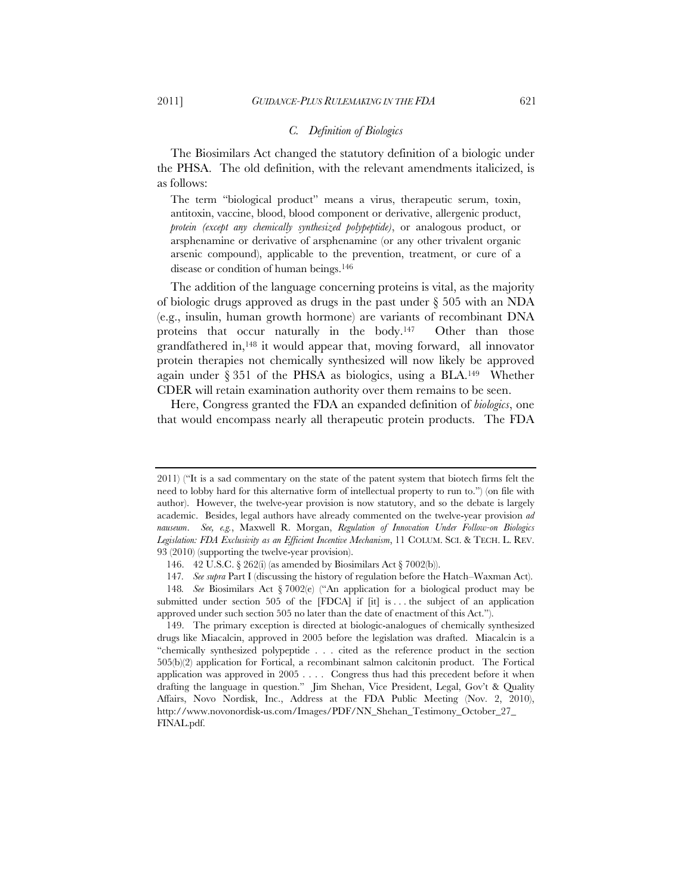### C. Definition of Biologics

The Biosimilars Act changed the statutory definition of a biologic under the PHSA. The old definition, with the relevant amendments italicized, is as follows:

> The term "biological product" means a virus, therapeutic serum, toxin, antitoxin, vaccine, blood, blood component or derivative, allergenic product, *protein (except any chemically synthesized polypeptide)*, or analogous product, or arsphenamine or derivative of arsphenamine (or any other trivalent organic arsenic compound), applicable to the prevention, treatment, or cure of a disease or condition of human beings.[146]

The addition of the language concerning proteins is vital, as the majority of biologic drugs approved as drugs in the past under § 505 with an NDA (e.g., insulin, human growth hormone) are variants of recombinant DNA proteins that occur naturally in the body.[147] Other than those grandfathered in,[148] it would appear that, moving forward, all innovator protein therapies not chemically synthesized will now likely be approved again under § 351 of the PHSA as biologics, using a BLA.[149] Whether CDER will retain examination authority over them remains to be seen.

Here, Congress granted the FDA an expanded definition of *biologics*, one that would encompass nearly all therapeutic protein products. The FDA

---

2011) ("It is a sad commentary on the state of the patent system that biotech firms felt the need to lobby hard for this alternative form of intellectual property to run to.") (on file with author). However, the twelve-year provision is now statutory, and so the debate is largely academic. Besides, legal authors have already commented on the twelve-year provision *ad nauseum*. *See, e.g.*, Maxwell R. Morgan, *Regulation of Innovation Under Follow-on Biologics Legislation: FDA Exclusivity as an Efficient Incentive Mechanism*, 11 COLUM. SCI. & TECH. L. REV. 93 (2010) (supporting the twelve-year provision).

146. 42 U.S.C. § 262(i) (as amended by Biosimilars Act § 7002(b)).

147. *See supra* Part I (discussing the history of regulation before the Hatch–Waxman Act).

148. *See* Biosimilars Act § 7002(e) ("An application for a biological product may be submitted under section 505 of the [FDCA] if [it] is . . . the subject of an application approved under such section 505 no later than the date of enactment of this Act.").

149. The primary exception is directed at biologic-analogues of chemically synthesized drugs like Miacalcin, approved in 2005 before the legislation was drafted. Miacalcin is a "chemically synthesized polypeptide . . . cited as the reference product in the section 505(b)(2) application for Fortical, a recombinant salmon calcitonin product. The Fortical application was approved in 2005 . . . . Congress thus had this precedent before it when drafting the language in question." Jim Shehan, Vice President, Legal, Gov't & Quality Affairs, Novo Nordisk, Inc., Address at the FDA Public Meeting (Nov. 2, 2010), http://www.novonordisk-us.com/Images/PDF/NN_Shehan_Testimony_October_27_FINAL.pdf.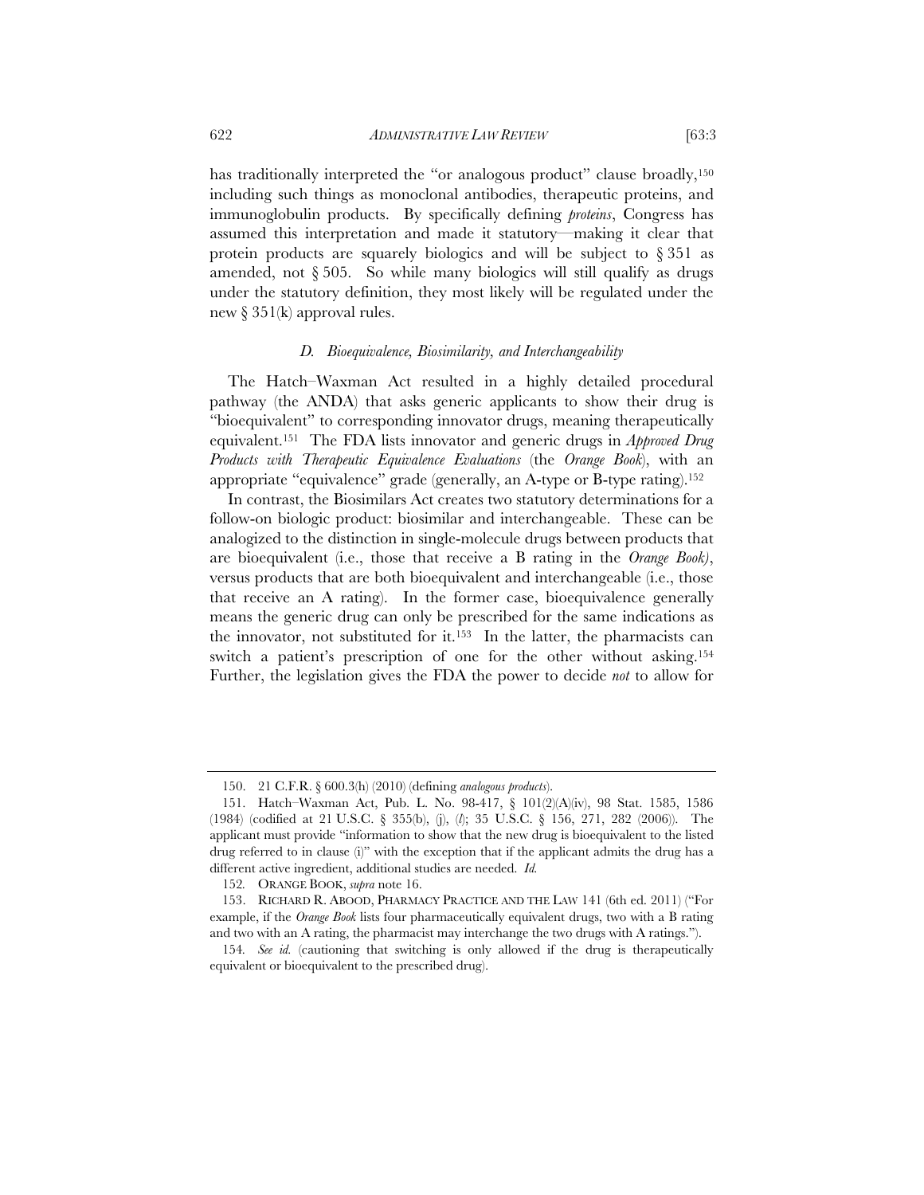has traditionally interpreted the "or analogous product" clause broadly,[150] including such things as monoclonal antibodies, therapeutic proteins, and immunoglobulin products. By specifically defining *proteins*, Congress has assumed this interpretation and made it statutory—making it clear that protein products are squarely biologics and will be subject to § 351 as amended, not § 505. So while many biologics will still qualify as drugs under the statutory definition, they most likely will be regulated under the new § 351(k) approval rules.

### *D. Bioequivalence, Biosimilarity, and Interchangeability*

The Hatch–Waxman Act resulted in a highly detailed procedural pathway (the ANDA) that asks generic applicants to show their drug is "bioequivalent" to corresponding innovator drugs, meaning therapeutically equivalent.[151] The FDA lists innovator and generic drugs in *Approved Drug Products with Therapeutic Equivalence Evaluations* (the *Orange Book*), with an appropriate "equivalence" grade (generally, an A-type or B-type rating).[152]

In contrast, the Biosimilars Act creates two statutory determinations for a follow-on biologic product: biosimilar and interchangeable. These can be analogized to the distinction in single-molecule drugs between products that are bioequivalent (i.e., those that receive a B rating in the *Orange Book)*, versus products that are both bioequivalent and interchangeable (i.e., those that receive an A rating). In the former case, bioequivalence generally means the generic drug can only be prescribed for the same indications as the innovator, not substituted for it.[153] In the latter, the pharmacists can switch a patient's prescription of one for the other without asking.[154] Further, the legislation gives the FDA the power to decide *not* to allow for

---

150. 21 C.F.R. § 600.3(h) (2010) (defining *analogous products*).

151. Hatch–Waxman Act, Pub. L. No. 98-417, § 101(2)(A)(iv), 98 Stat. 1585, 1586 (1984) (codified at 21 U.S.C. § 355(b), (j), (*l*); 35 U.S.C. § 156, 271, 282 (2006)). The applicant must provide "information to show that the new drug is bioequivalent to the listed drug referred to in clause (i)" with the exception that if the applicant admits the drug has a different active ingredient, additional studies are needed. *Id.*

152. ORANGE BOOK, *supra* note 16.

153. RICHARD R. ABOOD, PHARMACY PRACTICE AND THE LAW 141 (6th ed. 2011) ("For example, if the *Orange Book* lists four pharmaceutically equivalent drugs, two with a B rating and two with an A rating, the pharmacist may interchange the two drugs with A ratings.").

154. *See id.* (cautioning that switching is only allowed if the drug is therapeutically equivalent or bioequivalent to the prescribed drug).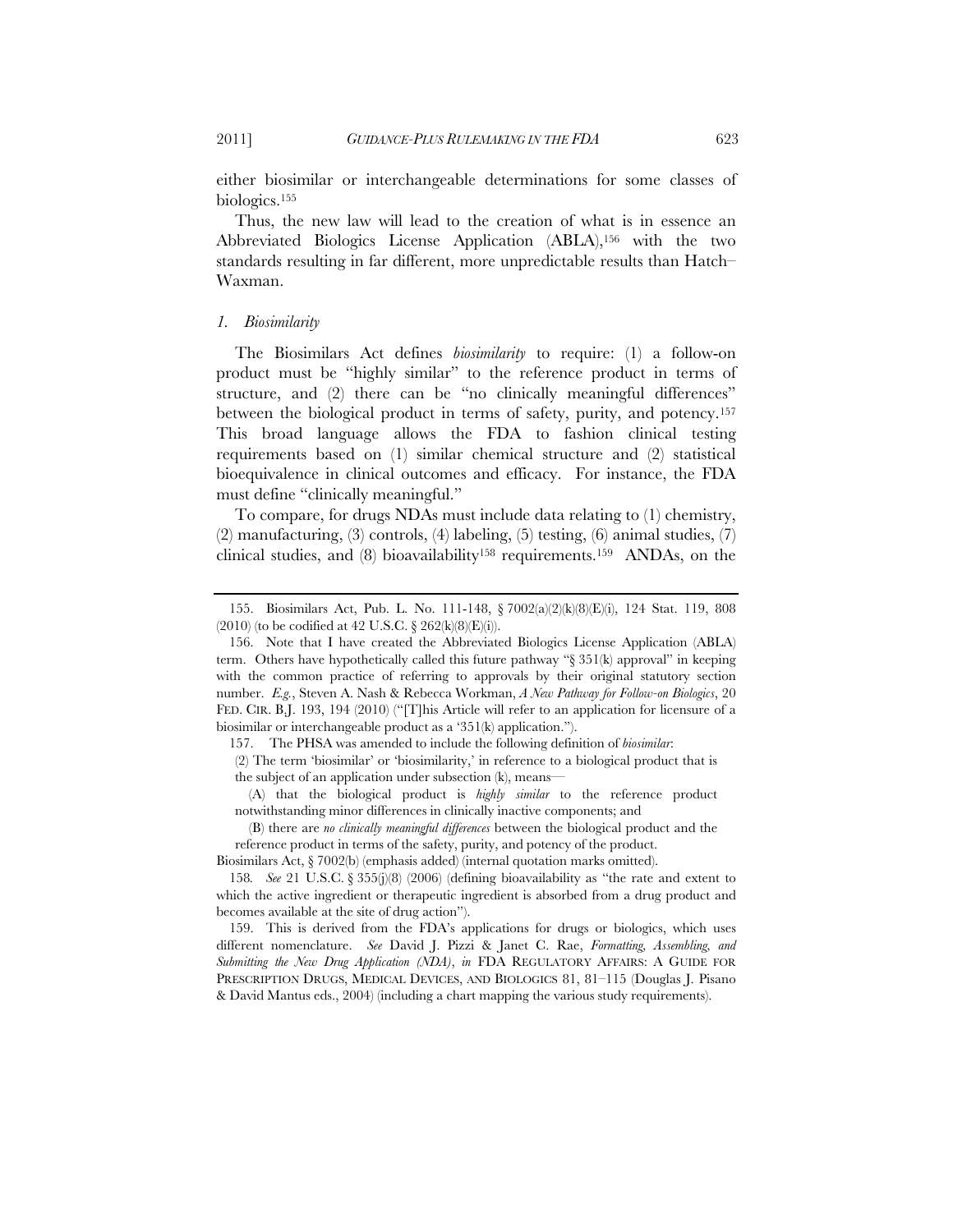either biosimilar or interchangeable determinations for some classes of biologics.[155]

Thus, the new law will lead to the creation of what is in essence an Abbreviated Biologics License Application (ABLA),[156] with the two standards resulting in far different, more unpredictable results than Hatch–Waxman.

### *1. Biosimilarity*

The Biosimilars Act defines *biosimilarity* to require: (1) a follow-on product must be "highly similar" to the reference product in terms of structure, and (2) there can be "no clinically meaningful differences" between the biological product in terms of safety, purity, and potency.[157] This broad language allows the FDA to fashion clinical testing requirements based on (1) similar chemical structure and (2) statistical bioequivalence in clinical outcomes and efficacy. For instance, the FDA must define "clinically meaningful."

To compare, for drugs NDAs must include data relating to (1) chemistry, (2) manufacturing, (3) controls, (4) labeling, (5) testing, (6) animal studies, (7) clinical studies, and (8) bioavailability[158] requirements.[159] ANDAs, on the

---

155. Biosimilars Act, Pub. L. No. 111-148, § 7002(a)(2)(k)(8)(E)(i), 124 Stat. 119, 808 (2010) (to be codified at 42 U.S.C. § 262(k)(8)(E)(i)).

156. Note that I have created the Abbreviated Biologics License Application (ABLA) term. Others have hypothetically called this future pathway "§ 351(k) approval" in keeping with the common practice of referring to approvals by their original statutory section number. *E.g.*, Steven A. Nash & Rebecca Workman, *A New Pathway for Follow-on Biologics*, 20 FED. CIR. B.J. 193, 194 (2010) ("[T]his Article will refer to an application for licensure of a biosimilar or interchangeable product as a '351(k) application.").

157. The PHSA was amended to include the following definition of *biosimilar*:

> (2) The term 'biosimilar' or 'biosimilarity,' in reference to a biological product that is the subject of an application under subsection (k), means—
>
> (A) that the biological product is *highly similar* to the reference product notwithstanding minor differences in clinically inactive components; and
>
> (B) there are *no clinically meaningful differences* between the biological product and the reference product in terms of the safety, purity, and potency of the product.

Biosimilars Act, § 7002(b) (emphasis added) (internal quotation marks omitted).

158. *See* 21 U.S.C. § 355(j)(8) (2006) (defining bioavailability as "the rate and extent to which the active ingredient or therapeutic ingredient is absorbed from a drug product and becomes available at the site of drug action").

159. This is derived from the FDA's applications for drugs or biologics, which uses different nomenclature. *See* David J. Pizzi & Janet C. Rae, *Formatting, Assembling, and Submitting the New Drug Application (NDA)*, *in* FDA REGULATORY AFFAIRS: A GUIDE FOR PRESCRIPTION DRUGS, MEDICAL DEVICES, AND BIOLOGICS 81, 81–115 (Douglas J. Pisano & David Mantus eds., 2004) (including a chart mapping the various study requirements).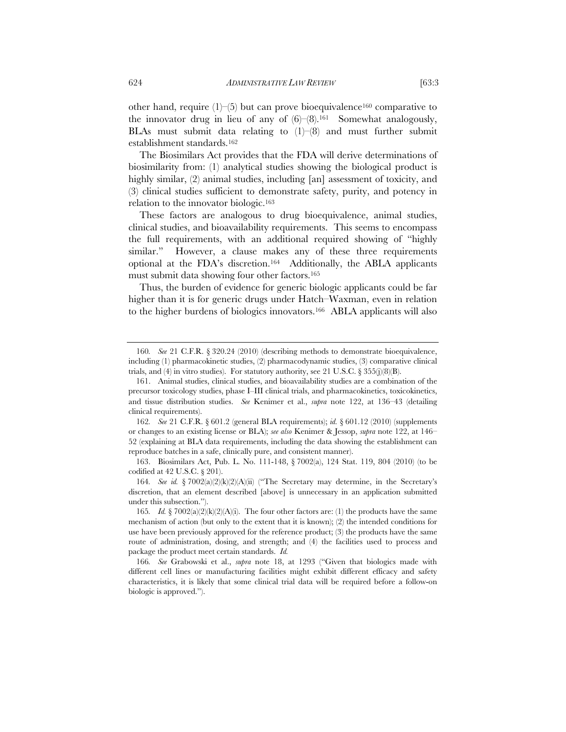other hand, require (1)–(5) but can prove bioequivalence[160] comparative to the innovator drug in lieu of any of (6)–(8).[161] Somewhat analogously, BLAs must submit data relating to (1)–(8) and must further submit establishment standards.[162]

The Biosimilars Act provides that the FDA will derive determinations of biosimilarity from: (1) analytical studies showing the biological product is highly similar, (2) animal studies, including [an] assessment of toxicity, and (3) clinical studies sufficient to demonstrate safety, purity, and potency in relation to the innovator biologic.[163]

These factors are analogous to drug bioequivalence, animal studies, clinical studies, and bioavailability requirements. This seems to encompass the full requirements, with an additional required showing of "highly similar." However, a clause makes any of these three requirements optional at the FDA's discretion.[164] Additionally, the ABLA applicants must submit data showing four other factors.[165]

Thus, the burden of evidence for generic biologic applicants could be far higher than it is for generic drugs under Hatch–Waxman, even in relation to the higher burdens of biologics innovators.[166] ABLA applicants will also

---

160. *See* 21 C.F.R. § 320.24 (2010) (describing methods to demonstrate bioequivalence, including (1) pharmacokinetic studies, (2) pharmacodynamic studies, (3) comparative clinical trials, and (4) in vitro studies). For statutory authority, see 21 U.S.C. § 355(j)(8)(B).

161. Animal studies, clinical studies, and bioavailability studies are a combination of the precursor toxicology studies, phase I–III clinical trials, and pharmacokinetics, toxicokinetics, and tissue distribution studies. *See* Kenimer et al., *supra* note 122, at 136–43 (detailing clinical requirements).

162. *See* 21 C.F.R. § 601.2 (general BLA requirements); *id.* § 601.12 (2010) (supplements or changes to an existing license or BLA); *see also* Kenimer & Jessop, *supra* note 122, at 146–52 (explaining at BLA data requirements, including the data showing the establishment can reproduce batches in a safe, clinically pure, and consistent manner).

163. Biosimilars Act, Pub. L. No. 111-148, § 7002(a), 124 Stat. 119, 804 (2010) (to be codified at 42 U.S.C. § 201).

164. *See id.* § 7002(a)(2)(k)(2)(A)(ii) ("The Secretary may determine, in the Secretary's discretion, that an element described [above] is unnecessary in an application submitted under this subsection.").

165. *Id.* § 7002(a)(2)(k)(2)(A)(i). The four other factors are: (1) the products have the same mechanism of action (but only to the extent that it is known); (2) the intended conditions for use have been previously approved for the reference product; (3) the products have the same route of administration, dosing, and strength; and (4) the facilities used to process and package the product meet certain standards. *Id.*

166. *See* Grabowski et al., *supra* note 18, at 1293 ("Given that biologics made with different cell lines or manufacturing facilities might exhibit different efficacy and safety characteristics, it is likely that some clinical trial data will be required before a follow-on biologic is approved.").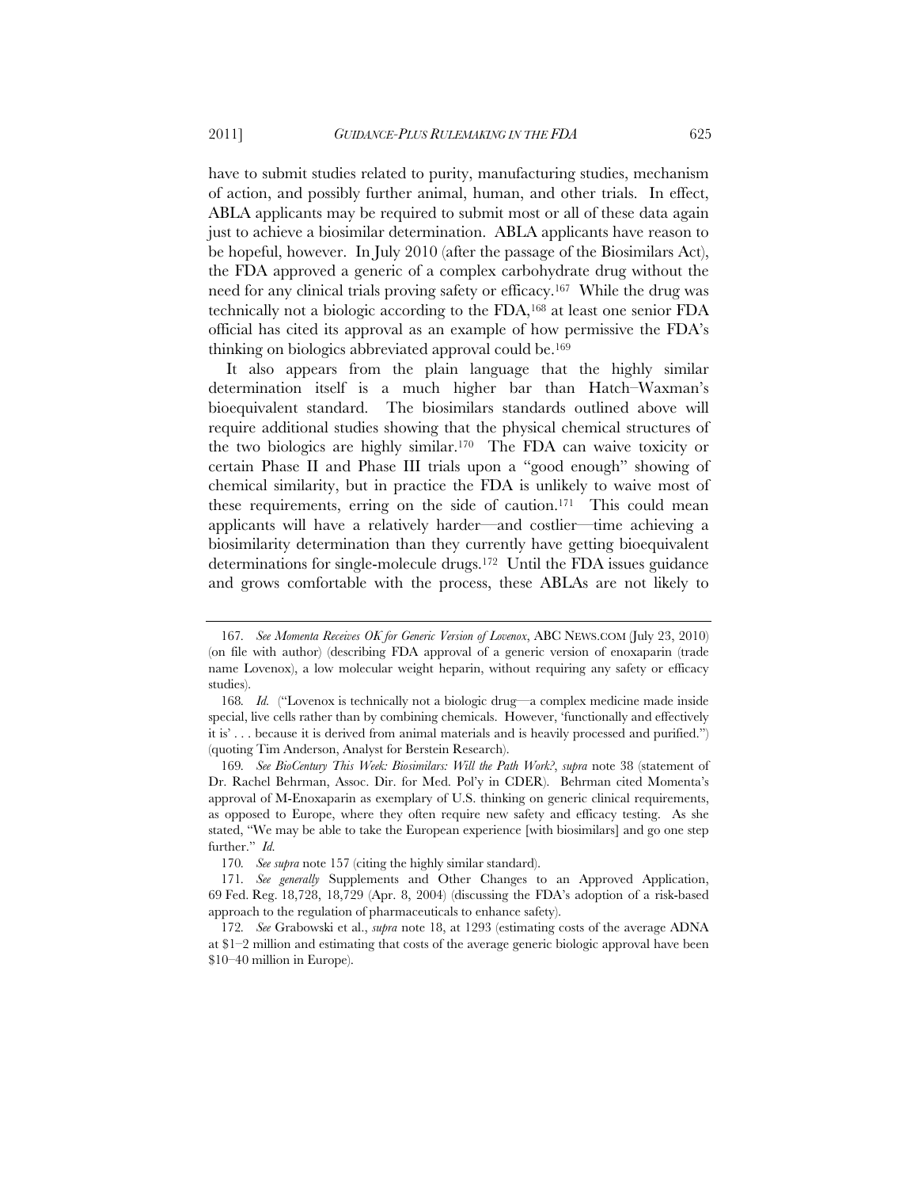have to submit studies related to purity, manufacturing studies, mechanism of action, and possibly further animal, human, and other trials. In effect, ABLA applicants may be required to submit most or all of these data again just to achieve a biosimilar determination. ABLA applicants have reason to be hopeful, however. In July 2010 (after the passage of the Biosimilars Act), the FDA approved a generic of a complex carbohydrate drug without the need for any clinical trials proving safety or efficacy.[167] While the drug was technically not a biologic according to the FDA,[168] at least one senior FDA official has cited its approval as an example of how permissive the FDA's thinking on biologics abbreviated approval could be.[169]

It also appears from the plain language that the highly similar determination itself is a much higher bar than Hatch–Waxman's bioequivalent standard. The biosimilars standards outlined above will require additional studies showing that the physical chemical structures of the two biologics are highly similar.[170] The FDA can waive toxicity or certain Phase II and Phase III trials upon a "good enough" showing of chemical similarity, but in practice the FDA is unlikely to waive most of these requirements, erring on the side of caution.[171] This could mean applicants will have a relatively harder—and costlier—time achieving a biosimilarity determination than they currently have getting bioequivalent determinations for single-molecule drugs.[172] Until the FDA issues guidance and grows comfortable with the process, these ABLAs are not likely to

---

167. *See Momenta Receives OK for Generic Version of Lovenox*, ABC NEWS.COM (July 23, 2010) (on file with author) (describing FDA approval of a generic version of enoxaparin (trade name Lovenox), a low molecular weight heparin, without requiring any safety or efficacy studies).

168. *Id.* ("Lovenox is technically not a biologic drug—a complex medicine made inside special, live cells rather than by combining chemicals. However, 'functionally and effectively it is' . . . because it is derived from animal materials and is heavily processed and purified.") (quoting Tim Anderson, Analyst for Berstein Research).

169. *See BioCentury This Week: Biosimilars: Will the Path Work?*, *supra* note 38 (statement of Dr. Rachel Behrman, Assoc. Dir. for Med. Pol'y in CDER). Behrman cited Momenta's approval of M-Enoxaparin as exemplary of U.S. thinking on generic clinical requirements, as opposed to Europe, where they often require new safety and efficacy testing. As she stated, "We may be able to take the European experience [with biosimilars] and go one step further." *Id.*

170. *See supra* note 157 (citing the highly similar standard).

171. *See generally* Supplements and Other Changes to an Approved Application, 69 Fed. Reg. 18,728, 18,729 (Apr. 8, 2004) (discussing the FDA's adoption of a risk-based approach to the regulation of pharmaceuticals to enhance safety).

172. *See* Grabowski et al., *supra* note 18, at 1293 (estimating costs of the average ADNA at $1–2 million and estimating that costs of the average generic biologic approval have been $10–40 million in Europe).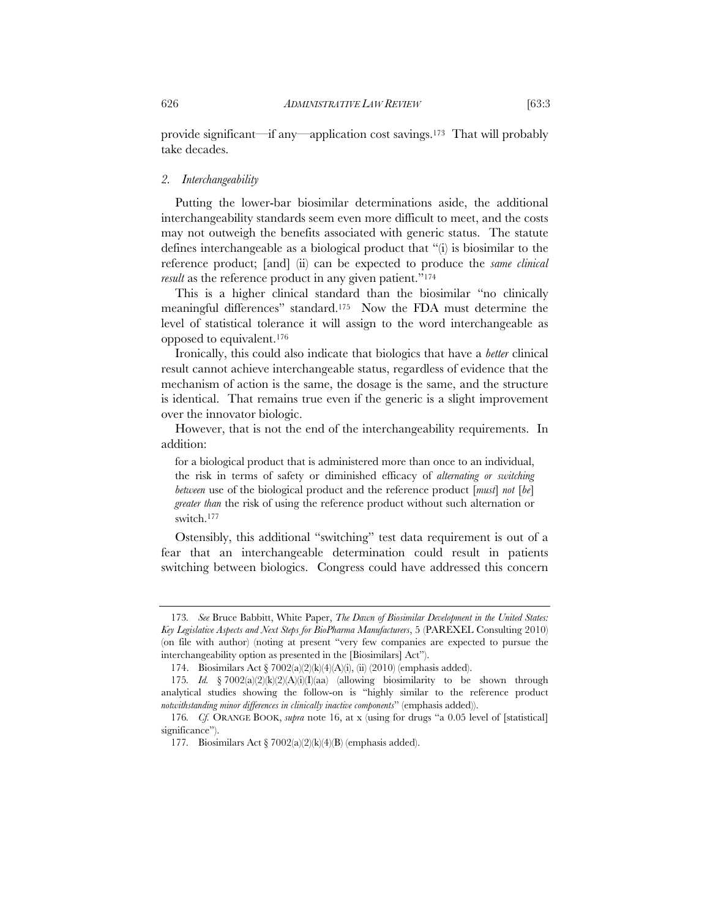provide significant—if any—application cost savings.[173] That will probably take decades.

### 2. *Interchangeability*

Putting the lower-bar biosimilar determinations aside, the additional interchangeability standards seem even more difficult to meet, and the costs may not outweigh the benefits associated with generic status. The statute defines interchangeable as a biological product that "(i) is biosimilar to the reference product; [and] (ii) can be expected to produce the *same clinical result* as the reference product in any given patient."[174]

This is a higher clinical standard than the biosimilar "no clinically meaningful differences" standard.[175] Now the FDA must determine the level of statistical tolerance it will assign to the word interchangeable as opposed to equivalent.[176]

Ironically, this could also indicate that biologics that have a *better* clinical result cannot achieve interchangeable status, regardless of evidence that the mechanism of action is the same, the dosage is the same, and the structure is identical. That remains true even if the generic is a slight improvement over the innovator biologic.

However, that is not the end of the interchangeability requirements. In addition:

> for a biological product that is administered more than once to an individual, the risk in terms of safety or diminished efficacy of *alternating or switching between* use of the biological product and the reference product [*must*] *not* [*be*] *greater than* the risk of using the reference product without such alternation or switch.[177]

Ostensibly, this additional "switching" test data requirement is out of a fear that an interchangeable determination could result in patients switching between biologics. Congress could have addressed this concern

---

173. *See* Bruce Babbitt, White Paper, *The Dawn of Biosimilar Development in the United States: Key Legislative Aspects and Next Steps for BioPharma Manufacturers*, 5 (PAREXEL Consulting 2010) (on file with author) (noting at present "very few companies are expected to pursue the interchangeability option as presented in the [Biosimilars] Act").

174. Biosimilars Act § 7002(a)(2)(k)(4)(A)(i), (ii) (2010) (emphasis added).

175. *Id.* § 7002(a)(2)(k)(2)(A)(i)(I)(aa) (allowing biosimilarity to be shown through analytical studies showing the follow-on is "highly similar to the reference product *notwithstanding minor differences in clinically inactive components*" (emphasis added)).

176. *Cf.* ORANGE BOOK, *supra* note 16, at x (using for drugs "a 0.05 level of [statistical] significance").

177. Biosimilars Act § 7002(a)(2)(k)(4)(B) (emphasis added).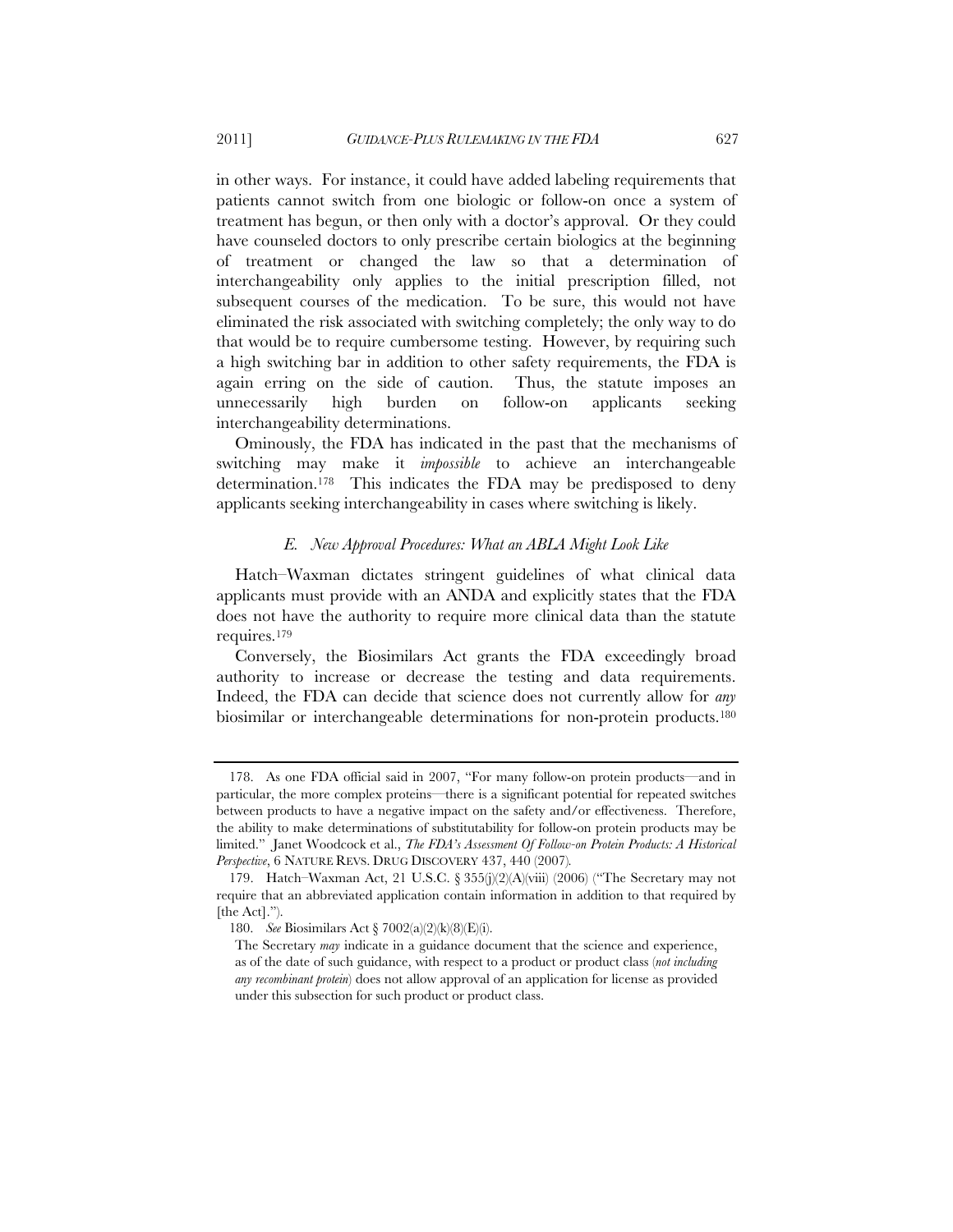in other ways. For instance, it could have added labeling requirements that patients cannot switch from one biologic or follow-on once a system of treatment has begun, or then only with a doctor's approval. Or they could have counseled doctors to only prescribe certain biologics at the beginning of treatment or changed the law so that a determination of interchangeability only applies to the initial prescription filled, not subsequent courses of the medication. To be sure, this would not have eliminated the risk associated with switching completely; the only way to do that would be to require cumbersome testing. However, by requiring such a high switching bar in addition to other safety requirements, the FDA is again erring on the side of caution. Thus, the statute imposes an unnecessarily high burden on follow-on applicants seeking interchangeability determinations.

Ominously, the FDA has indicated in the past that the mechanisms of switching may make it *impossible* to achieve an interchangeable determination.[178] This indicates the FDA may be predisposed to deny applicants seeking interchangeability in cases where switching is likely.

### *E. New Approval Procedures: What an ABLA Might Look Like*

Hatch–Waxman dictates stringent guidelines of what clinical data applicants must provide with an ANDA and explicitly states that the FDA does not have the authority to require more clinical data than the statute requires.[179]

Conversely, the Biosimilars Act grants the FDA exceedingly broad authority to increase or decrease the testing and data requirements. Indeed, the FDA can decide that science does not currently allow for *any* biosimilar or interchangeable determinations for non-protein products.[180]

---

178. As one FDA official said in 2007, "For many follow-on protein products—and in particular, the more complex proteins—there is a significant potential for repeated switches between products to have a negative impact on the safety and/or effectiveness. Therefore, the ability to make determinations of substitutability for follow-on protein products may be limited." Janet Woodcock et al., *The FDA's Assessment Of Follow-on Protein Products: A Historical Perspective*, 6 NATURE REVS. DRUG DISCOVERY 437, 440 (2007).

179. Hatch–Waxman Act, 21 U.S.C. § 355(j)(2)(A)(viii) (2006) ("The Secretary may not require that an abbreviated application contain information in addition to that required by [the Act].").

180. *See* Biosimilars Act § 7002(a)(2)(k)(8)(E)(i).

> The Secretary *may* indicate in a guidance document that the science and experience, as of the date of such guidance, with respect to a product or product class (*not including any recombinant protein*) does not allow approval of an application for license as provided under this subsection for such product or product class.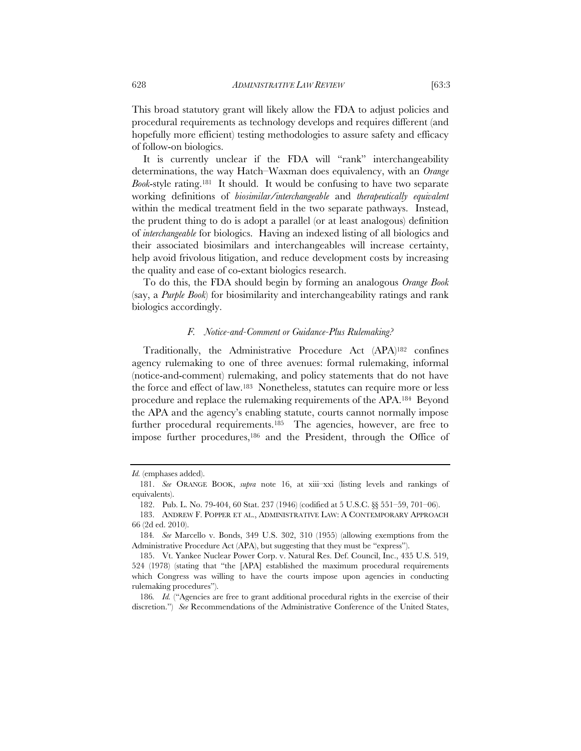This broad statutory grant will likely allow the FDA to adjust policies and procedural requirements as technology develops and requires different (and hopefully more efficient) testing methodologies to assure safety and efficacy of follow-on biologics.

It is currently unclear if the FDA will "rank" interchangeability determinations, the way Hatch–Waxman does equivalency, with an *Orange Book*-style rating.[181] It should. It would be confusing to have two separate working definitions of *biosimilar/interchangeable* and *therapeutically equivalent* within the medical treatment field in the two separate pathways. Instead, the prudent thing to do is adopt a parallel (or at least analogous) definition of *interchangeable* for biologics. Having an indexed listing of all biologics and their associated biosimilars and interchangeables will increase certainty, help avoid frivolous litigation, and reduce development costs by increasing the quality and ease of co-extant biologics research.

To do this, the FDA should begin by forming an analogous *Orange Book* (say, a *Purple Book*) for biosimilarity and interchangeability ratings and rank biologics accordingly.

### *F. Notice-and-Comment or Guidance-Plus Rulemaking?*

Traditionally, the Administrative Procedure Act (APA)[182] confines agency rulemaking to one of three avenues: formal rulemaking, informal (notice-and-comment) rulemaking, and policy statements that do not have the force and effect of law.[183] Nonetheless, statutes can require more or less procedure and replace the rulemaking requirements of the APA.[184] Beyond the APA and the agency's enabling statute, courts cannot normally impose further procedural requirements.[185] The agencies, however, are free to impose further procedures,[186] and the President, through the Office of

---

*Id.* (emphases added).

181. *See* ORANGE BOOK, *supra* note 16, at xiii–xxi (listing levels and rankings of equivalents).

182. Pub. L. No. 79-404, 60 Stat. 237 (1946) (codified at 5 U.S.C. §§ 551–59, 701–06).

183. ANDREW F. POPPER ET AL., ADMINISTRATIVE LAW: A CONTEMPORARY APPROACH 66 (2d ed. 2010).

184. *See* Marcello v. Bonds, 349 U.S. 302, 310 (1955) (allowing exemptions from the Administrative Procedure Act (APA), but suggesting that they must be "express").

185. Vt. Yankee Nuclear Power Corp. v. Natural Res. Def. Council, Inc., 435 U.S. 519, 524 (1978) (stating that "the [APA] established the maximum procedural requirements which Congress was willing to have the courts impose upon agencies in conducting rulemaking procedures").

186. *Id.* ("Agencies are free to grant additional procedural rights in the exercise of their discretion.") *See* Recommendations of the Administrative Conference of the United States,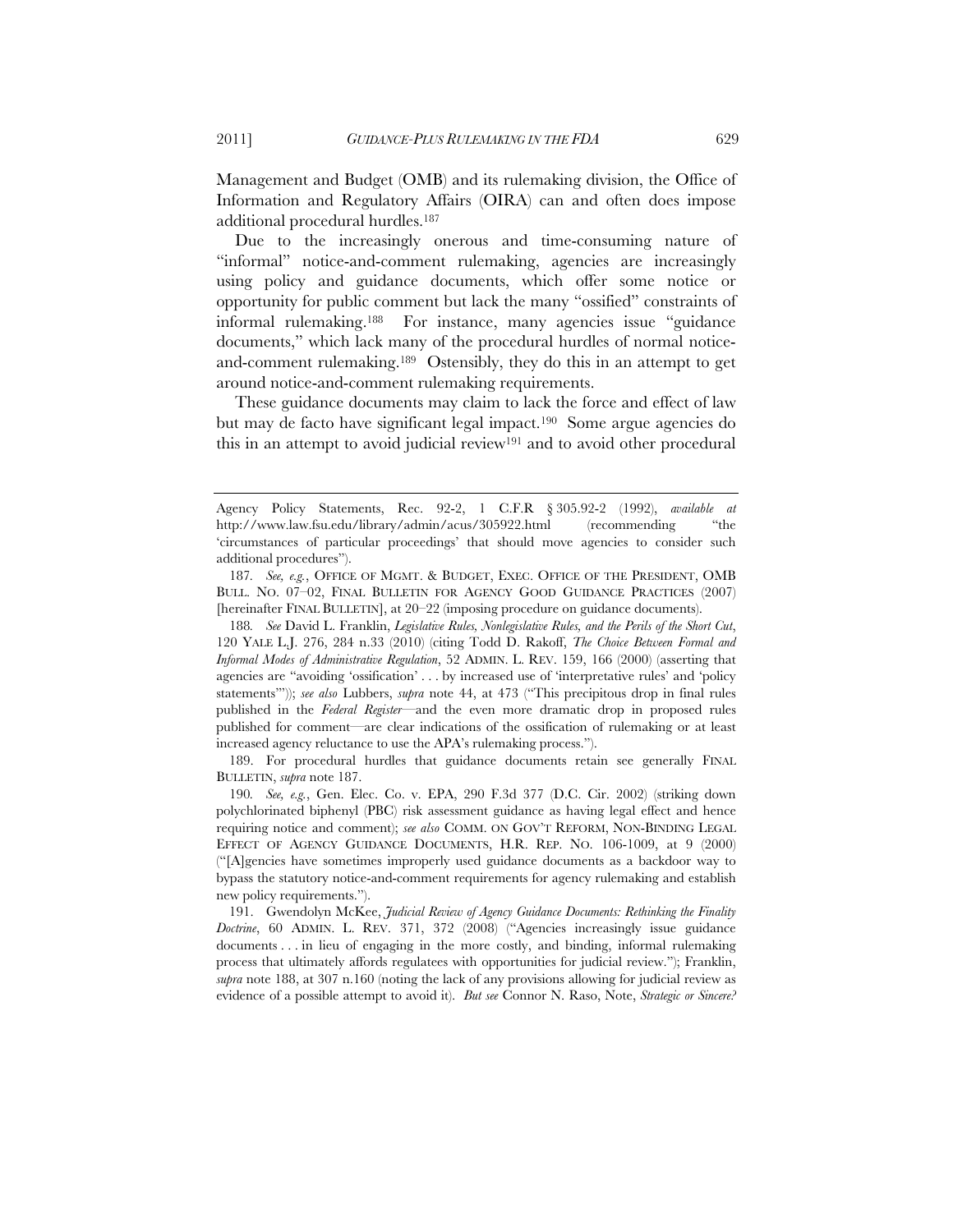Management and Budget (OMB) and its rulemaking division, the Office of Information and Regulatory Affairs (OIRA) can and often does impose additional procedural hurdles.[187]

Due to the increasingly onerous and time-consuming nature of "informal" notice-and-comment rulemaking, agencies are increasingly using policy and guidance documents, which offer some notice or opportunity for public comment but lack the many "ossified" constraints of informal rulemaking.[188] For instance, many agencies issue "guidance documents," which lack many of the procedural hurdles of normal notice-and-comment rulemaking.[189] Ostensibly, they do this in an attempt to get around notice-and-comment rulemaking requirements.

These guidance documents may claim to lack the force and effect of law but may de facto have significant legal impact.[190] Some argue agencies do this in an attempt to avoid judicial review[191] and to avoid other procedural

---

Agency Policy Statements, Rec. 92-2, 1 C.F.R § 305.92-2 (1992), *available at* http://www.law.fsu.edu/library/admin/acus/305922.html (recommending "the 'circumstances of particular proceedings' that should move agencies to consider such additional procedures").

187. *See, e.g.*, OFFICE OF MGMT. & BUDGET, EXEC. OFFICE OF THE PRESIDENT, OMB BULL. NO. 07–02, FINAL BULLETIN FOR AGENCY GOOD GUIDANCE PRACTICES (2007) [hereinafter FINAL BULLETIN], at 20–22 (imposing procedure on guidance documents).

188. *See* David L. Franklin, *Legislative Rules, Nonlegislative Rules, and the Perils of the Short Cut*, 120 YALE L.J. 276, 284 n.33 (2010) (citing Todd D. Rakoff, *The Choice Between Formal and Informal Modes of Administrative Regulation*, 52 ADMIN. L. REV. 159, 166 (2000) (asserting that agencies are "avoiding 'ossification' . . . by increased use of 'interpretative rules' and 'policy statements'")); *see also* Lubbers, *supra* note 44, at 473 ("This precipitous drop in final rules published in the *Federal Register*—and the even more dramatic drop in proposed rules published for comment—are clear indications of the ossification of rulemaking or at least increased agency reluctance to use the APA's rulemaking process.").

189. For procedural hurdles that guidance documents retain see generally FINAL BULLETIN, *supra* note 187.

190. *See, e.g.*, Gen. Elec. Co. v. EPA, 290 F.3d 377 (D.C. Cir. 2002) (striking down polychlorinated biphenyl (PBC) risk assessment guidance as having legal effect and hence requiring notice and comment); *see also* COMM. ON GOV'T REFORM, NON-BINDING LEGAL EFFECT OF AGENCY GUIDANCE DOCUMENTS, H.R. REP. NO. 106-1009, at 9 (2000) ("[A]gencies have sometimes improperly used guidance documents as a backdoor way to bypass the statutory notice-and-comment requirements for agency rulemaking and establish new policy requirements.").

191. Gwendolyn McKee, *Judicial Review of Agency Guidance Documents: Rethinking the Finality Doctrine*, 60 ADMIN. L. REV. 371, 372 (2008) ("Agencies increasingly issue guidance documents . . . in lieu of engaging in the more costly, and binding, informal rulemaking process that ultimately affords regulatees with opportunities for judicial review."); Franklin, *supra* note 188, at 307 n.160 (noting the lack of any provisions allowing for judicial review as evidence of a possible attempt to avoid it). *But see* Connor N. Raso, Note, *Strategic or Sincere?*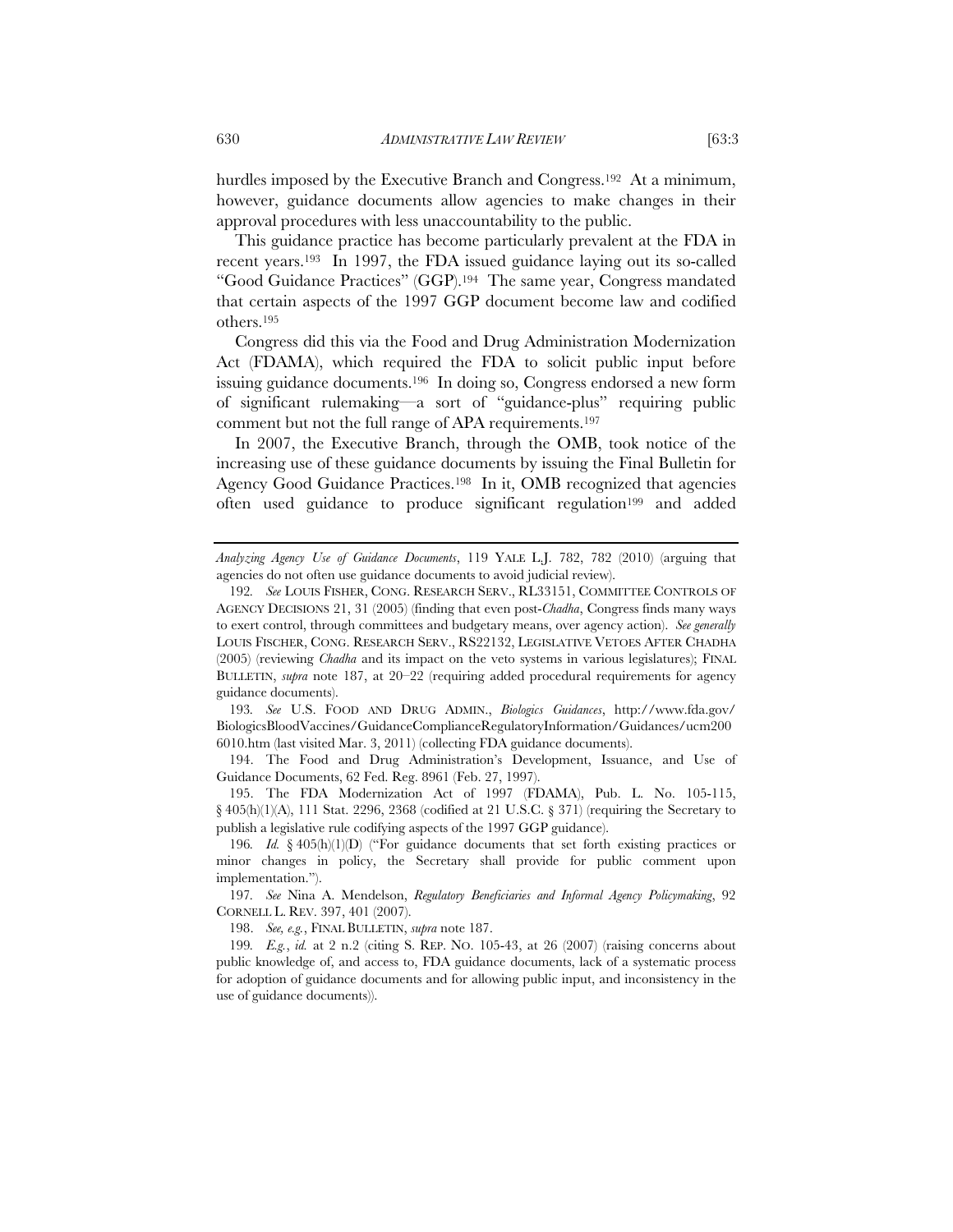hurdles imposed by the Executive Branch and Congress.[192] At a minimum, however, guidance documents allow agencies to make changes in their approval procedures with less unaccountability to the public.

This guidance practice has become particularly prevalent at the FDA in recent years.[193] In 1997, the FDA issued guidance laying out its so-called "Good Guidance Practices" (GGP).[194] The same year, Congress mandated that certain aspects of the 1997 GGP document become law and codified others.[195]

Congress did this via the Food and Drug Administration Modernization Act (FDAMA), which required the FDA to solicit public input before issuing guidance documents.[196] In doing so, Congress endorsed a new form of significant rulemaking—a sort of "guidance-plus" requiring public comment but not the full range of APA requirements.[197]

In 2007, the Executive Branch, through the OMB, took notice of the increasing use of these guidance documents by issuing the Final Bulletin for Agency Good Guidance Practices.[198] In it, OMB recognized that agencies often used guidance to produce significant regulation[199] and added

---

*Analyzing Agency Use of Guidance Documents*, 119 YALE L.J. 782, 782 (2010) (arguing that agencies do not often use guidance documents to avoid judicial review).

192. *See* LOUIS FISHER, CONG. RESEARCH SERV., RL33151, COMMITTEE CONTROLS OF AGENCY DECISIONS 21, 31 (2005) (finding that even post-*Chadha*, Congress finds many ways to exert control, through committees and budgetary means, over agency action). *See generally* LOUIS FISCHER, CONG. RESEARCH SERV., RS22132, LEGISLATIVE VETOES AFTER CHADHA (2005) (reviewing *Chadha* and its impact on the veto systems in various legislatures); FINAL BULLETIN, *supra* note 187, at 20–22 (requiring added procedural requirements for agency guidance documents).

193. *See* U.S. FOOD AND DRUG ADMIN., *Biologics Guidances*, http://www.fda.gov/BiologicsBloodVaccines/GuidanceComplianceRegulatoryInformation/Guidances/ucm2006010.htm (last visited Mar. 3, 2011) (collecting FDA guidance documents).

194. The Food and Drug Administration's Development, Issuance, and Use of Guidance Documents, 62 Fed. Reg. 8961 (Feb. 27, 1997).

195. The FDA Modernization Act of 1997 (FDAMA), Pub. L. No. 105-115, § 405(h)(1)(A), 111 Stat. 2296, 2368 (codified at 21 U.S.C. § 371) (requiring the Secretary to publish a legislative rule codifying aspects of the 1997 GGP guidance).

196. *Id.* § 405(h)(1)(D) ("For guidance documents that set forth existing practices or minor changes in policy, the Secretary shall provide for public comment upon implementation.").

197. *See* Nina A. Mendelson, *Regulatory Beneficiaries and Informal Agency Policymaking*, 92 CORNELL L. REV. 397, 401 (2007).

198. *See, e.g.*, FINAL BULLETIN, *supra* note 187.

199. *E.g.*, *id.* at 2 n.2 (citing S. REP. NO. 105-43, at 26 (2007) (raising concerns about public knowledge of, and access to, FDA guidance documents, lack of a systematic process for adoption of guidance documents and for allowing public input, and inconsistency in the use of guidance documents)).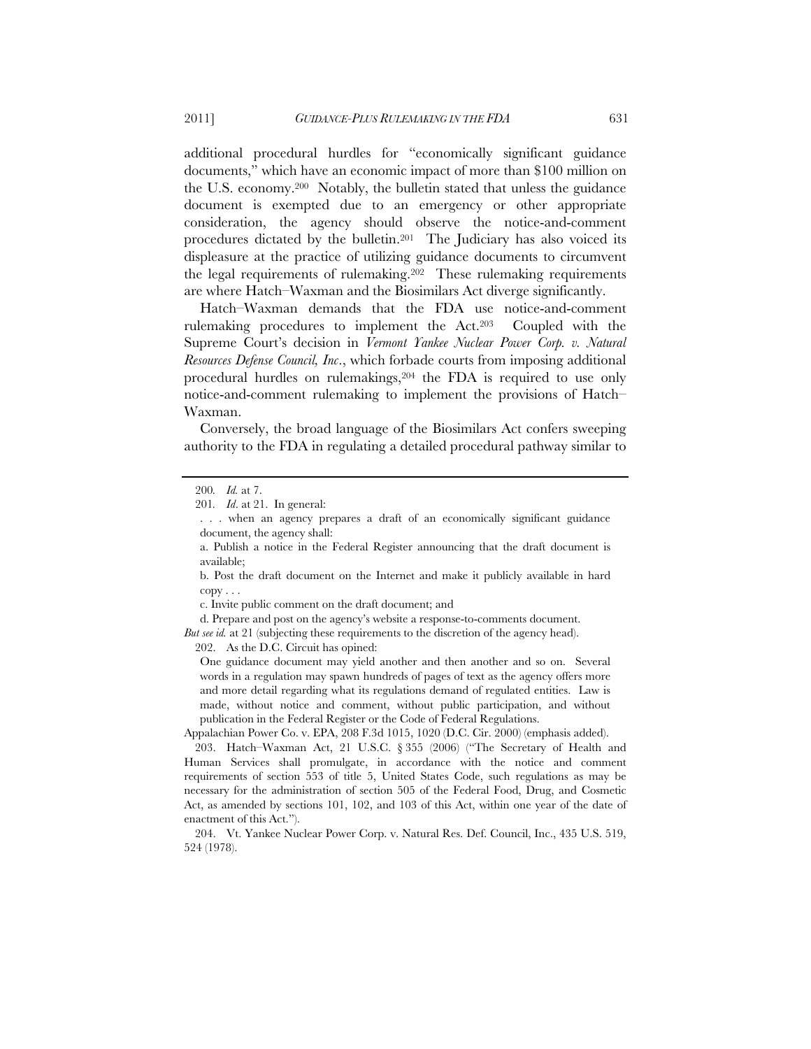additional procedural hurdles for "economically significant guidance documents," which have an economic impact of more than $100 million on the U.S. economy.[200] Notably, the bulletin stated that unless the guidance document is exempted due to an emergency or other appropriate consideration, the agency should observe the notice-and-comment procedures dictated by the bulletin.[201] The Judiciary has also voiced its displeasure at the practice of utilizing guidance documents to circumvent the legal requirements of rulemaking.[202] These rulemaking requirements are where Hatch–Waxman and the Biosimilars Act diverge significantly.

Hatch–Waxman demands that the FDA use notice-and-comment rulemaking procedures to implement the Act.[203] Coupled with the Supreme Court's decision in *Vermont Yankee Nuclear Power Corp. v. Natural Resources Defense Council, Inc*., which forbade courts from imposing additional procedural hurdles on rulemakings,[204] the FDA is required to use only notice-and-comment rulemaking to implement the provisions of Hatch–Waxman.

Conversely, the broad language of the Biosimilars Act confers sweeping authority to the FDA in regulating a detailed procedural pathway similar to

---

200. *Id.* at 7.

201. *Id*. at 21. In general:

> . . . when an agency prepares a draft of an economically significant guidance document, the agency shall:
>
> a. Publish a notice in the Federal Register announcing that the draft document is available;
>
> b. Post the draft document on the Internet and make it publicly available in hard copy . . .
>
> c. Invite public comment on the draft document; and
>
> d. Prepare and post on the agency's website a response-to-comments document.

*But see id.* at 21 (subjecting these requirements to the discretion of the agency head).

202. As the D.C. Circuit has opined:

> One guidance document may yield another and then another and so on. Several words in a regulation may spawn hundreds of pages of text as the agency offers more and more detail regarding what its regulations demand of regulated entities. Law is made, without notice and comment, without public participation, and without publication in the Federal Register or the Code of Federal Regulations.

Appalachian Power Co. v. EPA, 208 F.3d 1015, 1020 (D.C. Cir. 2000) (emphasis added).

203. Hatch–Waxman Act, 21 U.S.C. § 355 (2006) ("The Secretary of Health and Human Services shall promulgate, in accordance with the notice and comment requirements of section 553 of title 5, United States Code, such regulations as may be necessary for the administration of section 505 of the Federal Food, Drug, and Cosmetic Act, as amended by sections 101, 102, and 103 of this Act, within one year of the date of enactment of this Act.").

204. Vt. Yankee Nuclear Power Corp. v. Natural Res. Def. Council, Inc., 435 U.S. 519, 524 (1978).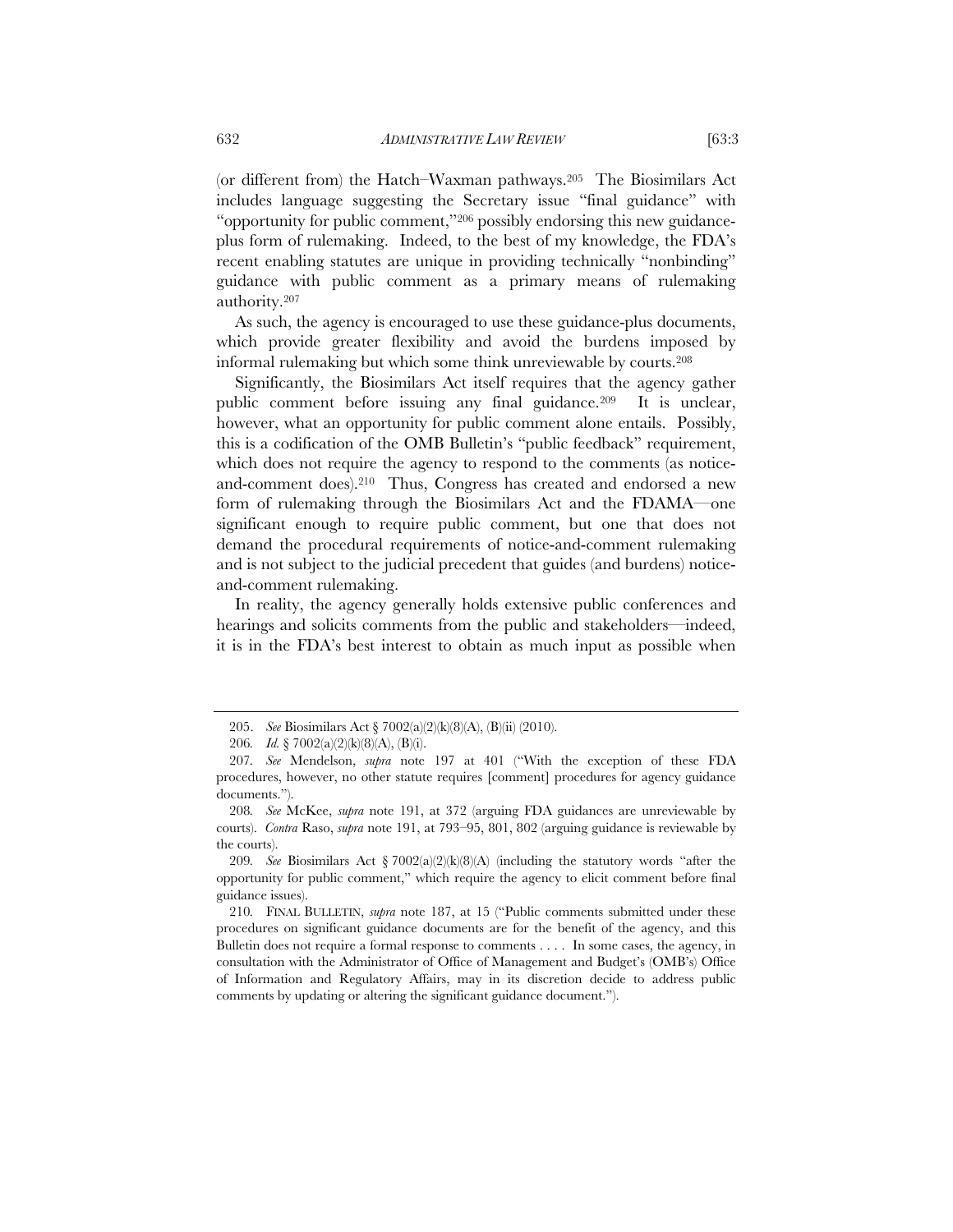(or different from) the Hatch–Waxman pathways.[205] The Biosimilars Act includes language suggesting the Secretary issue "final guidance" with "opportunity for public comment,"[206] possibly endorsing this new guidance-plus form of rulemaking. Indeed, to the best of my knowledge, the FDA's recent enabling statutes are unique in providing technically "nonbinding" guidance with public comment as a primary means of rulemaking authority.[207]

As such, the agency is encouraged to use these guidance-plus documents, which provide greater flexibility and avoid the burdens imposed by informal rulemaking but which some think unreviewable by courts.[208]

Significantly, the Biosimilars Act itself requires that the agency gather public comment before issuing any final guidance.[209] It is unclear, however, what an opportunity for public comment alone entails. Possibly, this is a codification of the OMB Bulletin's "public feedback" requirement, which does not require the agency to respond to the comments (as notice-and-comment does).[210] Thus, Congress has created and endorsed a new form of rulemaking through the Biosimilars Act and the FDAMA—one significant enough to require public comment, but one that does not demand the procedural requirements of notice-and-comment rulemaking and is not subject to the judicial precedent that guides (and burdens) notice-and-comment rulemaking.

In reality, the agency generally holds extensive public conferences and hearings and solicits comments from the public and stakeholders—indeed, it is in the FDA's best interest to obtain as much input as possible when

---

205. *See* Biosimilars Act § 7002(a)(2)(k)(8)(A), (B)(ii) (2010).

206. *Id.* § 7002(a)(2)(k)(8)(A), (B)(i).

207. *See* Mendelson, *supra* note 197 at 401 ("With the exception of these FDA procedures, however, no other statute requires [comment] procedures for agency guidance documents.").

208. *See* McKee, *supra* note 191, at 372 (arguing FDA guidances are unreviewable by courts). *Contra* Raso, *supra* note 191, at 793–95, 801, 802 (arguing guidance is reviewable by the courts).

209. *See* Biosimilars Act § 7002(a)(2)(k)(8)(A) (including the statutory words "after the opportunity for public comment," which require the agency to elicit comment before final guidance issues).

210. FINAL BULLETIN, *supra* note 187, at 15 ("Public comments submitted under these procedures on significant guidance documents are for the benefit of the agency, and this Bulletin does not require a formal response to comments . . . . In some cases, the agency, in consultation with the Administrator of Office of Management and Budget's (OMB's) Office of Information and Regulatory Affairs, may in its discretion decide to address public comments by updating or altering the significant guidance document.").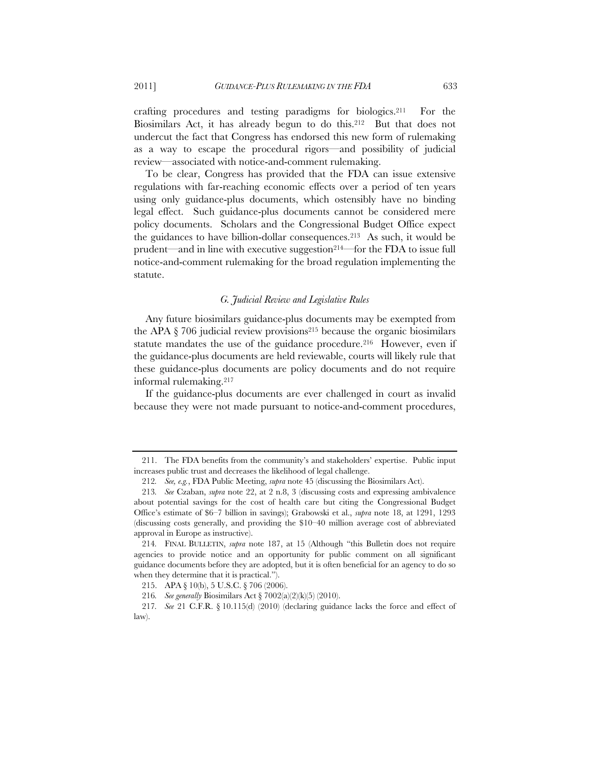crafting procedures and testing paradigms for biologics.[211] For the Biosimilars Act, it has already begun to do this.[212] But that does not undercut the fact that Congress has endorsed this new form of rulemaking as a way to escape the procedural rigors—and possibility of judicial review—associated with notice-and-comment rulemaking.

To be clear, Congress has provided that the FDA can issue extensive regulations with far-reaching economic effects over a period of ten years using only guidance-plus documents, which ostensibly have no binding legal effect. Such guidance-plus documents cannot be considered mere policy documents. Scholars and the Congressional Budget Office expect the guidances to have billion-dollar consequences.[213] As such, it would be prudent—and in line with executive suggestion[214]—for the FDA to issue full notice-and-comment rulemaking for the broad regulation implementing the statute.

### *G. Judicial Review and Legislative Rules*

Any future biosimilars guidance-plus documents may be exempted from the APA § 706 judicial review provisions[215] because the organic biosimilars statute mandates the use of the guidance procedure.[216] However, even if the guidance-plus documents are held reviewable, courts will likely rule that these guidance-plus documents are policy documents and do not require informal rulemaking.[217]

If the guidance-plus documents are ever challenged in court as invalid because they were not made pursuant to notice-and-comment procedures,

---

211. The FDA benefits from the community's and stakeholders' expertise. Public input increases public trust and decreases the likelihood of legal challenge.

212. *See, e.g.*, FDA Public Meeting, *supra* note 45 (discussing the Biosimilars Act).

213. *See* Czaban, *supra* note 22, at 2 n.8, 3 (discussing costs and expressing ambivalence about potential savings for the cost of health care but citing the Congressional Budget Office's estimate of $6–7 billion in savings); Grabowski et al., *supra* note 18, at 1291, 1293 (discussing costs generally, and providing the $10–40 million average cost of abbreviated approval in Europe as instructive).

214. FINAL BULLETIN, *supra* note 187, at 15 (Although "this Bulletin does not require agencies to provide notice and an opportunity for public comment on all significant guidance documents before they are adopted, but it is often beneficial for an agency to do so when they determine that it is practical.").

215. APA § 10(b), 5 U.S.C. § 706 (2006).

216. *See generally* Biosimilars Act § 7002(a)(2)(k)(5) (2010).

217. *See* 21 C.F.R. § 10.115(d) (2010) (declaring guidance lacks the force and effect of law).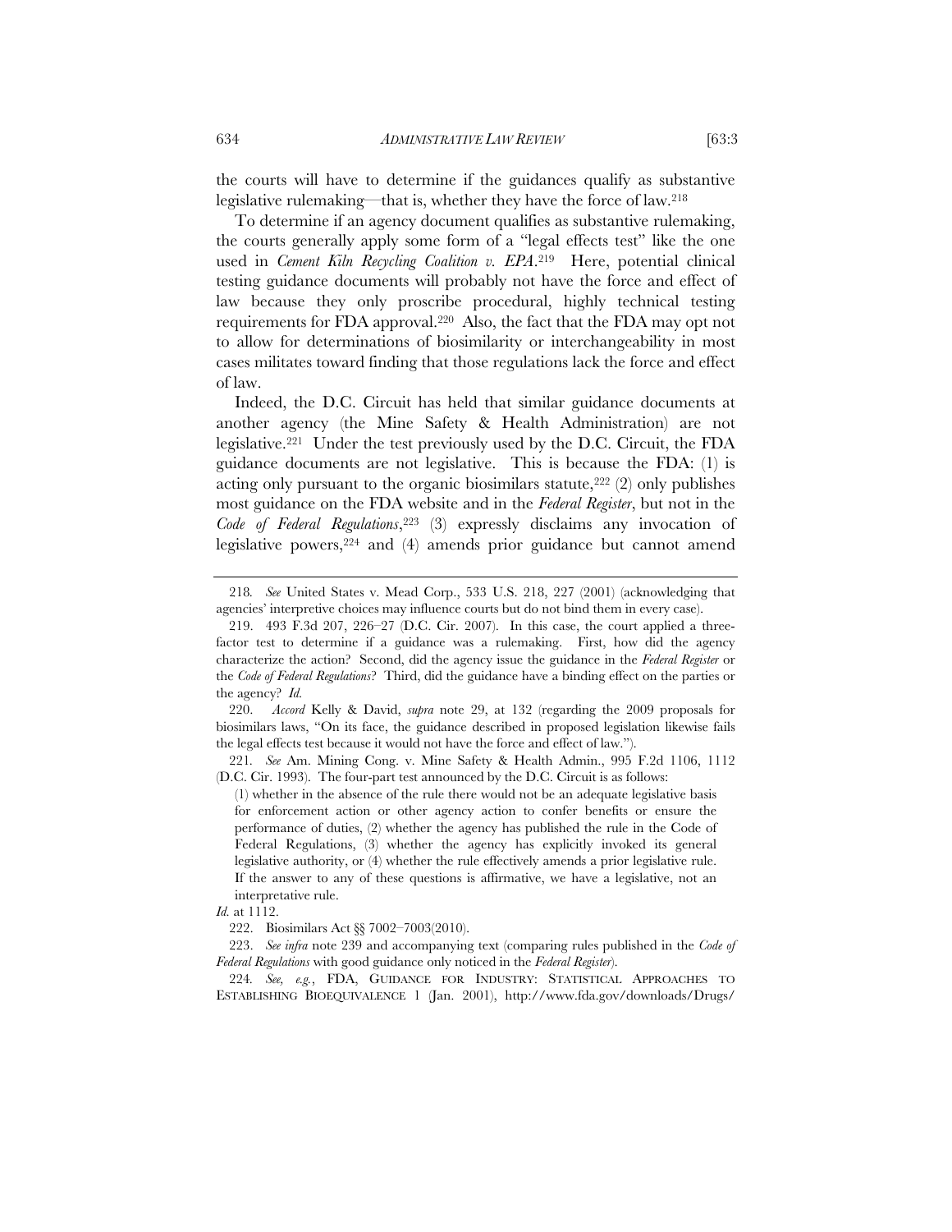the courts will have to determine if the guidances qualify as substantive legislative rulemaking—that is, whether they have the force of law.[218]

To determine if an agency document qualifies as substantive rulemaking, the courts generally apply some form of a "legal effects test" like the one used in *Cement Kiln Recycling Coalition v. EPA*.[219] Here, potential clinical testing guidance documents will probably not have the force and effect of law because they only proscribe procedural, highly technical testing requirements for FDA approval.[220] Also, the fact that the FDA may opt not to allow for determinations of biosimilarity or interchangeability in most cases militates toward finding that those regulations lack the force and effect of law.

Indeed, the D.C. Circuit has held that similar guidance documents at another agency (the Mine Safety & Health Administration) are not legislative.[221] Under the test previously used by the D.C. Circuit, the FDA guidance documents are not legislative. This is because the FDA: (1) is acting only pursuant to the organic biosimilars statute,[222] (2) only publishes most guidance on the FDA website and in the *Federal Register*, but not in the *Code of Federal Regulations*,[223] (3) expressly disclaims any invocation of legislative powers,[224] and (4) amends prior guidance but cannot amend

---

218. *See* United States v. Mead Corp., 533 U.S. 218, 227 (2001) (acknowledging that agencies' interpretive choices may influence courts but do not bind them in every case).

219. 493 F.3d 207, 226–27 (D.C. Cir. 2007). In this case, the court applied a three-factor test to determine if a guidance was a rulemaking. First, how did the agency characterize the action? Second, did the agency issue the guidance in the *Federal Register* or the *Code of Federal Regulations*? Third, did the guidance have a binding effect on the parties or the agency? *Id.*

220. *Accord* Kelly & David, *supra* note 29, at 132 (regarding the 2009 proposals for biosimilars laws, "On its face, the guidance described in proposed legislation likewise fails the legal effects test because it would not have the force and effect of law.").

221. *See* Am. Mining Cong. v. Mine Safety & Health Admin., 995 F.2d 1106, 1112 (D.C. Cir. 1993). The four-part test announced by the D.C. Circuit is as follows:

> (1) whether in the absence of the rule there would not be an adequate legislative basis for enforcement action or other agency action to confer benefits or ensure the performance of duties, (2) whether the agency has published the rule in the Code of Federal Regulations, (3) whether the agency has explicitly invoked its general legislative authority, or (4) whether the rule effectively amends a prior legislative rule. If the answer to any of these questions is affirmative, we have a legislative, not an interpretative rule.

*Id.* at 1112.

222. Biosimilars Act §§ 7002–7003(2010).

223. *See infra* note 239 and accompanying text (comparing rules published in the *Code of Federal Regulations* with good guidance only noticed in the *Federal Register*).

224. *See, e.g.*, FDA, GUIDANCE FOR INDUSTRY: STATISTICAL APPROACHES TO ESTABLISHING BIOEQUIVALENCE 1 (Jan. 2001), http://www.fda.gov/downloads/Drugs/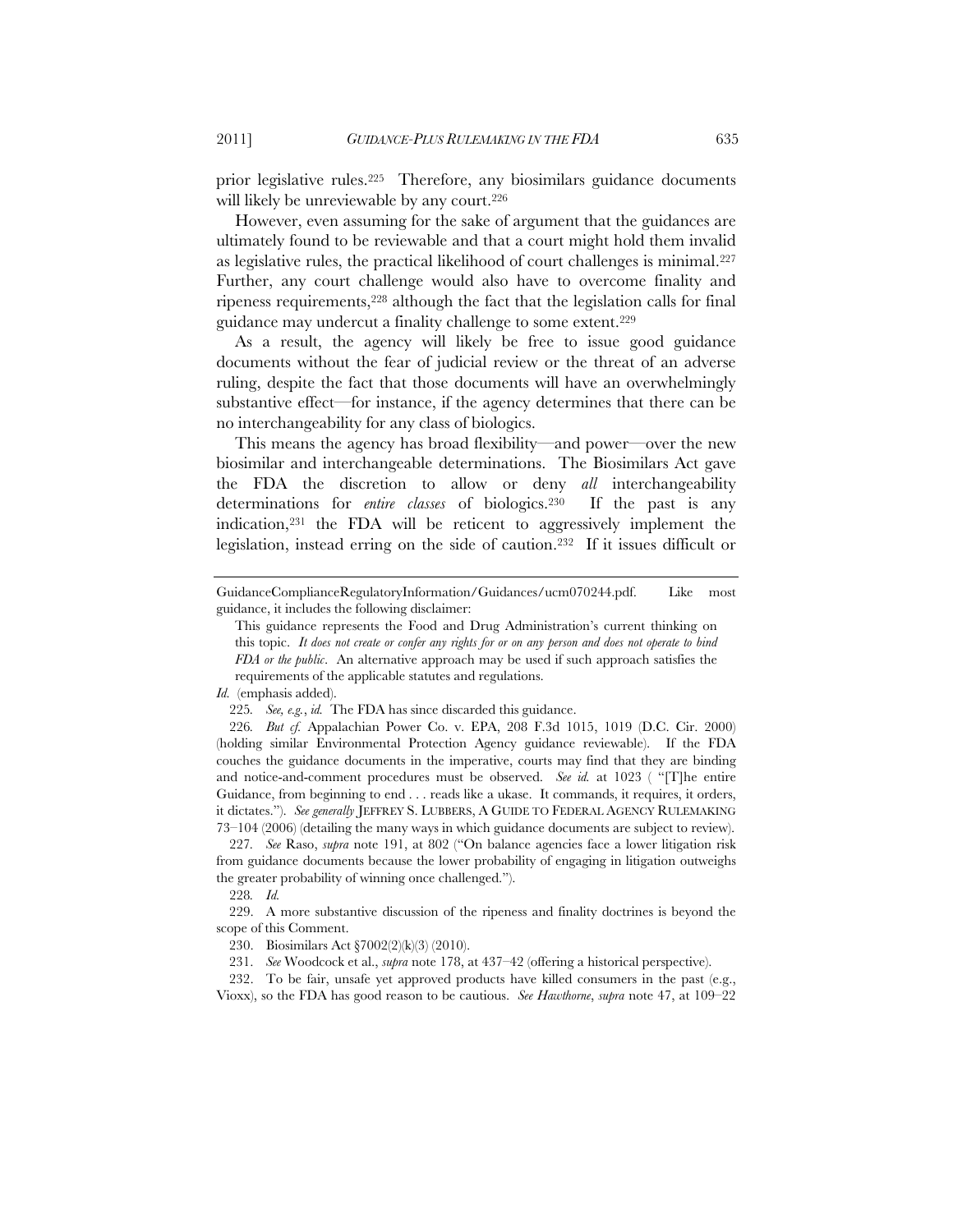prior legislative rules.[225] Therefore, any biosimilars guidance documents will likely be unreviewable by any court.[226]

However, even assuming for the sake of argument that the guidances are ultimately found to be reviewable and that a court might hold them invalid as legislative rules, the practical likelihood of court challenges is minimal.[227] Further, any court challenge would also have to overcome finality and ripeness requirements,[228] although the fact that the legislation calls for final guidance may undercut a finality challenge to some extent.[229]

As a result, the agency will likely be free to issue good guidance documents without the fear of judicial review or the threat of an adverse ruling, despite the fact that those documents will have an overwhelmingly substantive effect—for instance, if the agency determines that there can be no interchangeability for any class of biologics.

This means the agency has broad flexibility—and power—over the new biosimilar and interchangeable determinations. The Biosimilars Act gave the FDA the discretion to allow or deny *all* interchangeability determinations for *entire classes* of biologics.[230] If the past is any indication,[231] the FDA will be reticent to aggressively implement the legislation, instead erring on the side of caution.[232] If it issues difficult or

---

GuidanceComplianceRegulatoryInformation/Guidances/ucm070244.pdf. Like most guidance, it includes the following disclaimer:

> This guidance represents the Food and Drug Administration's current thinking on this topic. *It does not create or confer any rights for or on any person and does not operate to bind FDA or the public*. An alternative approach may be used if such approach satisfies the requirements of the applicable statutes and regulations.

*Id.* (emphasis added).

225. *See, e.g.*, *id.* The FDA has since discarded this guidance.

226. *But cf.* Appalachian Power Co. v. EPA, 208 F.3d 1015, 1019 (D.C. Cir. 2000) (holding similar Environmental Protection Agency guidance reviewable). If the FDA couches the guidance documents in the imperative, courts may find that they are binding and notice-and-comment procedures must be observed. *See id.* at 1023 ( "[T]he entire Guidance, from beginning to end . . . reads like a ukase. It commands, it requires, it orders, it dictates."). *See generally* JEFFREY S. LUBBERS, A GUIDE TO FEDERAL AGENCY RULEMAKING 73–104 (2006) (detailing the many ways in which guidance documents are subject to review).

227. *See* Raso, *supra* note 191, at 802 ("On balance agencies face a lower litigation risk from guidance documents because the lower probability of engaging in litigation outweighs the greater probability of winning once challenged.").

228. *Id.*

229. A more substantive discussion of the ripeness and finality doctrines is beyond the scope of this Comment.

230. Biosimilars Act §7002(2)(k)(3) (2010).

231. *See* Woodcock et al., *supra* note 178, at 437–42 (offering a historical perspective).

232. To be fair, unsafe yet approved products have killed consumers in the past (e.g., Vioxx), so the FDA has good reason to be cautious. *See Hawthorne*, *supra* note 47, at 109–22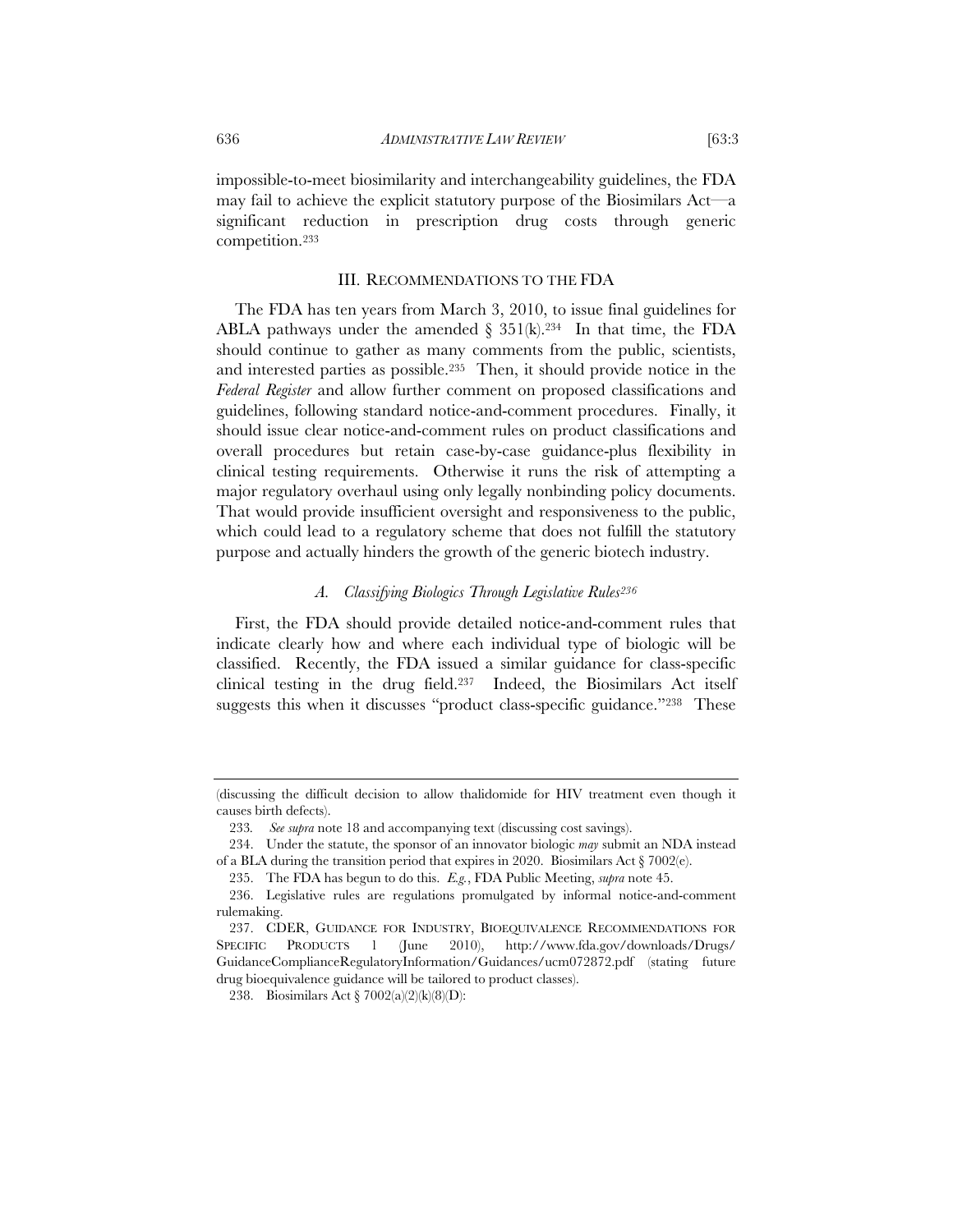impossible-to-meet biosimilarity and interchangeability guidelines, the FDA may fail to achieve the explicit statutory purpose of the Biosimilars Act—a significant reduction in prescription drug costs through generic competition.[233]

## III. RECOMMENDATIONS TO THE FDA

The FDA has ten years from March 3, 2010, to issue final guidelines for ABLA pathways under the amended § 351(k).[234] In that time, the FDA should continue to gather as many comments from the public, scientists, and interested parties as possible.[235] Then, it should provide notice in the *Federal Register* and allow further comment on proposed classifications and guidelines, following standard notice-and-comment procedures. Finally, it should issue clear notice-and-comment rules on product classifications and overall procedures but retain case-by-case guidance-plus flexibility in clinical testing requirements. Otherwise it runs the risk of attempting a major regulatory overhaul using only legally nonbinding policy documents. That would provide insufficient oversight and responsiveness to the public, which could lead to a regulatory scheme that does not fulfill the statutory purpose and actually hinders the growth of the generic biotech industry.

### *A. Classifying Biologics Through Legislative Rules*[236]

First, the FDA should provide detailed notice-and-comment rules that indicate clearly how and where each individual type of biologic will be classified. Recently, the FDA issued a similar guidance for class-specific clinical testing in the drug field.[237] Indeed, the Biosimilars Act itself suggests this when it discusses "product class-specific guidance."[238] These

---

(discussing the difficult decision to allow thalidomide for HIV treatment even though it causes birth defects).

233. *See supra* note 18 and accompanying text (discussing cost savings).

234. Under the statute, the sponsor of an innovator biologic *may* submit an NDA instead of a BLA during the transition period that expires in 2020. Biosimilars Act § 7002(e).

235. The FDA has begun to do this. *E.g.*, FDA Public Meeting, *supra* note 45.

236. Legislative rules are regulations promulgated by informal notice-and-comment rulemaking.

237. CDER, GUIDANCE FOR INDUSTRY, BIOEQUIVALENCE RECOMMENDATIONS FOR SPECIFIC PRODUCTS 1 (June 2010), http://www.fda.gov/downloads/Drugs/GuidanceComplianceRegulatoryInformation/Guidances/ucm072872.pdf (stating future drug bioequivalence guidance will be tailored to product classes).

238. Biosimilars Act § 7002(a)(2)(k)(8)(D):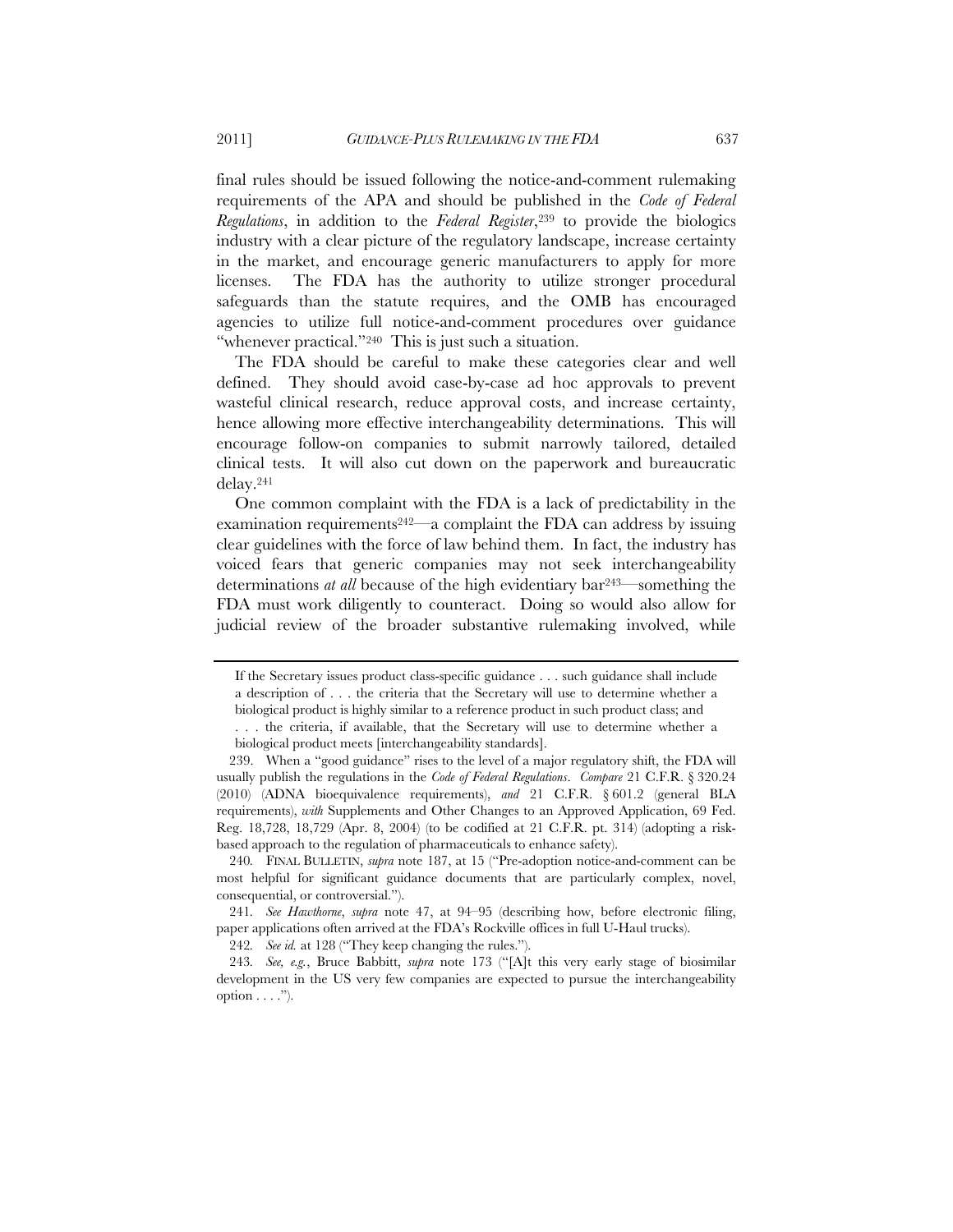final rules should be issued following the notice-and-comment rulemaking requirements of the APA and should be published in the *Code of Federal Regulations*, in addition to the *Federal Register*,[239] to provide the biologics industry with a clear picture of the regulatory landscape, increase certainty in the market, and encourage generic manufacturers to apply for more licenses. The FDA has the authority to utilize stronger procedural safeguards than the statute requires, and the OMB has encouraged agencies to utilize full notice-and-comment procedures over guidance "whenever practical."[240] This is just such a situation.

The FDA should be careful to make these categories clear and well defined. They should avoid case-by-case ad hoc approvals to prevent wasteful clinical research, reduce approval costs, and increase certainty, hence allowing more effective interchangeability determinations. This will encourage follow-on companies to submit narrowly tailored, detailed clinical tests. It will also cut down on the paperwork and bureaucratic delay.[241]

One common complaint with the FDA is a lack of predictability in the examination requirements[242]—a complaint the FDA can address by issuing clear guidelines with the force of law behind them. In fact, the industry has voiced fears that generic companies may not seek interchangeability determinations *at all* because of the high evidentiary bar[243]—something the FDA must work diligently to counteract. Doing so would also allow for judicial review of the broader substantive rulemaking involved, while

---

> If the Secretary issues product class-specific guidance . . . such guidance shall include a description of . . . the criteria that the Secretary will use to determine whether a biological product is highly similar to a reference product in such product class; and . . . the criteria, if available, that the Secretary will use to determine whether a biological product meets [interchangeability standards].

239. When a "good guidance" rises to the level of a major regulatory shift, the FDA will usually publish the regulations in the *Code of Federal Regulations*. *Compare* 21 C.F.R. § 320.24 (2010) (ADNA bioequivalence requirements), *and* 21 C.F.R. § 601.2 (general BLA requirements), *with* Supplements and Other Changes to an Approved Application, 69 Fed. Reg. 18,728, 18,729 (Apr. 8, 2004) (to be codified at 21 C.F.R. pt. 314) (adopting a risk-based approach to the regulation of pharmaceuticals to enhance safety).

240. FINAL BULLETIN, *supra* note 187, at 15 ("Pre-adoption notice-and-comment can be most helpful for significant guidance documents that are particularly complex, novel, consequential, or controversial.").

241. *See Hawthorne*, *supra* note 47, at 94–95 (describing how, before electronic filing, paper applications often arrived at the FDA's Rockville offices in full U-Haul trucks).

242. *See id.* at 128 ("They keep changing the rules.").

243. *See, e.g.*, Bruce Babbitt, *supra* note 173 ("[A]t this very early stage of biosimilar development in the US very few companies are expected to pursue the interchangeability option . . . .").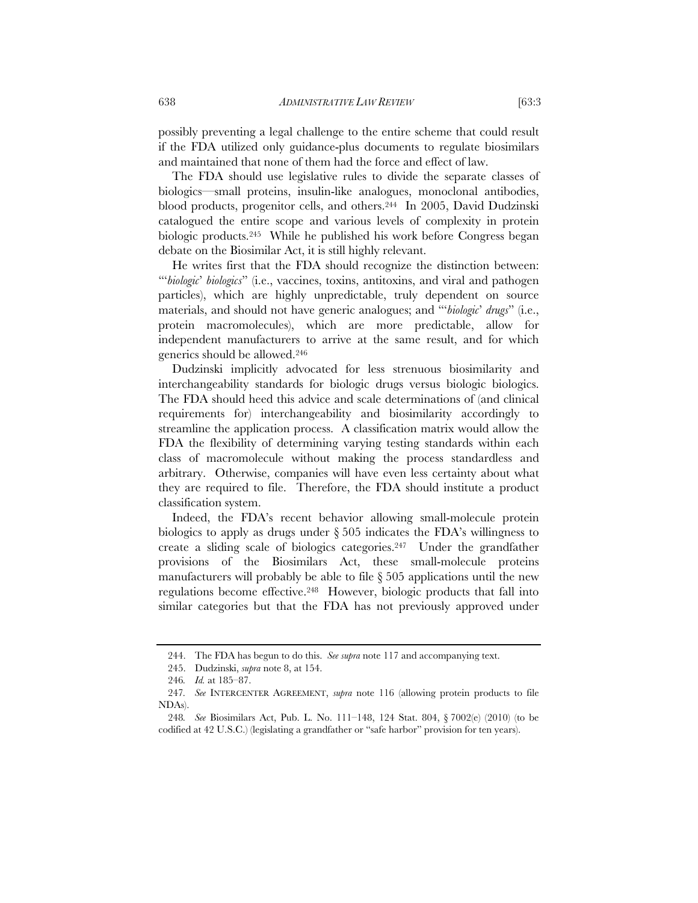possibly preventing a legal challenge to the entire scheme that could result if the FDA utilized only guidance-plus documents to regulate biosimilars and maintained that none of them had the force and effect of law.

The FDA should use legislative rules to divide the separate classes of biologics—small proteins, insulin-like analogues, monoclonal antibodies, blood products, progenitor cells, and others.[244] In 2005, David Dudzinski catalogued the entire scope and various levels of complexity in protein biologic products.[245] While he published his work before Congress began debate on the Biosimilar Act, it is still highly relevant.

He writes first that the FDA should recognize the distinction between: "'*biologic*' *biologics*" (i.e., vaccines, toxins, antitoxins, and viral and pathogen particles), which are highly unpredictable, truly dependent on source materials, and should not have generic analogues; and "'*biologic*' *drugs*" (i.e., protein macromolecules), which are more predictable, allow for independent manufacturers to arrive at the same result, and for which generics should be allowed.[246]

Dudzinski implicitly advocated for less strenuous biosimilarity and interchangeability standards for biologic drugs versus biologic biologics. The FDA should heed this advice and scale determinations of (and clinical requirements for) interchangeability and biosimilarity accordingly to streamline the application process. A classification matrix would allow the FDA the flexibility of determining varying testing standards within each class of macromolecule without making the process standardless and arbitrary. Otherwise, companies will have even less certainty about what they are required to file. Therefore, the FDA should institute a product classification system.

Indeed, the FDA's recent behavior allowing small-molecule protein biologics to apply as drugs under § 505 indicates the FDA's willingness to create a sliding scale of biologics categories.[247] Under the grandfather provisions of the Biosimilars Act, these small-molecule proteins manufacturers will probably be able to file § 505 applications until the new regulations become effective.[248] However, biologic products that fall into similar categories but that the FDA has not previously approved under

---

244. The FDA has begun to do this. *See supra* note 117 and accompanying text.

245. Dudzinski, *supra* note 8, at 154.

246. *Id.* at 185–87.

247. *See* INTERCENTER AGREEMENT, *supra* note 116 (allowing protein products to file NDAs).

248. *See* Biosimilars Act, Pub. L. No. 111–148, 124 Stat. 804, § 7002(e) (2010) (to be codified at 42 U.S.C.) (legislating a grandfather or "safe harbor" provision for ten years).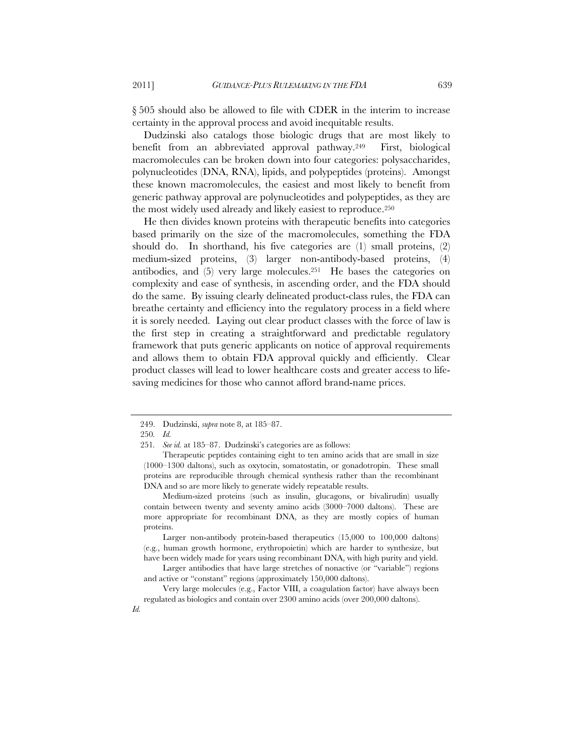§ 505 should also be allowed to file with CDER in the interim to increase certainty in the approval process and avoid inequitable results.

Dudzinski also catalogs those biologic drugs that are most likely to benefit from an abbreviated approval pathway.[249] First, biological macromolecules can be broken down into four categories: polysaccharides, polynucleotides (DNA, RNA), lipids, and polypeptides (proteins). Amongst these known macromolecules, the easiest and most likely to benefit from generic pathway approval are polynucleotides and polypeptides, as they are the most widely used already and likely easiest to reproduce.[250]

He then divides known proteins with therapeutic benefits into categories based primarily on the size of the macromolecules, something the FDA should do. In shorthand, his five categories are (1) small proteins, (2) medium-sized proteins, (3) larger non-antibody-based proteins, (4) antibodies, and (5) very large molecules.[251] He bases the categories on complexity and ease of synthesis, in ascending order, and the FDA should do the same. By issuing clearly delineated product-class rules, the FDA can breathe certainty and efficiency into the regulatory process in a field where it is sorely needed. Laying out clear product classes with the force of law is the first step in creating a straightforward and predictable regulatory framework that puts generic applicants on notice of approval requirements and allows them to obtain FDA approval quickly and efficiently. Clear product classes will lead to lower healthcare costs and greater access to life-saving medicines for those who cannot afford brand-name prices.

---

249. Dudzinski, *supra* note 8, at 185–87.

250. *Id.*

251. *See id.* at 185–87. Dudzinski's categories are as follows:

> Therapeutic peptides containing eight to ten amino acids that are small in size (1000–1300 daltons), such as oxytocin, somatostatin, or gonadotropin. These small proteins are reproducible through chemical synthesis rather than the recombinant DNA and so are more likely to generate widely repeatable results.
>
> Medium-sized proteins (such as insulin, glucagons, or bivalirudin) usually contain between twenty and seventy amino acids (3000–7000 daltons). These are more appropriate for recombinant DNA, as they are mostly copies of human proteins.
>
> Larger non-antibody protein-based therapeutics (15,000 to 100,000 daltons) (e.g., human growth hormone, erythropoietin) which are harder to synthesize, but have been widely made for years using recombinant DNA, with high purity and yield.
>
> Larger antibodies that have large stretches of nonactive (or "variable") regions and active or "constant" regions (approximately 150,000 daltons).
>
> Very large molecules (e.g., Factor VIII, a coagulation factor) have always been regulated as biologics and contain over 2300 amino acids (over 200,000 daltons).

*Id.*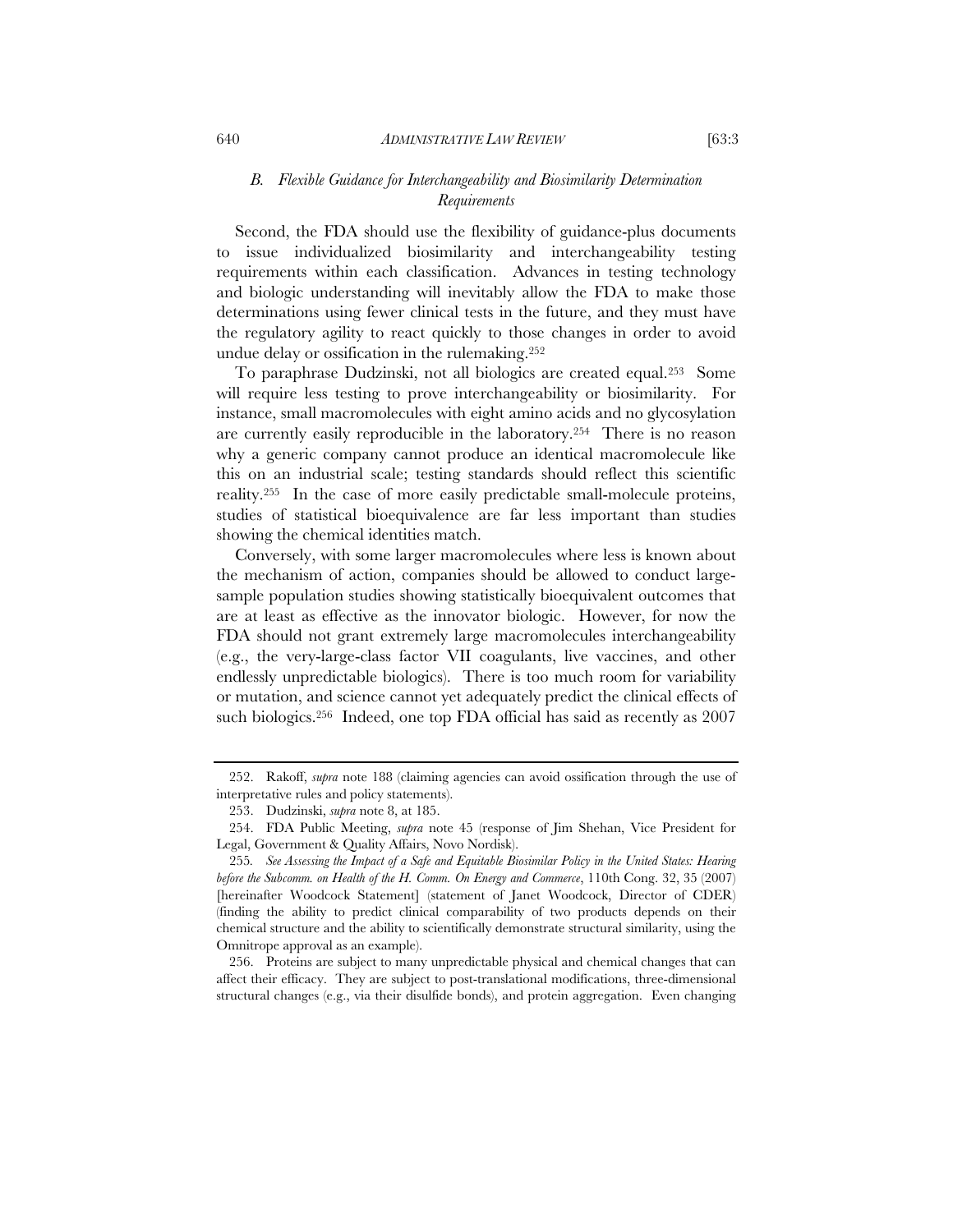### *B. Flexible Guidance for Interchangeability and Biosimilarity Determination Requirements*

Second, the FDA should use the flexibility of guidance-plus documents to issue individualized biosimilarity and interchangeability testing requirements within each classification. Advances in testing technology and biologic understanding will inevitably allow the FDA to make those determinations using fewer clinical tests in the future, and they must have the regulatory agility to react quickly to those changes in order to avoid undue delay or ossification in the rulemaking.[252]

To paraphrase Dudzinski, not all biologics are created equal.[253] Some will require less testing to prove interchangeability or biosimilarity. For instance, small macromolecules with eight amino acids and no glycosylation are currently easily reproducible in the laboratory.[254] There is no reason why a generic company cannot produce an identical macromolecule like this on an industrial scale; testing standards should reflect this scientific reality.[255] In the case of more easily predictable small-molecule proteins, studies of statistical bioequivalence are far less important than studies showing the chemical identities match.

Conversely, with some larger macromolecules where less is known about the mechanism of action, companies should be allowed to conduct large-sample population studies showing statistically bioequivalent outcomes that are at least as effective as the innovator biologic. However, for now the FDA should not grant extremely large macromolecules interchangeability (e.g., the very-large-class factor VII coagulants, live vaccines, and other endlessly unpredictable biologics). There is too much room for variability or mutation, and science cannot yet adequately predict the clinical effects of such biologics.[256] Indeed, one top FDA official has said as recently as 2007

---

252. Rakoff, *supra* note 188 (claiming agencies can avoid ossification through the use of interpretative rules and policy statements).

253. Dudzinski, *supra* note 8, at 185.

254. FDA Public Meeting, *supra* note 45 (response of Jim Shehan, Vice President for Legal, Government & Quality Affairs, Novo Nordisk).

255. *See Assessing the Impact of a Safe and Equitable Biosimilar Policy in the United States: Hearing before the Subcomm. on Health of the H. Comm. On Energy and Commerce*, 110th Cong. 32, 35 (2007) [hereinafter Woodcock Statement] (statement of Janet Woodcock, Director of CDER) (finding the ability to predict clinical comparability of two products depends on their chemical structure and the ability to scientifically demonstrate structural similarity, using the Omnitrope approval as an example).

256. Proteins are subject to many unpredictable physical and chemical changes that can affect their efficacy. They are subject to post-translational modifications, three-dimensional structural changes (e.g., via their disulfide bonds), and protein aggregation. Even changing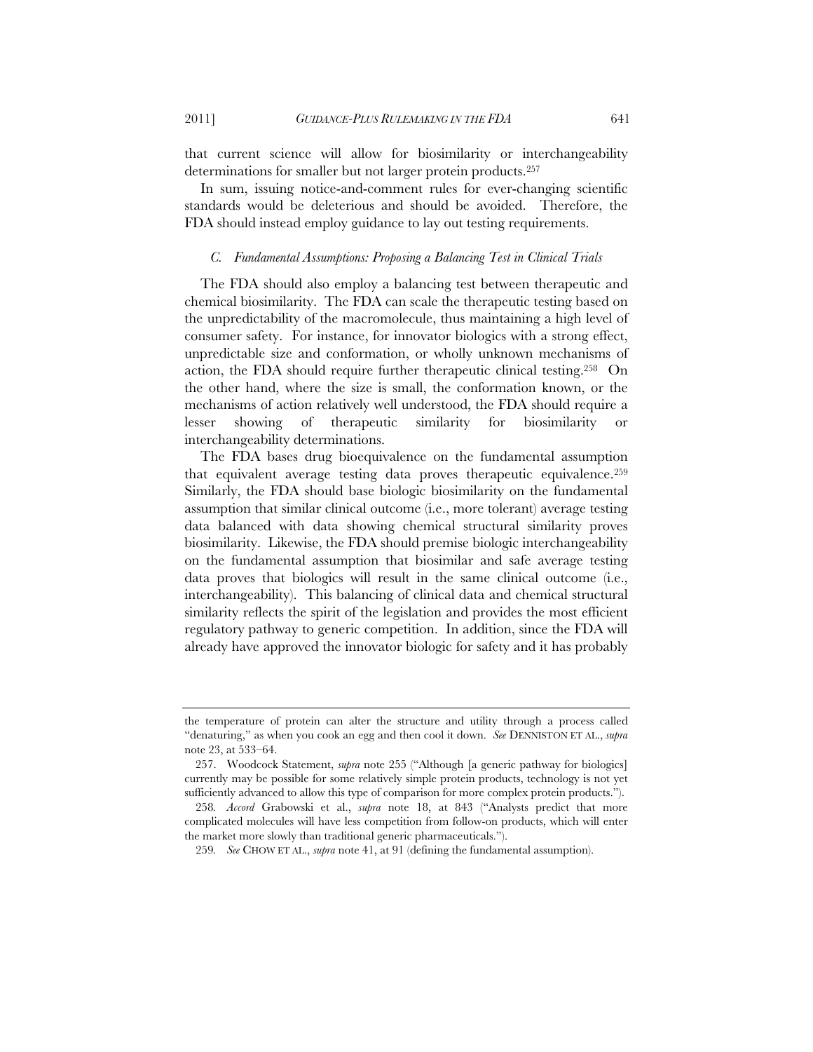that current science will allow for biosimilarity or interchangeability determinations for smaller but not larger protein products.[257]

In sum, issuing notice-and-comment rules for ever-changing scientific standards would be deleterious and should be avoided. Therefore, the FDA should instead employ guidance to lay out testing requirements.

### *C. Fundamental Assumptions: Proposing a Balancing Test in Clinical Trials*

The FDA should also employ a balancing test between therapeutic and chemical biosimilarity. The FDA can scale the therapeutic testing based on the unpredictability of the macromolecule, thus maintaining a high level of consumer safety. For instance, for innovator biologics with a strong effect, unpredictable size and conformation, or wholly unknown mechanisms of action, the FDA should require further therapeutic clinical testing.[258] On the other hand, where the size is small, the conformation known, or the mechanisms of action relatively well understood, the FDA should require a lesser showing of therapeutic similarity for biosimilarity or interchangeability determinations.

The FDA bases drug bioequivalence on the fundamental assumption that equivalent average testing data proves therapeutic equivalence.[259] Similarly, the FDA should base biologic biosimilarity on the fundamental assumption that similar clinical outcome (i.e., more tolerant) average testing data balanced with data showing chemical structural similarity proves biosimilarity. Likewise, the FDA should premise biologic interchangeability on the fundamental assumption that biosimilar and safe average testing data proves that biologics will result in the same clinical outcome (i.e., interchangeability). This balancing of clinical data and chemical structural similarity reflects the spirit of the legislation and provides the most efficient regulatory pathway to generic competition. In addition, since the FDA will already have approved the innovator biologic for safety and it has probably

---

the temperature of protein can alter the structure and utility through a process called "denaturing," as when you cook an egg and then cool it down. *See* DENNISTON ET AL., *supra* note 23, at 533–64.

257. Woodcock Statement, *supra* note 255 ("Although [a generic pathway for biologics] currently may be possible for some relatively simple protein products, technology is not yet sufficiently advanced to allow this type of comparison for more complex protein products.").

258. *Accord* Grabowski et al., *supra* note 18, at 843 ("Analysts predict that more complicated molecules will have less competition from follow-on products, which will enter the market more slowly than traditional generic pharmaceuticals.").

259. *See* CHOW ET AL., *supra* note 41, at 91 (defining the fundamental assumption).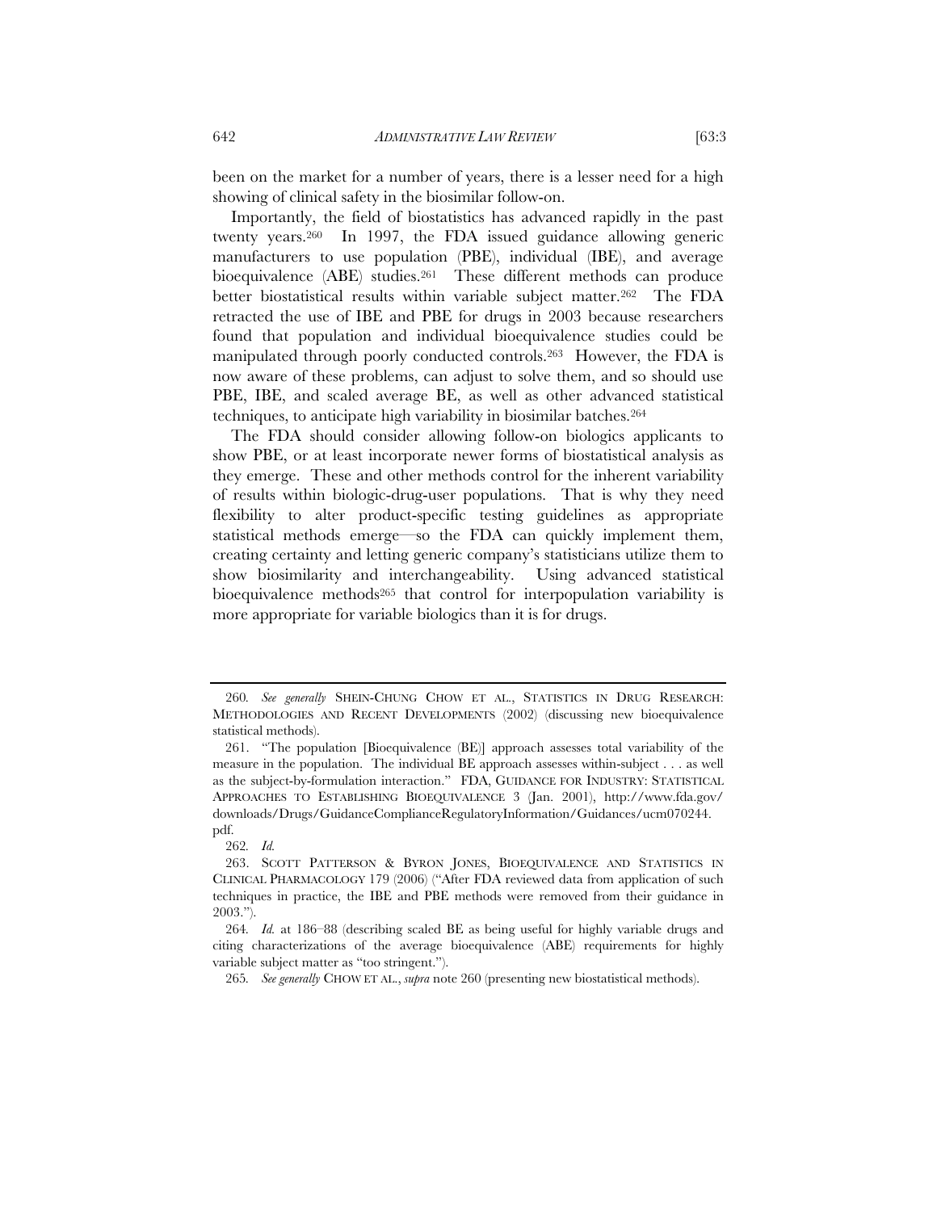been on the market for a number of years, there is a lesser need for a high showing of clinical safety in the biosimilar follow-on.

Importantly, the field of biostatistics has advanced rapidly in the past twenty years.[260] In 1997, the FDA issued guidance allowing generic manufacturers to use population (PBE), individual (IBE), and average bioequivalence (ABE) studies.[261] These different methods can produce better biostatistical results within variable subject matter.[262] The FDA retracted the use of IBE and PBE for drugs in 2003 because researchers found that population and individual bioequivalence studies could be manipulated through poorly conducted controls.[263] However, the FDA is now aware of these problems, can adjust to solve them, and so should use PBE, IBE, and scaled average BE, as well as other advanced statistical techniques, to anticipate high variability in biosimilar batches.[264]

The FDA should consider allowing follow-on biologics applicants to show PBE, or at least incorporate newer forms of biostatistical analysis as they emerge. These and other methods control for the inherent variability of results within biologic-drug-user populations. That is why they need flexibility to alter product-specific testing guidelines as appropriate statistical methods emerge—so the FDA can quickly implement them, creating certainty and letting generic company's statisticians utilize them to show biosimilarity and interchangeability. Using advanced statistical bioequivalence methods[265] that control for interpopulation variability is more appropriate for variable biologics than it is for drugs.

---

260. *See generally* SHEIN-CHUNG CHOW ET AL., STATISTICS IN DRUG RESEARCH: METHODOLOGIES AND RECENT DEVELOPMENTS (2002) (discussing new bioequivalence statistical methods).

261. "The population [Bioequivalence (BE)] approach assesses total variability of the measure in the population. The individual BE approach assesses within-subject . . . as well as the subject-by-formulation interaction." FDA, GUIDANCE FOR INDUSTRY: STATISTICAL APPROACHES TO ESTABLISHING BIOEQUIVALENCE 3 (Jan. 2001), http://www.fda.gov/downloads/Drugs/GuidanceComplianceRegulatoryInformation/Guidances/ucm070244.pdf.

262. *Id.*

263. SCOTT PATTERSON & BYRON JONES, BIOEQUIVALENCE AND STATISTICS IN CLINICAL PHARMACOLOGY 179 (2006) ("After FDA reviewed data from application of such techniques in practice, the IBE and PBE methods were removed from their guidance in 2003.").

264. *Id.* at 186–88 (describing scaled BE as being useful for highly variable drugs and citing characterizations of the average bioequivalence (ABE) requirements for highly variable subject matter as "too stringent.").

265. *See generally* CHOW ET AL., *supra* note 260 (presenting new biostatistical methods).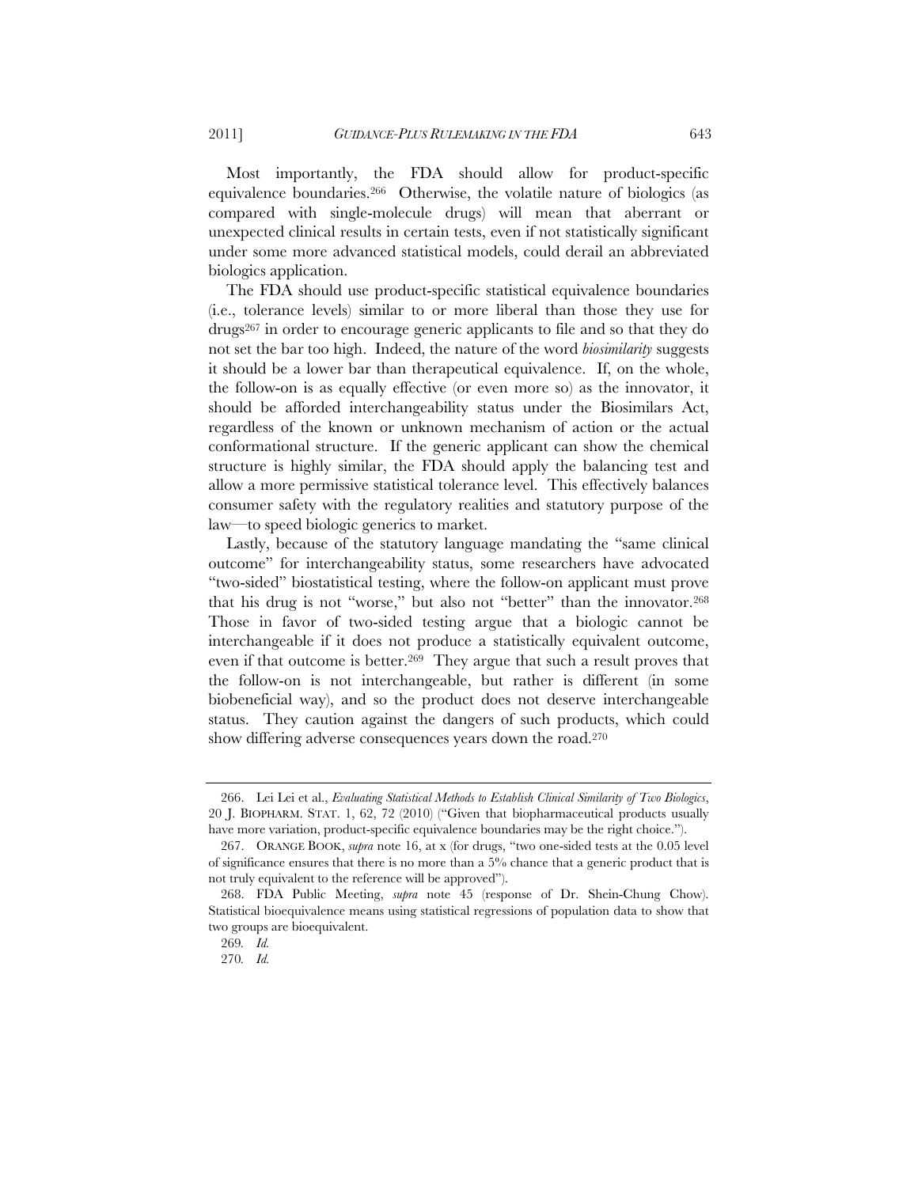Most importantly, the FDA should allow for product-specific equivalence boundaries.[266] Otherwise, the volatile nature of biologics (as compared with single-molecule drugs) will mean that aberrant or unexpected clinical results in certain tests, even if not statistically significant under some more advanced statistical models, could derail an abbreviated biologics application.

The FDA should use product-specific statistical equivalence boundaries (i.e., tolerance levels) similar to or more liberal than those they use for drugs[267] in order to encourage generic applicants to file and so that they do not set the bar too high. Indeed, the nature of the word *biosimilarity* suggests it should be a lower bar than therapeutical equivalence. If, on the whole, the follow-on is as equally effective (or even more so) as the innovator, it should be afforded interchangeability status under the Biosimilars Act, regardless of the known or unknown mechanism of action or the actual conformational structure. If the generic applicant can show the chemical structure is highly similar, the FDA should apply the balancing test and allow a more permissive statistical tolerance level. This effectively balances consumer safety with the regulatory realities and statutory purpose of the law—to speed biologic generics to market.

Lastly, because of the statutory language mandating the "same clinical outcome" for interchangeability status, some researchers have advocated "two-sided" biostatistical testing, where the follow-on applicant must prove that his drug is not "worse," but also not "better" than the innovator.[268] Those in favor of two-sided testing argue that a biologic cannot be interchangeable if it does not produce a statistically equivalent outcome, even if that outcome is better.[269] They argue that such a result proves that the follow-on is not interchangeable, but rather is different (in some biobeneficial way), and so the product does not deserve interchangeable status. They caution against the dangers of such products, which could show differing adverse consequences years down the road.[270]

---

266. Lei Lei et al., *Evaluating Statistical Methods to Establish Clinical Similarity of Two Biologics*, 20 J. BIOPHARM. STAT. 1, 62, 72 (2010) ("Given that biopharmaceutical products usually have more variation, product-specific equivalence boundaries may be the right choice.").

267. ORANGE BOOK, *supra* note 16, at x (for drugs, "two one-sided tests at the 0.05 level of significance ensures that there is no more than a 5% chance that a generic product that is not truly equivalent to the reference will be approved").

268. FDA Public Meeting, *supra* note 45 (response of Dr. Shein-Chung Chow). Statistical bioequivalence means using statistical regressions of population data to show that two groups are bioequivalent.

269. *Id.*

270. *Id.*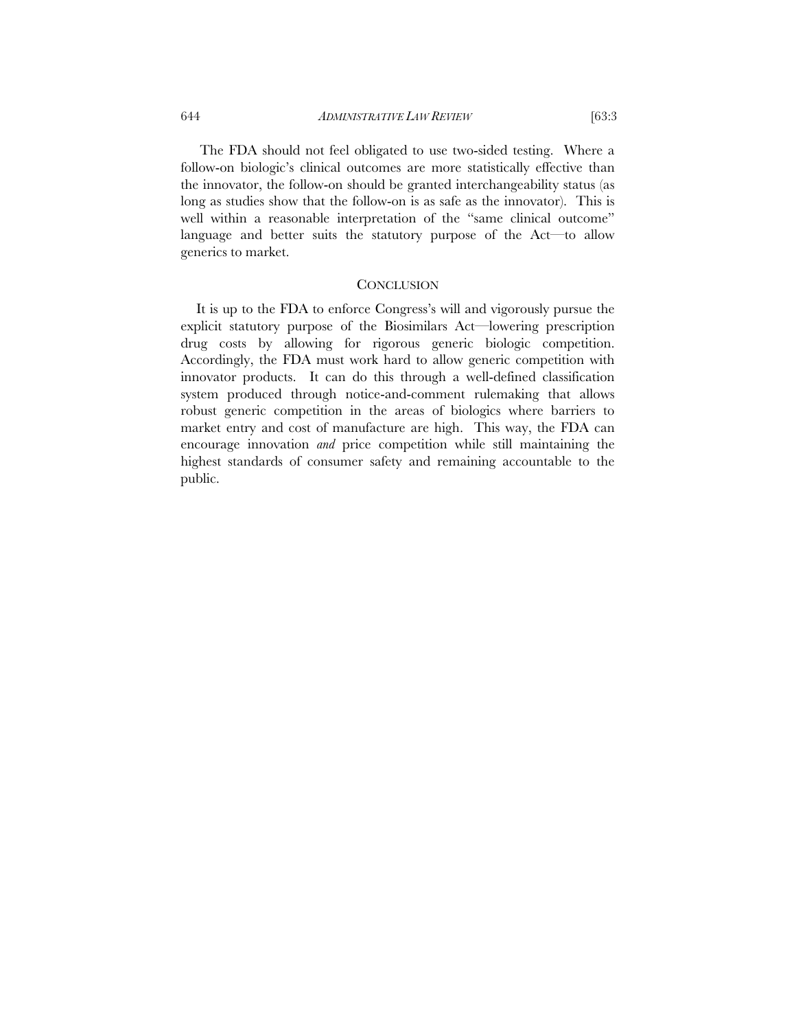The FDA should not feel obligated to use two-sided testing. Where a follow-on biologic's clinical outcomes are more statistically effective than the innovator, the follow-on should be granted interchangeability status (as long as studies show that the follow-on is as safe as the innovator). This is well within a reasonable interpretation of the "same clinical outcome" language and better suits the statutory purpose of the Act—to allow generics to market.

## CONCLUSION

It is up to the FDA to enforce Congress's will and vigorously pursue the explicit statutory purpose of the Biosimilars Act—lowering prescription drug costs by allowing for rigorous generic biologic competition. Accordingly, the FDA must work hard to allow generic competition with innovator products. It can do this through a well-defined classification system produced through notice-and-comment rulemaking that allows robust generic competition in the areas of biologics where barriers to market entry and cost of manufacture are high. This way, the FDA can encourage innovation *and* price competition while still maintaining the highest standards of consumer safety and remaining accountable to the public.